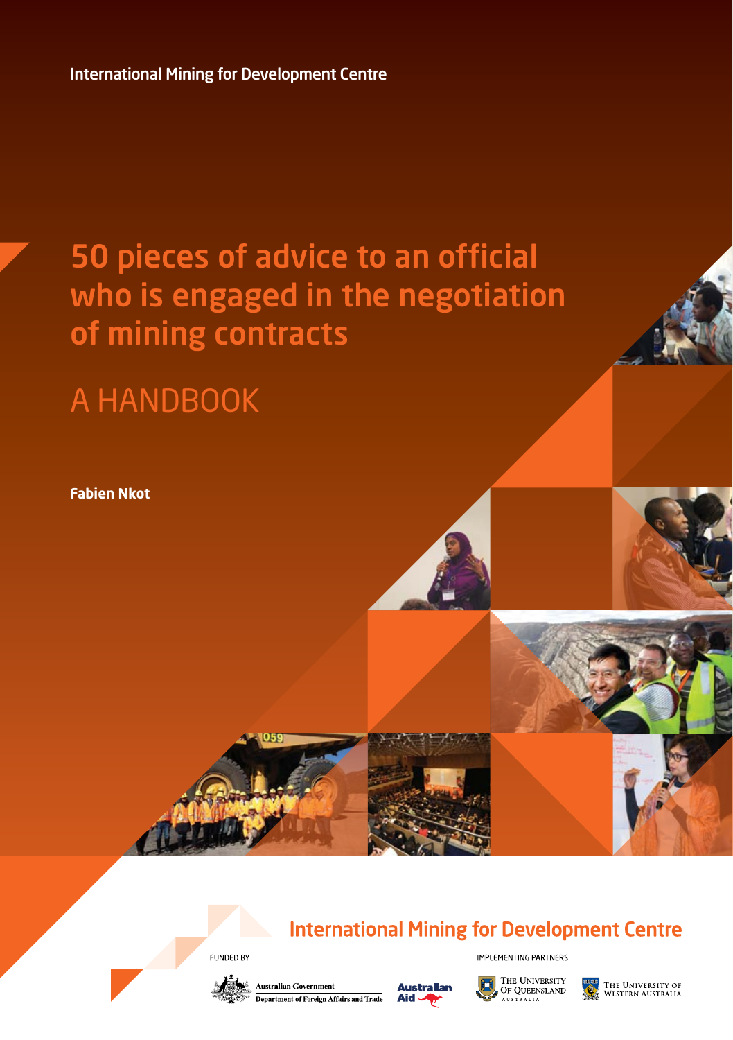International Mining for Development Centre

# 50 pieces of advice to an official who is engaged in the negotiation of mining contracts

## A HANDBOOK

**Fabien Nkot**

International Mining for Development Centre

FUNDED BY

Australian Government
Department of Foreign Affairs and Trade

Australian Aid

IMPLEMENTING PARTNERS

The University of Queensland Australia

The University of Western Australia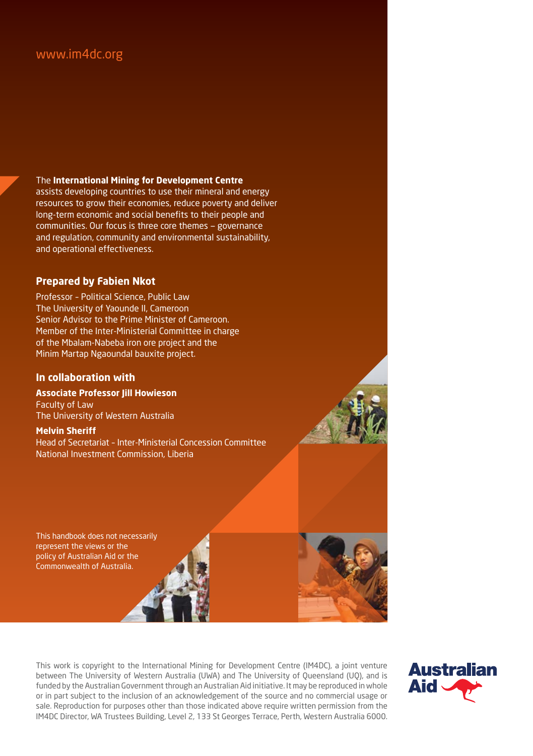www.im4dc.org

The **International Mining for Development Centre** assists developing countries to use their mineral and energy resources to grow their economies, reduce poverty and deliver long-term economic and social benefits to their people and communities. Our focus is three core themes – governance and regulation, community and environmental sustainability, and operational effectiveness.

## Prepared by Fabien Nkot

Professor - Political Science, Public Law
The University of Yaounde II, Cameroon
Senior Advisor to the Prime Minister of Cameroon.
Member of the Inter-Ministerial Committee in charge of the Mbalam-Nabeba iron ore project and the Minim Martap Ngaoundal bauxite project.

## In collaboration with

**Associate Professor Jill Howieson**
Faculty of Law
The University of Western Australia

**Melvin Sheriff**
Head of Secretariat - Inter-Ministerial Concession Committee
National Investment Commission, Liberia

This handbook does not necessarily represent the views or the policy of Australian Aid or the Commonwealth of Australia.

This work is copyright to the International Mining for Development Centre (IM4DC), a joint venture between The University of Western Australia (UWA) and The University of Queensland (UQ), and is funded by the Australian Government through an Australian Aid initiative. It may be reproduced in whole or in part subject to the inclusion of an acknowledgement of the source and no commercial usage or sale. Reproduction for purposes other than those indicated above require written permission from the IM4DC Director, WA Trustees Building, Level 2, 133 St Georges Terrace, Perth, Western Australia 6000.

Australian Aid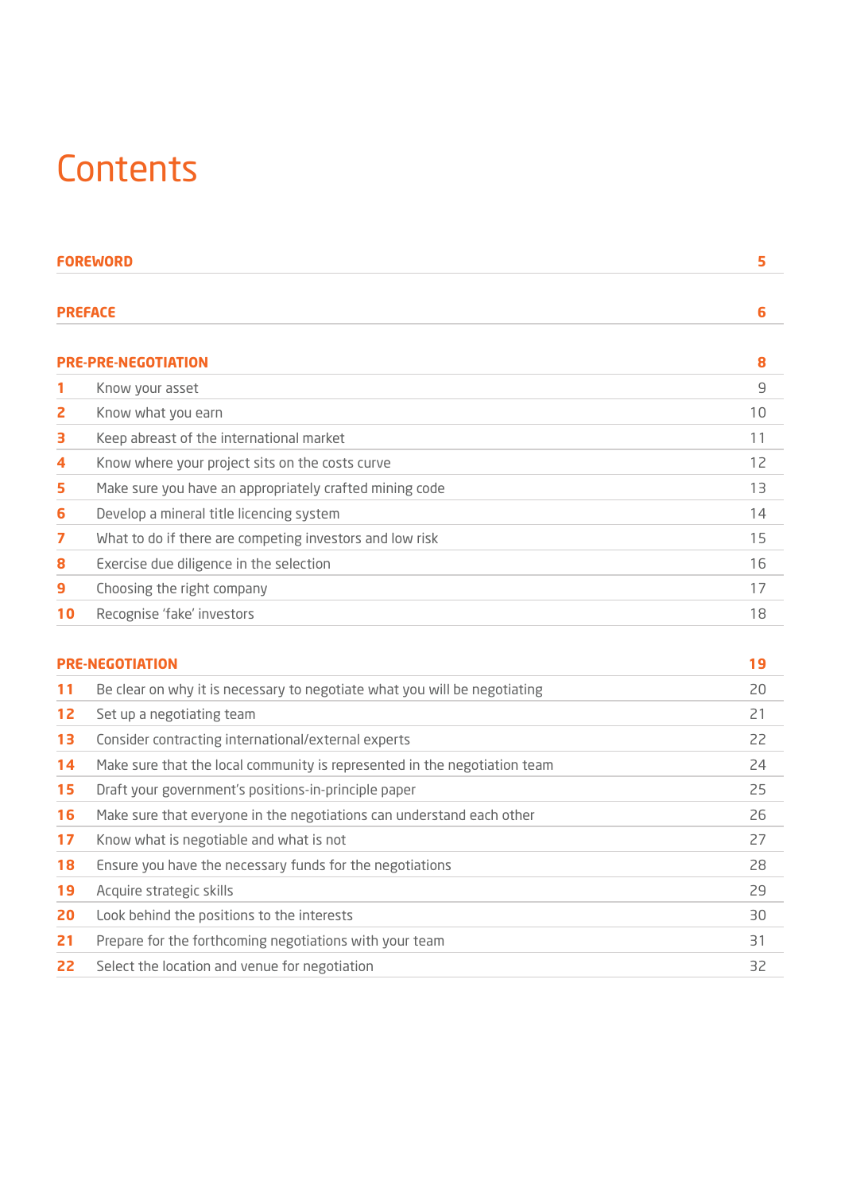# Contents

| | | |
|---|---|---|
| **FOREWORD** | | **5** |
| **PREFACE** | | **6** |
| **PRE-PRE-NEGOTIATION** | | **8** |
| **1** | Know your asset | 9 |
| **2** | Know what you earn | 10 |
| **3** | Keep abreast of the international market | 11 |
| **4** | Know where your project sits on the costs curve | 12 |
| **5** | Make sure you have an appropriately crafted mining code | 13 |
| **6** | Develop a mineral title licencing system | 14 |
| **7** | What to do if there are competing investors and low risk | 15 |
| **8** | Exercise due diligence in the selection | 16 |
| **9** | Choosing the right company | 17 |
| **10** | Recognise 'fake' investors | 18 |
| **PRE-NEGOTIATION** | | **19** |
| **11** | Be clear on why it is necessary to negotiate what you will be negotiating | 20 |
| **12** | Set up a negotiating team | 21 |
| **13** | Consider contracting international/external experts | 22 |
| **14** | Make sure that the local community is represented in the negotiation team | 24 |
| **15** | Draft your government's positions-in-principle paper | 25 |
| **16** | Make sure that everyone in the negotiations can understand each other | 26 |
| **17** | Know what is negotiable and what is not | 27 |
| **18** | Ensure you have the necessary funds for the negotiations | 28 |
| **19** | Acquire strategic skills | 29 |
| **20** | Look behind the positions to the interests | 30 |
| **21** | Prepare for the forthcoming negotiations with your team | 31 |
| **22** | Select the location and venue for negotiation | 32 |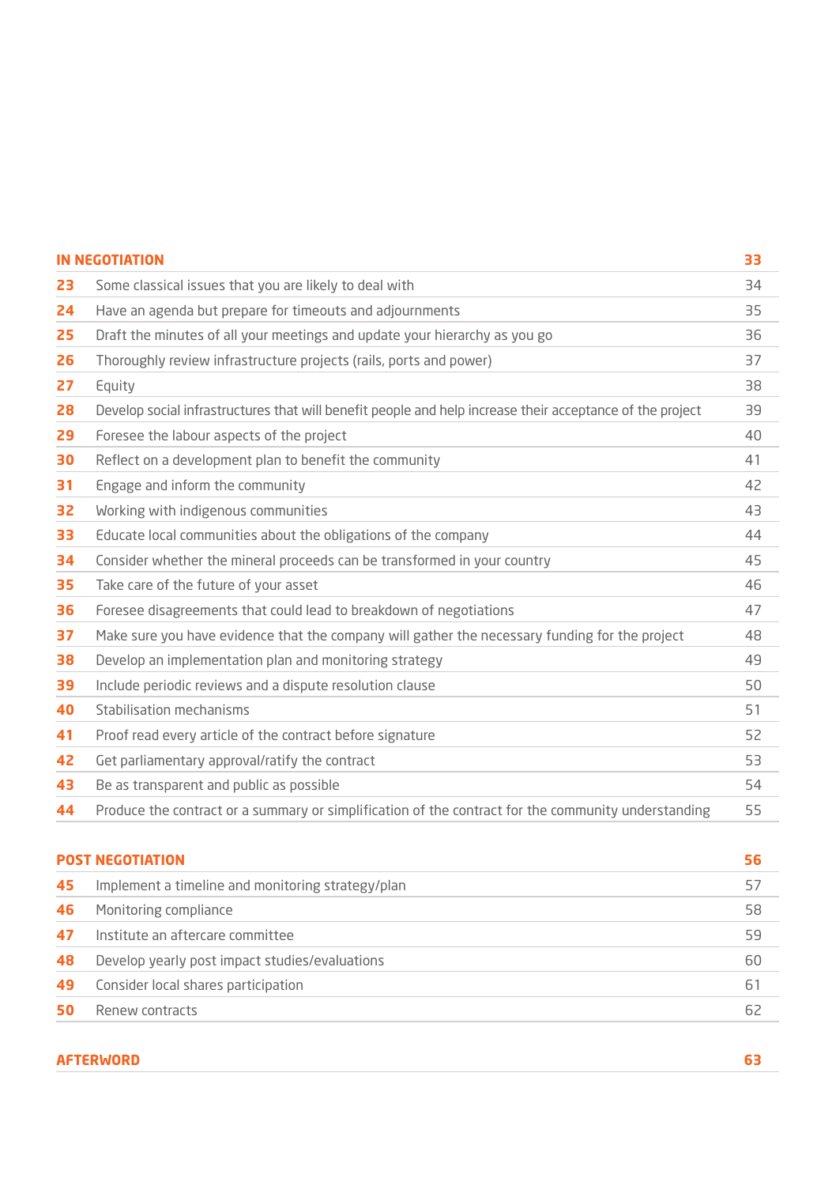| IN NEGOTIATION | | 33 |
|---|---|---|
| 23 | Some classical issues that you are likely to deal with | 34 |
| 24 | Have an agenda but prepare for timeouts and adjournments | 35 |
| 25 | Draft the minutes of all your meetings and update your hierarchy as you go | 36 |
| 26 | Thoroughly review infrastructure projects (rails, ports and power) | 37 |
| 27 | Equity | 38 |
| 28 | Develop social infrastructures that will benefit people and help increase their acceptance of the project | 39 |
| 29 | Foresee the labour aspects of the project | 40 |
| 30 | Reflect on a development plan to benefit the community | 41 |
| 31 | Engage and inform the community | 42 |
| 32 | Working with indigenous communities | 43 |
| 33 | Educate local communities about the obligations of the company | 44 |
| 34 | Consider whether the mineral proceeds can be transformed in your country | 45 |
| 35 | Take care of the future of your asset | 46 |
| 36 | Foresee disagreements that could lead to breakdown of negotiations | 47 |
| 37 | Make sure you have evidence that the company will gather the necessary funding for the project | 48 |
| 38 | Develop an implementation plan and monitoring strategy | 49 |
| 39 | Include periodic reviews and a dispute resolution clause | 50 |
| 40 | Stabilisation mechanisms | 51 |
| 41 | Proof read every article of the contract before signature | 52 |
| 42 | Get parliamentary approval/ratify the contract | 53 |
| 43 | Be as transparent and public as possible | 54 |
| 44 | Produce the contract or a summary or simplification of the contract for the community understanding | 55 |

| POST NEGOTIATION | | 56 |
|---|---|---|
| 45 | Implement a timeline and monitoring strategy/plan | 57 |
| 46 | Monitoring compliance | 58 |
| 47 | Institute an aftercare committee | 59 |
| 48 | Develop yearly post impact studies/evaluations | 60 |
| 49 | Consider local shares participation | 61 |
| 50 | Renew contracts | 62 |

| AFTERWORD | 63 |
|---|---|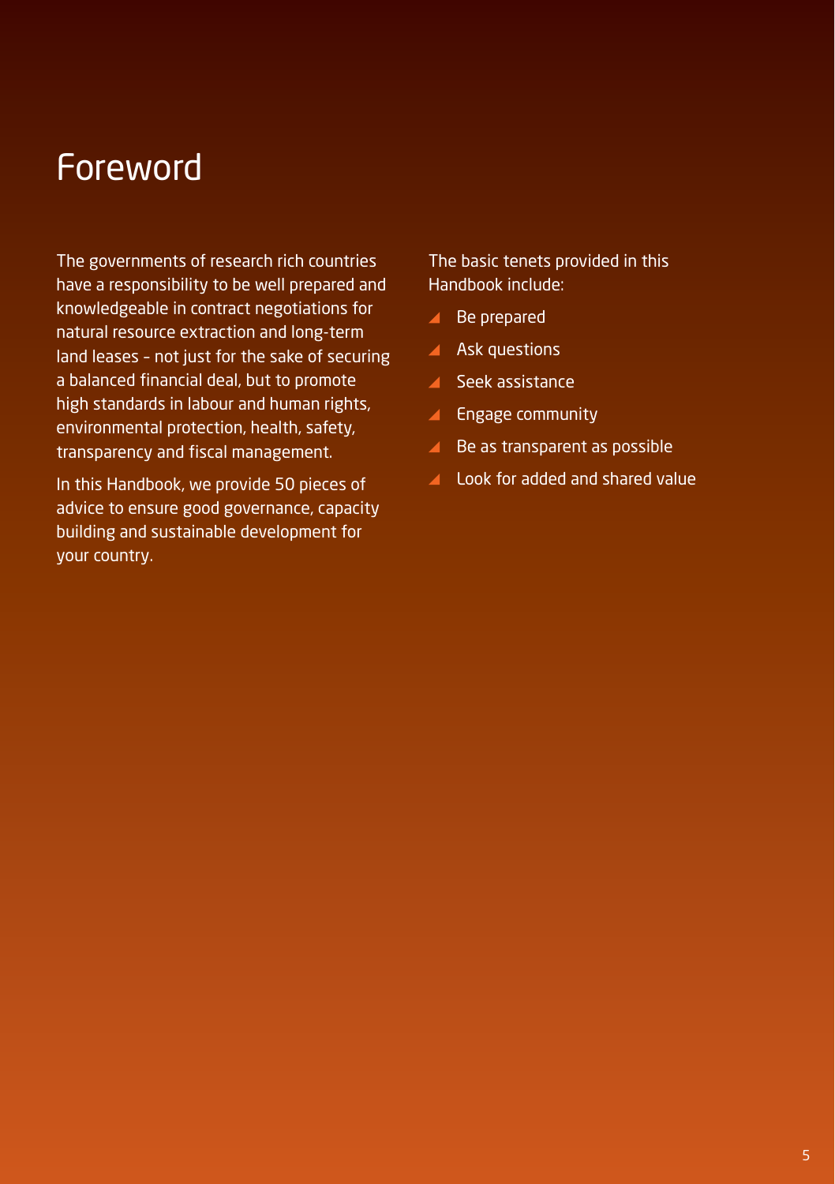# Foreword

The governments of research rich countries have a responsibility to be well prepared and knowledgeable in contract negotiations for natural resource extraction and long-term land leases - not just for the sake of securing a balanced financial deal, but to promote high standards in labour and human rights, environmental protection, health, safety, transparency and fiscal management.

In this Handbook, we provide 50 pieces of advice to ensure good governance, capacity building and sustainable development for your country.

The basic tenets provided in this Handbook include:

- Be prepared
- Ask questions
- Seek assistance
- Engage community
- Be as transparent as possible
- Look for added and shared value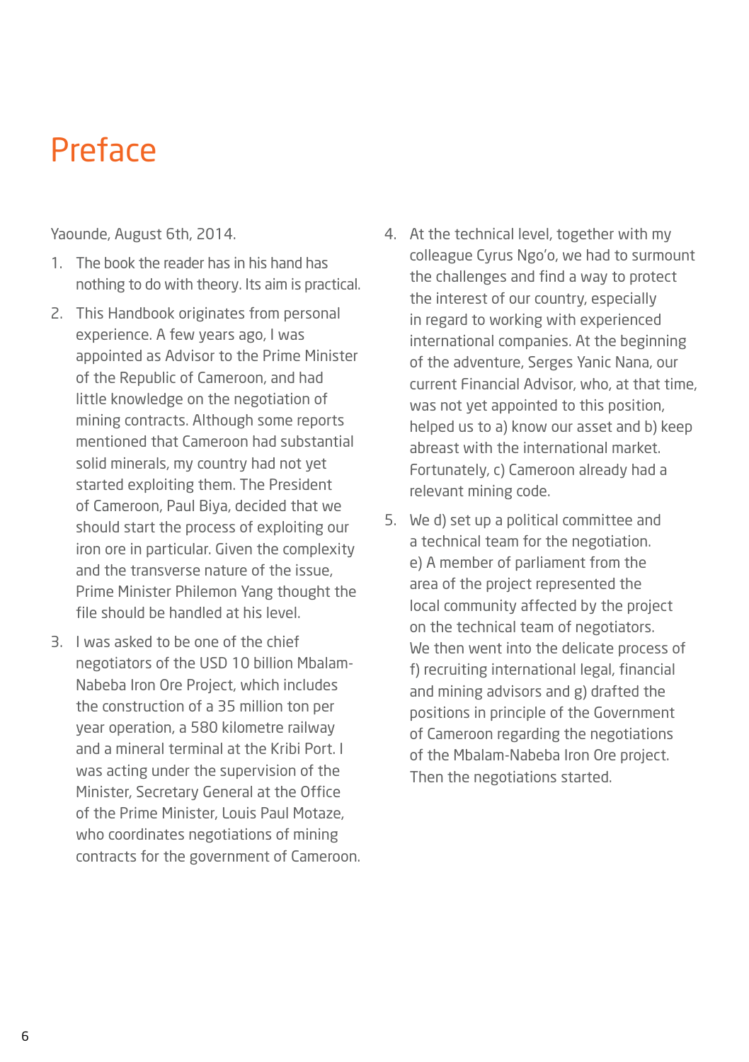# Preface

Yaounde, August 6th, 2014.

1. The book the reader has in his hand has nothing to do with theory. Its aim is practical.
2. This Handbook originates from personal experience. A few years ago, I was appointed as Advisor to the Prime Minister of the Republic of Cameroon, and had little knowledge on the negotiation of mining contracts. Although some reports mentioned that Cameroon had substantial solid minerals, my country had not yet started exploiting them. The President of Cameroon, Paul Biya, decided that we should start the process of exploiting our iron ore in particular. Given the complexity and the transverse nature of the issue, Prime Minister Philemon Yang thought the file should be handled at his level.
3. I was asked to be one of the chief negotiators of the USD 10 billion Mbalam-Nabeba Iron Ore Project, which includes the construction of a 35 million ton per year operation, a 580 kilometre railway and a mineral terminal at the Kribi Port. I was acting under the supervision of the Minister, Secretary General at the Office of the Prime Minister, Louis Paul Motaze, who coordinates negotiations of mining contracts for the government of Cameroon.
4. At the technical level, together with my colleague Cyrus Ngo'o, we had to surmount the challenges and find a way to protect the interest of our country, especially in regard to working with experienced international companies. At the beginning of the adventure, Serges Yanic Nana, our current Financial Advisor, who, at that time, was not yet appointed to this position, helped us to a) know our asset and b) keep abreast with the international market. Fortunately, c) Cameroon already had a relevant mining code.
5. We d) set up a political committee and a technical team for the negotiation. e) A member of parliament from the area of the project represented the local community affected by the project on the technical team of negotiators. We then went into the delicate process of f) recruiting international legal, financial and mining advisors and g) drafted the positions in principle of the Government of Cameroon regarding the negotiations of the Mbalam-Nabeba Iron Ore project. Then the negotiations started.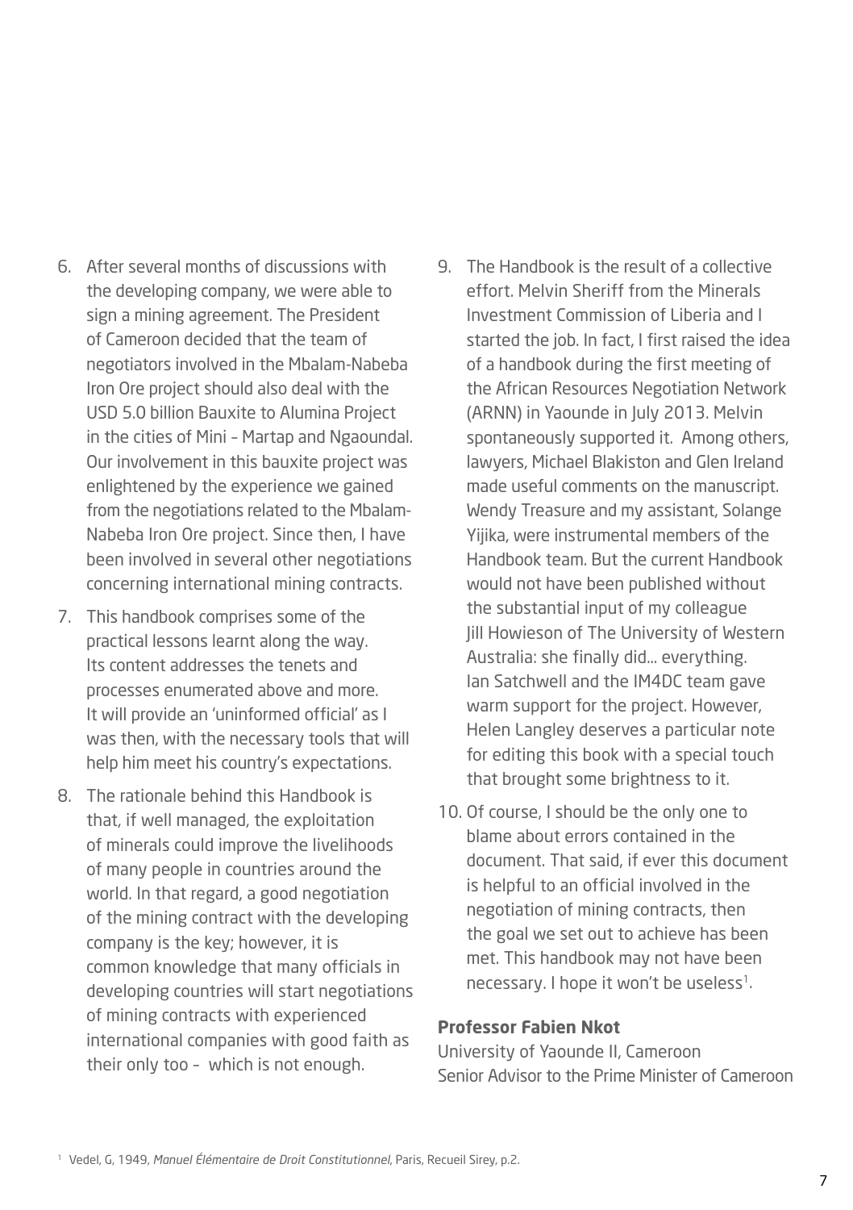6. After several months of discussions with the developing company, we were able to sign a mining agreement. The President of Cameroon decided that the team of negotiators involved in the Mbalam-Nabeba Iron Ore project should also deal with the USD 5.0 billion Bauxite to Alumina Project in the cities of Mini – Martap and Ngaoundal. Our involvement in this bauxite project was enlightened by the experience we gained from the negotiations related to the Mbalam-Nabeba Iron Ore project. Since then, I have been involved in several other negotiations concerning international mining contracts.

7. This handbook comprises some of the practical lessons learnt along the way. Its content addresses the tenets and processes enumerated above and more. It will provide an 'uninformed official' as I was then, with the necessary tools that will help him meet his country's expectations.

8. The rationale behind this Handbook is that, if well managed, the exploitation of minerals could improve the livelihoods of many people in countries around the world. In that regard, a good negotiation of the mining contract with the developing company is the key; however, it is common knowledge that many officials in developing countries will start negotiations of mining contracts with experienced international companies with good faith as their only too – which is not enough.

9. The Handbook is the result of a collective effort. Melvin Sheriff from the Minerals Investment Commission of Liberia and I started the job. In fact, I first raised the idea of a handbook during the first meeting of the African Resources Negotiation Network (ARNN) in Yaounde in July 2013. Melvin spontaneously supported it. Among others, lawyers, Michael Blakiston and Glen Ireland made useful comments on the manuscript. Wendy Treasure and my assistant, Solange Yijika, were instrumental members of the Handbook team. But the current Handbook would not have been published without the substantial input of my colleague Jill Howieson of The University of Western Australia: she finally did... everything. Ian Satchwell and the IM4DC team gave warm support for the project. However, Helen Langley deserves a particular note for editing this book with a special touch that brought some brightness to it.

10. Of course, I should be the only one to blame about errors contained in the document. That said, if ever this document is helpful to an official involved in the negotiation of mining contracts, then the goal we set out to achieve has been met. This handbook may not have been necessary. I hope it won't be useless[1].

**Professor Fabien Nkot**
University of Yaounde II, Cameroon
Senior Advisor to the Prime Minister of Cameroon

[1] Vedel, G, 1949, *Manuel Élémentaire de Droit Constitutionnel*, Paris, Recueil Sirey, p.2.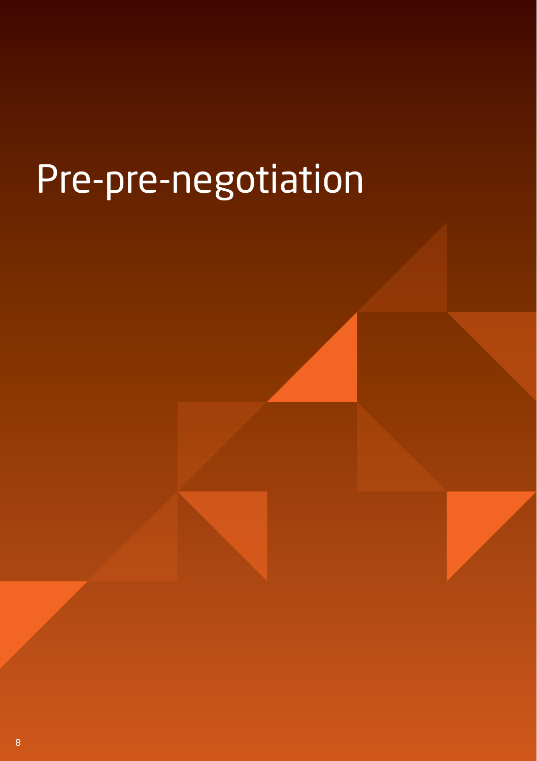# Pre-pre-negotiation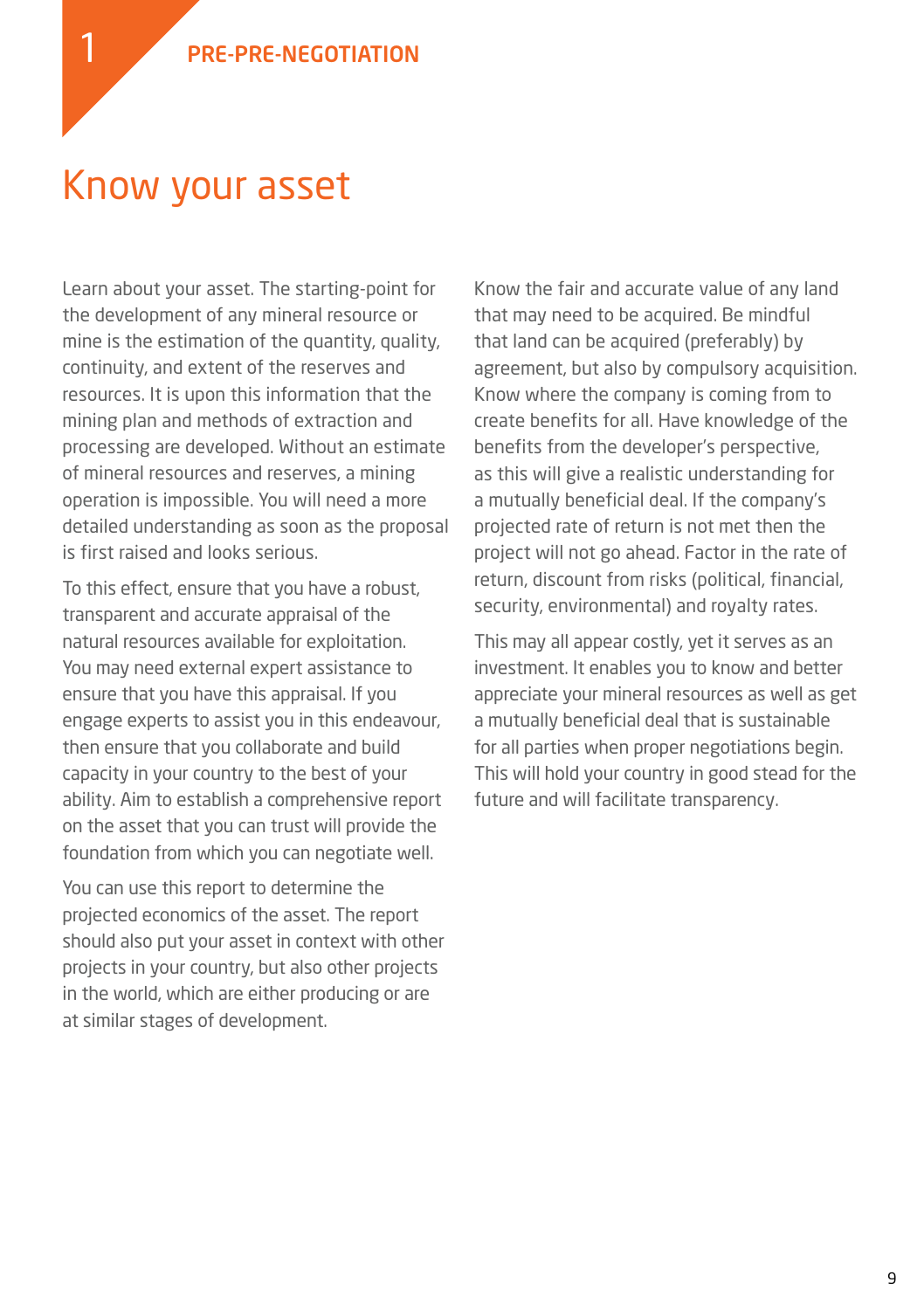1 PRE-PRE-NEGOTIATION

# Know your asset

Learn about your asset. The starting-point for the development of any mineral resource or mine is the estimation of the quantity, quality, continuity, and extent of the reserves and resources. It is upon this information that the mining plan and methods of extraction and processing are developed. Without an estimate of mineral resources and reserves, a mining operation is impossible. You will need a more detailed understanding as soon as the proposal is first raised and looks serious.

To this effect, ensure that you have a robust, transparent and accurate appraisal of the natural resources available for exploitation. You may need external expert assistance to ensure that you have this appraisal. If you engage experts to assist you in this endeavour, then ensure that you collaborate and build capacity in your country to the best of your ability. Aim to establish a comprehensive report on the asset that you can trust will provide the foundation from which you can negotiate well.

You can use this report to determine the projected economics of the asset. The report should also put your asset in context with other projects in your country, but also other projects in the world, which are either producing or are at similar stages of development.

Know the fair and accurate value of any land that may need to be acquired. Be mindful that land can be acquired (preferably) by agreement, but also by compulsory acquisition. Know where the company is coming from to create benefits for all. Have knowledge of the benefits from the developer's perspective, as this will give a realistic understanding for a mutually beneficial deal. If the company's projected rate of return is not met then the project will not go ahead. Factor in the rate of return, discount from risks (political, financial, security, environmental) and royalty rates.

This may all appear costly, yet it serves as an investment. It enables you to know and better appreciate your mineral resources as well as get a mutually beneficial deal that is sustainable for all parties when proper negotiations begin. This will hold your country in good stead for the future and will facilitate transparency.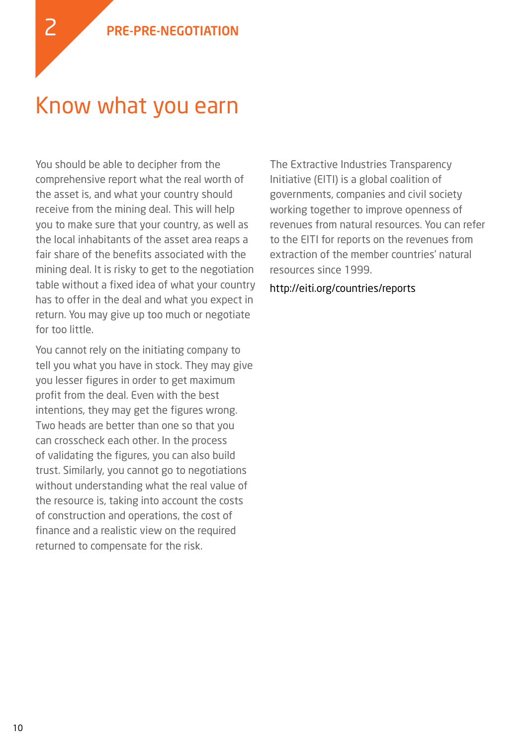# Know what you earn

You should be able to decipher from the comprehensive report what the real worth of the asset is, and what your country should receive from the mining deal. This will help you to make sure that your country, as well as the local inhabitants of the asset area reaps a fair share of the benefits associated with the mining deal. It is risky to get to the negotiation table without a fixed idea of what your country has to offer in the deal and what you expect in return. You may give up too much or negotiate for too little.

You cannot rely on the initiating company to tell you what you have in stock. They may give you lesser figures in order to get maximum profit from the deal. Even with the best intentions, they may get the figures wrong. Two heads are better than one so that you can crosscheck each other. In the process of validating the figures, you can also build trust. Similarly, you cannot go to negotiations without understanding what the real value of the resource is, taking into account the costs of construction and operations, the cost of finance and a realistic view on the required returned to compensate for the risk.

The Extractive Industries Transparency Initiative (EITI) is a global coalition of governments, companies and civil society working together to improve openness of revenues from natural resources. You can refer to the EITI for reports on the revenues from extraction of the member countries' natural resources since 1999.

http://eiti.org/countries/reports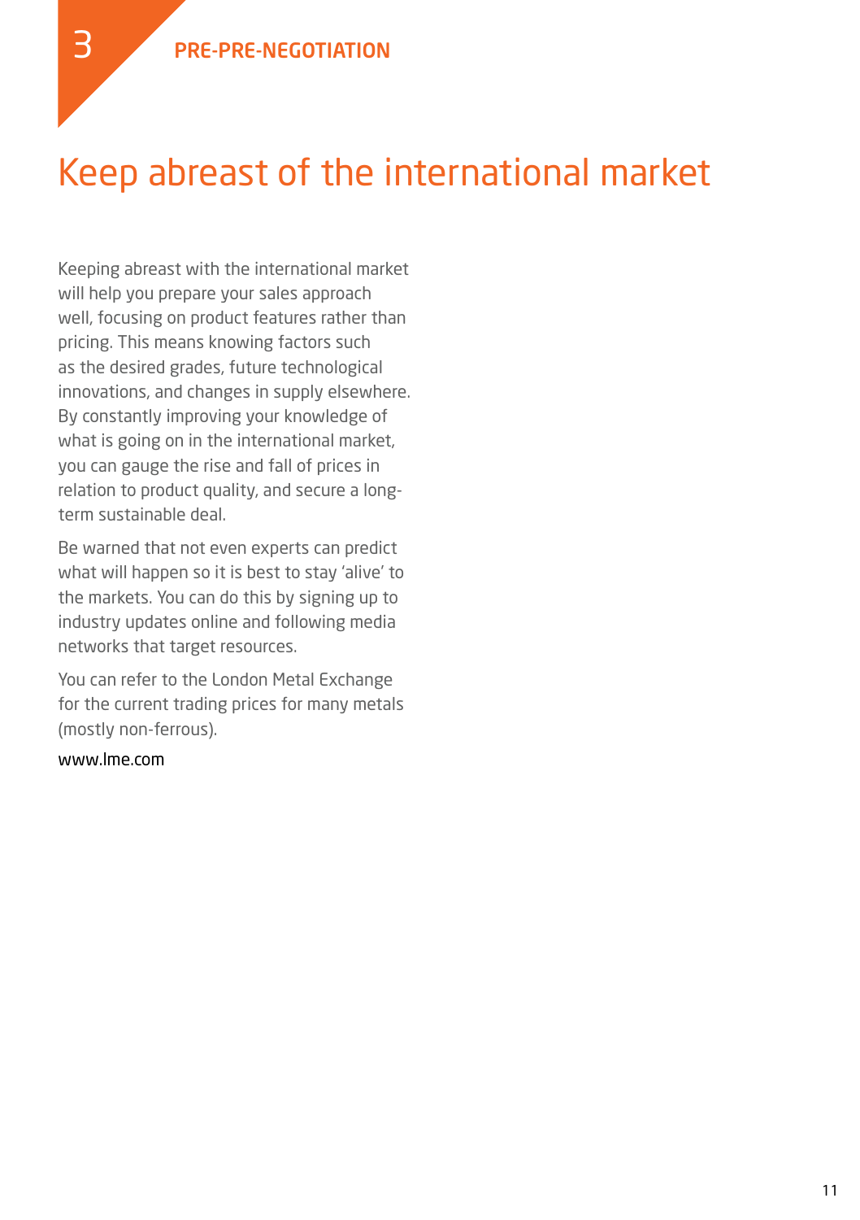# Keep abreast of the international market

Keeping abreast with the international market will help you prepare your sales approach well, focusing on product features rather than pricing. This means knowing factors such as the desired grades, future technological innovations, and changes in supply elsewhere. By constantly improving your knowledge of what is going on in the international market, you can gauge the rise and fall of prices in relation to product quality, and secure a long-term sustainable deal.

Be warned that not even experts can predict what will happen so it is best to stay 'alive' to the markets. You can do this by signing up to industry updates online and following media networks that target resources.

You can refer to the London Metal Exchange for the current trading prices for many metals (mostly non-ferrous).

www.lme.com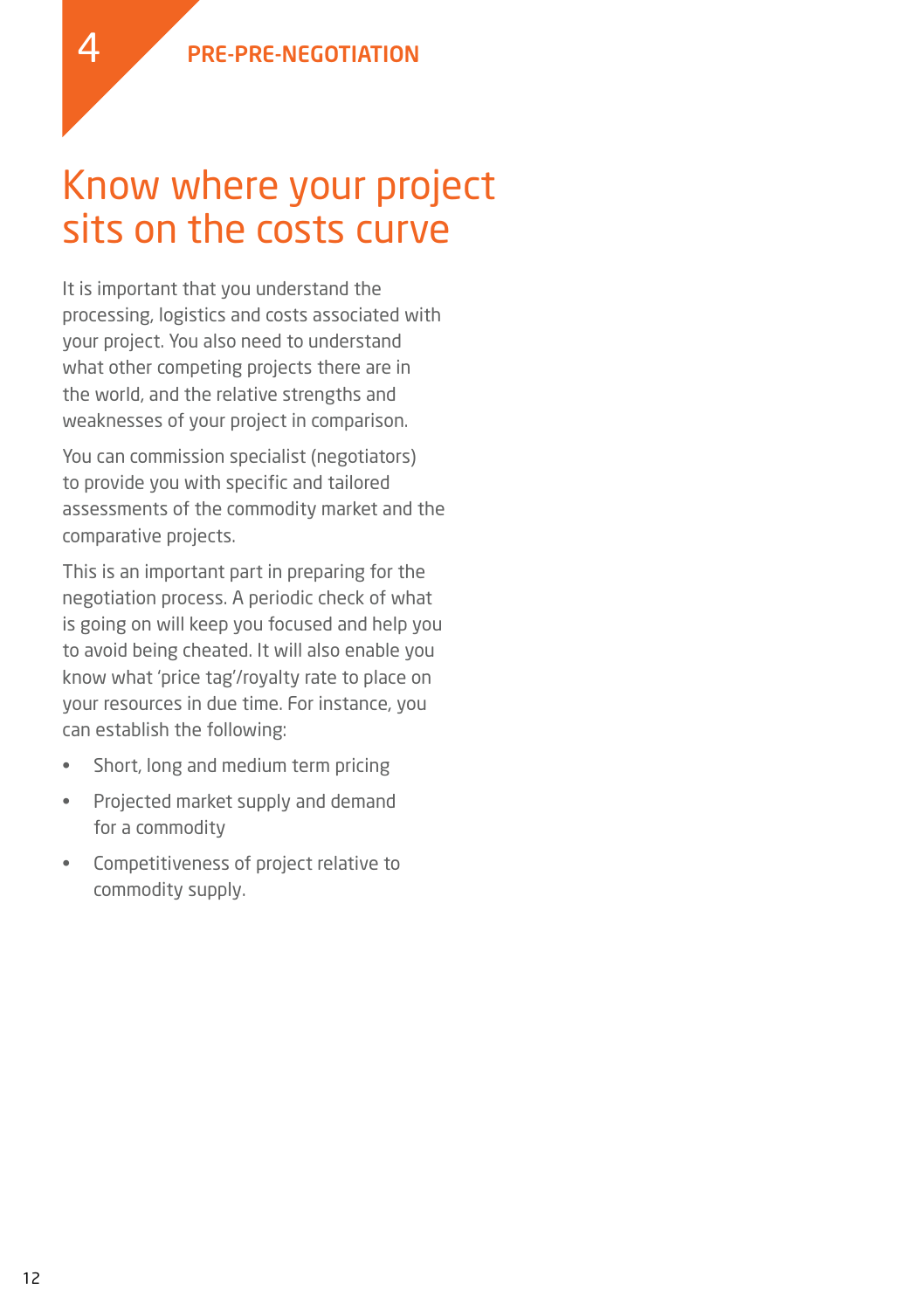# Know where your project sits on the costs curve

It is important that you understand the processing, logistics and costs associated with your project. You also need to understand what other competing projects there are in the world, and the relative strengths and weaknesses of your project in comparison.

You can commission specialist (negotiators) to provide you with specific and tailored assessments of the commodity market and the comparative projects.

This is an important part in preparing for the negotiation process. A periodic check of what is going on will keep you focused and help you to avoid being cheated. It will also enable you know what 'price tag'/royalty rate to place on your resources in due time. For instance, you can establish the following:

- Short, long and medium term pricing
- Projected market supply and demand for a commodity
- Competitiveness of project relative to commodity supply.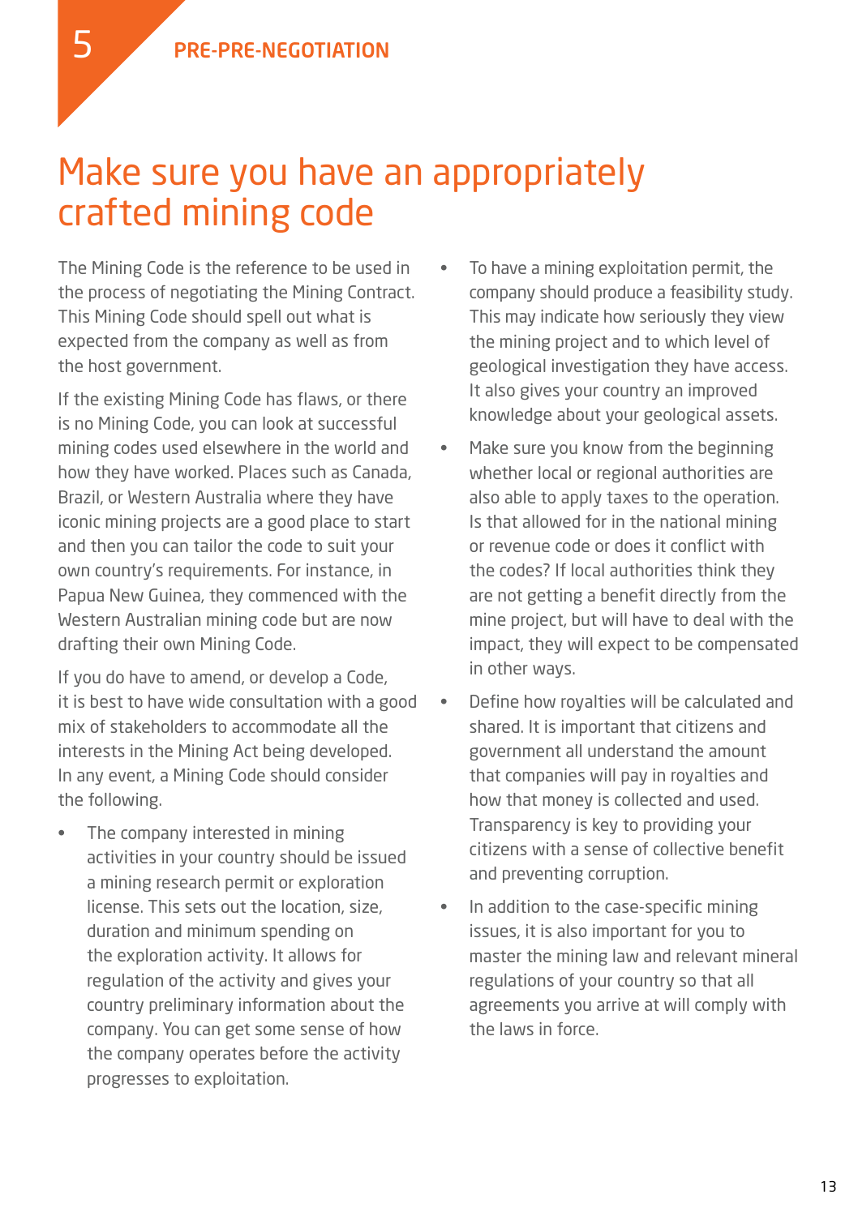# Make sure you have an appropriately crafted mining code

The Mining Code is the reference to be used in the process of negotiating the Mining Contract. This Mining Code should spell out what is expected from the company as well as from the host government.

If the existing Mining Code has flaws, or there is no Mining Code, you can look at successful mining codes used elsewhere in the world and how they have worked. Places such as Canada, Brazil, or Western Australia where they have iconic mining projects are a good place to start and then you can tailor the code to suit your own country's requirements. For instance, in Papua New Guinea, they commenced with the Western Australian mining code but are now drafting their own Mining Code.

If you do have to amend, or develop a Code, it is best to have wide consultation with a good mix of stakeholders to accommodate all the interests in the Mining Act being developed. In any event, a Mining Code should consider the following.

- The company interested in mining activities in your country should be issued a mining research permit or exploration license. This sets out the location, size, duration and minimum spending on the exploration activity. It allows for regulation of the activity and gives your country preliminary information about the company. You can get some sense of how the company operates before the activity progresses to exploitation.
- To have a mining exploitation permit, the company should produce a feasibility study. This may indicate how seriously they view the mining project and to which level of geological investigation they have access. It also gives your country an improved knowledge about your geological assets.
- Make sure you know from the beginning whether local or regional authorities are also able to apply taxes to the operation. Is that allowed for in the national mining or revenue code or does it conflict with the codes? If local authorities think they are not getting a benefit directly from the mine project, but will have to deal with the impact, they will expect to be compensated in other ways.
- Define how royalties will be calculated and shared. It is important that citizens and government all understand the amount that companies will pay in royalties and how that money is collected and used. Transparency is key to providing your citizens with a sense of collective benefit and preventing corruption.
- In addition to the case-specific mining issues, it is also important for you to master the mining law and relevant mineral regulations of your country so that all agreements you arrive at will comply with the laws in force.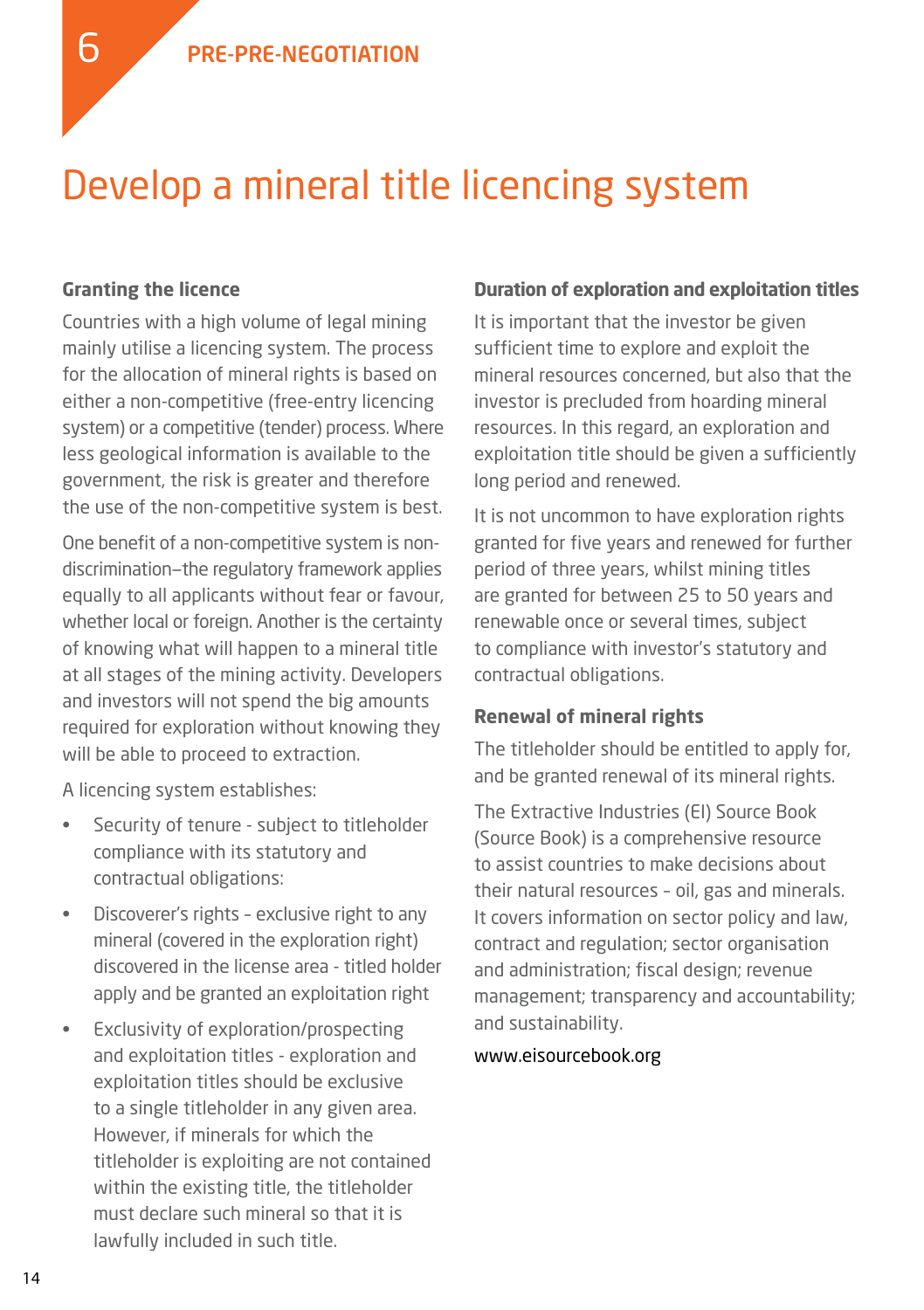6 PRE-PRE-NEGOTIATION

# Develop a mineral title licencing system

### Granting the licence

Countries with a high volume of legal mining mainly utilise a licencing system. The process for the allocation of mineral rights is based on either a non-competitive (free-entry licencing system) or a competitive (tender) process. Where less geological information is available to the government, the risk is greater and therefore the use of the non-competitive system is best.

One benefit of a non-competitive system is non-discrimination–the regulatory framework applies equally to all applicants without fear or favour, whether local or foreign. Another is the certainty of knowing what will happen to a mineral title at all stages of the mining activity. Developers and investors will not spend the big amounts required for exploration without knowing they will be able to proceed to extraction.

A licencing system establishes:

- Security of tenure - subject to titleholder compliance with its statutory and contractual obligations:
- Discoverer's rights – exclusive right to any mineral (covered in the exploration right) discovered in the license area - titled holder apply and be granted an exploitation right
- Exclusivity of exploration/prospecting and exploitation titles - exploration and exploitation titles should be exclusive to a single titleholder in any given area. However, if minerals for which the titleholder is exploiting are not contained within the existing title, the titleholder must declare such mineral so that it is lawfully included in such title.

### Duration of exploration and exploitation titles

It is important that the investor be given sufficient time to explore and exploit the mineral resources concerned, but also that the investor is precluded from hoarding mineral resources. In this regard, an exploration and exploitation title should be given a sufficiently long period and renewed.

It is not uncommon to have exploration rights granted for five years and renewed for further period of three years, whilst mining titles are granted for between 25 to 50 years and renewable once or several times, subject to compliance with investor's statutory and contractual obligations.

### Renewal of mineral rights

The titleholder should be entitled to apply for, and be granted renewal of its mineral rights.

The Extractive Industries (EI) Source Book (Source Book) is a comprehensive resource to assist countries to make decisions about their natural resources – oil, gas and minerals. It covers information on sector policy and law, contract and regulation; sector organisation and administration; fiscal design; revenue management; transparency and accountability; and sustainability.

www.eisourcebook.org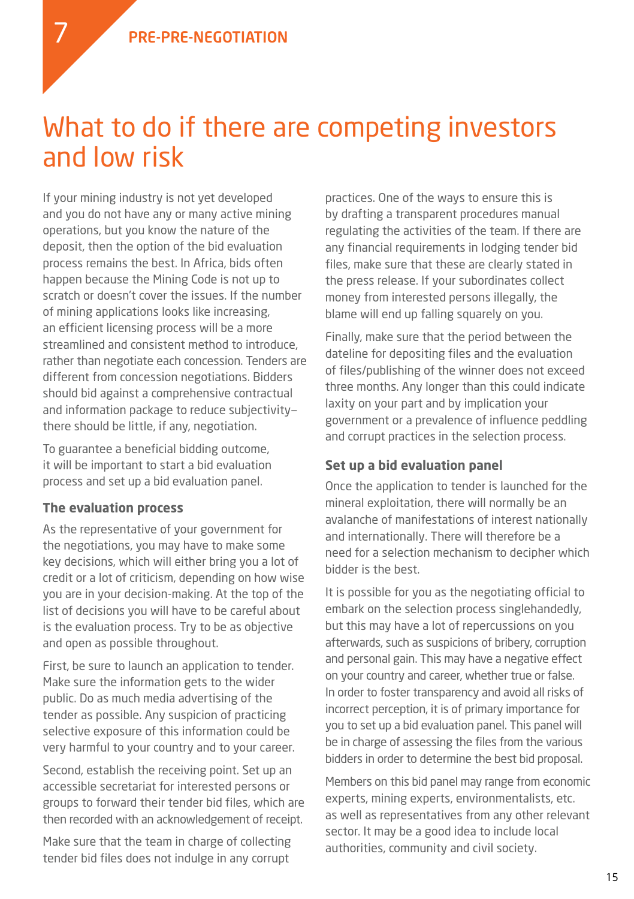# What to do if there are competing investors and low risk

If your mining industry is not yet developed and you do not have any or many active mining operations, but you know the nature of the deposit, then the option of the bid evaluation process remains the best. In Africa, bids often happen because the Mining Code is not up to scratch or doesn't cover the issues. If the number of mining applications looks like increasing, an efficient licensing process will be a more streamlined and consistent method to introduce, rather than negotiate each concession. Tenders are different from concession negotiations. Bidders should bid against a comprehensive contractual and information package to reduce subjectivity–there should be little, if any, negotiation.

To guarantee a beneficial bidding outcome, it will be important to start a bid evaluation process and set up a bid evaluation panel.

### The evaluation process

As the representative of your government for the negotiations, you may have to make some key decisions, which will either bring you a lot of credit or a lot of criticism, depending on how wise you are in your decision-making. At the top of the list of decisions you will have to be careful about is the evaluation process. Try to be as objective and open as possible throughout.

First, be sure to launch an application to tender. Make sure the information gets to the wider public. Do as much media advertising of the tender as possible. Any suspicion of practicing selective exposure of this information could be very harmful to your country and to your career.

Second, establish the receiving point. Set up an accessible secretariat for interested persons or groups to forward their tender bid files, which are then recorded with an acknowledgement of receipt.

Make sure that the team in charge of collecting tender bid files does not indulge in any corrupt practices. One of the ways to ensure this is by drafting a transparent procedures manual regulating the activities of the team. If there are any financial requirements in lodging tender bid files, make sure that these are clearly stated in the press release. If your subordinates collect money from interested persons illegally, the blame will end up falling squarely on you.

Finally, make sure that the period between the dateline for depositing files and the evaluation of files/publishing of the winner does not exceed three months. Any longer than this could indicate laxity on your part and by implication your government or a prevalence of influence peddling and corrupt practices in the selection process.

### Set up a bid evaluation panel

Once the application to tender is launched for the mineral exploitation, there will normally be an avalanche of manifestations of interest nationally and internationally. There will therefore be a need for a selection mechanism to decipher which bidder is the best.

It is possible for you as the negotiating official to embark on the selection process singlehandedly, but this may have a lot of repercussions on you afterwards, such as suspicions of bribery, corruption and personal gain. This may have a negative effect on your country and career, whether true or false. In order to foster transparency and avoid all risks of incorrect perception, it is of primary importance for you to set up a bid evaluation panel. This panel will be in charge of assessing the files from the various bidders in order to determine the best bid proposal.

Members on this bid panel may range from economic experts, mining experts, environmentalists, etc. as well as representatives from any other relevant sector. It may be a good idea to include local authorities, community and civil society.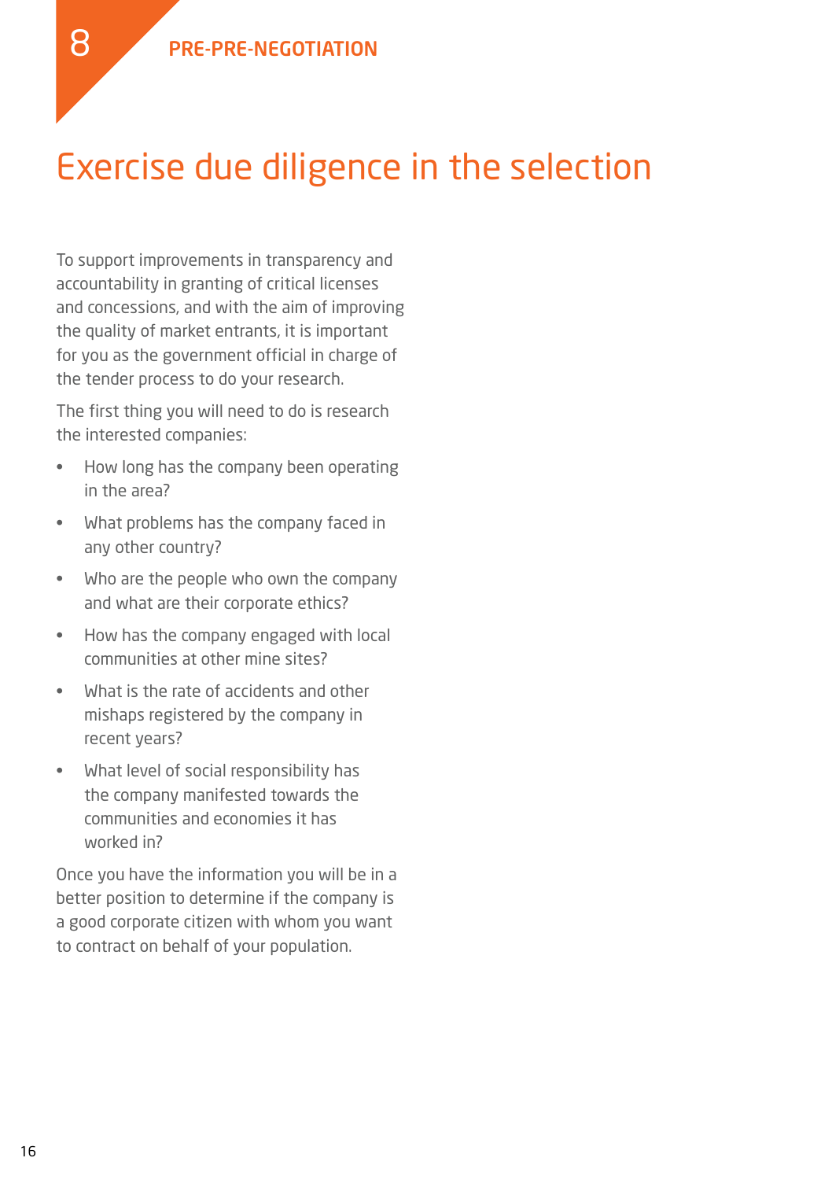# Exercise due diligence in the selection

To support improvements in transparency and accountability in granting of critical licenses and concessions, and with the aim of improving the quality of market entrants, it is important for you as the government official in charge of the tender process to do your research.

The first thing you will need to do is research the interested companies:

- How long has the company been operating in the area?
- What problems has the company faced in any other country?
- Who are the people who own the company and what are their corporate ethics?
- How has the company engaged with local communities at other mine sites?
- What is the rate of accidents and other mishaps registered by the company in recent years?
- What level of social responsibility has the company manifested towards the communities and economies it has worked in?

Once you have the information you will be in a better position to determine if the company is a good corporate citizen with whom you want to contract on behalf of your population.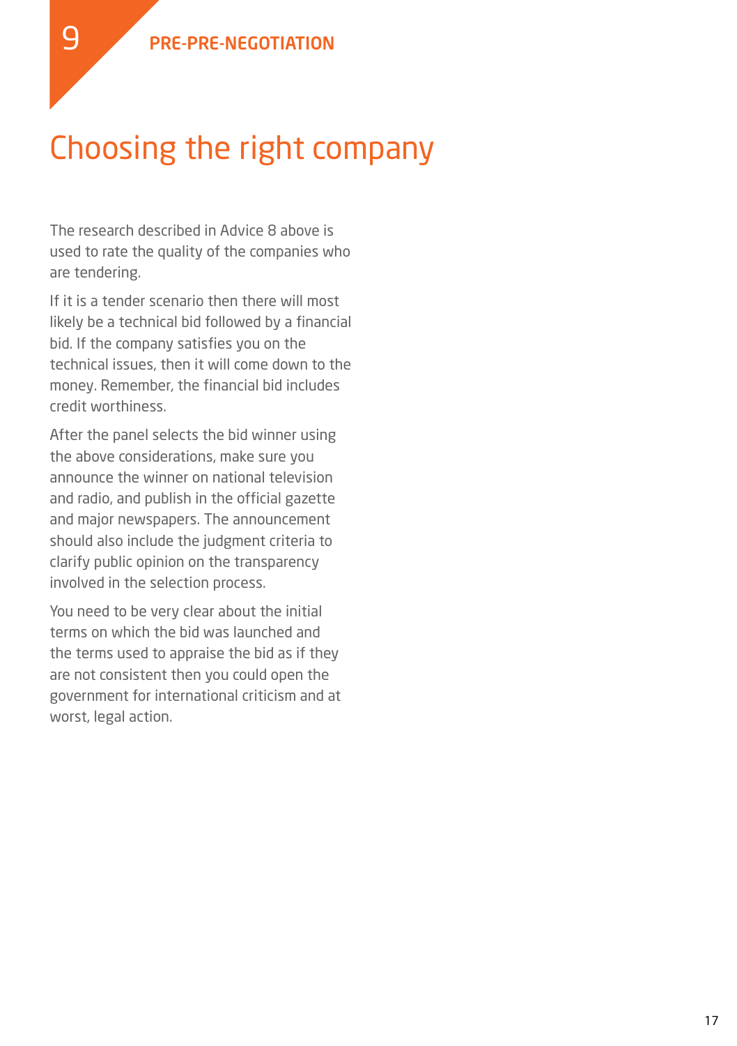9 PRE-PRE-NEGOTIATION

# Choosing the right company

The research described in Advice 8 above is used to rate the quality of the companies who are tendering.

If it is a tender scenario then there will most likely be a technical bid followed by a financial bid. If the company satisfies you on the technical issues, then it will come down to the money. Remember, the financial bid includes credit worthiness.

After the panel selects the bid winner using the above considerations, make sure you announce the winner on national television and radio, and publish in the official gazette and major newspapers. The announcement should also include the judgment criteria to clarify public opinion on the transparency involved in the selection process.

You need to be very clear about the initial terms on which the bid was launched and the terms used to appraise the bid as if they are not consistent then you could open the government for international criticism and at worst, legal action.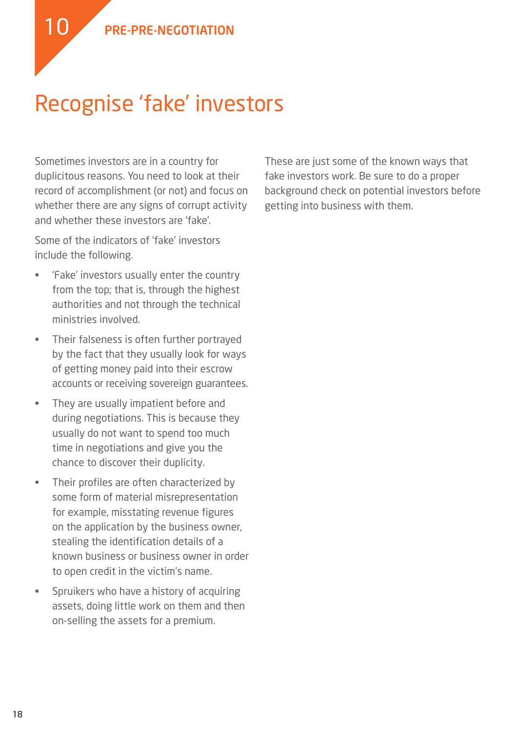10 PRE-PRE-NEGOTIATION

# Recognise 'fake' investors

Sometimes investors are in a country for duplicitous reasons. You need to look at their record of accomplishment (or not) and focus on whether there are any signs of corrupt activity and whether these investors are 'fake'.

Some of the indicators of 'fake' investors include the following.

- 'Fake' investors usually enter the country from the top; that is, through the highest authorities and not through the technical ministries involved.
- Their falseness is often further portrayed by the fact that they usually look for ways of getting money paid into their escrow accounts or receiving sovereign guarantees.
- They are usually impatient before and during negotiations. This is because they usually do not want to spend too much time in negotiations and give you the chance to discover their duplicity.
- Their profiles are often characterized by some form of material misrepresentation for example, misstating revenue figures on the application by the business owner, stealing the identification details of a known business or business owner in order to open credit in the victim's name.
- Spruikers who have a history of acquiring assets, doing little work on them and then on-selling the assets for a premium.

These are just some of the known ways that fake investors work. Be sure to do a proper background check on potential investors before getting into business with them.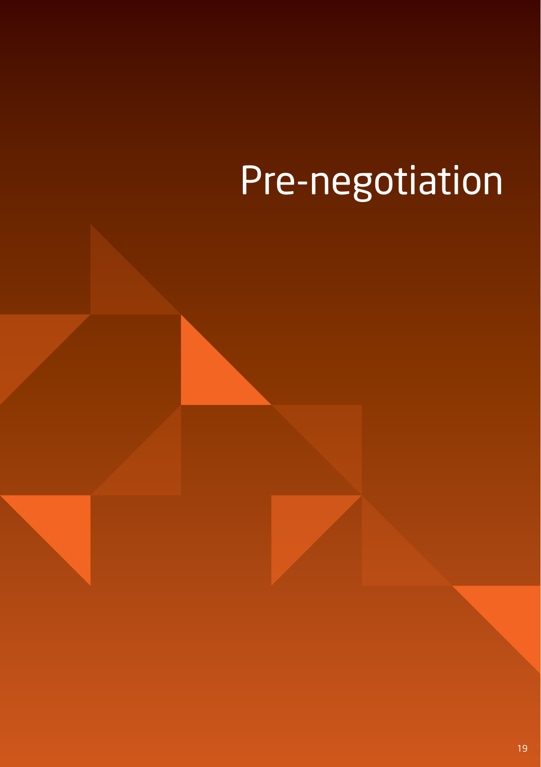# Pre-negotiation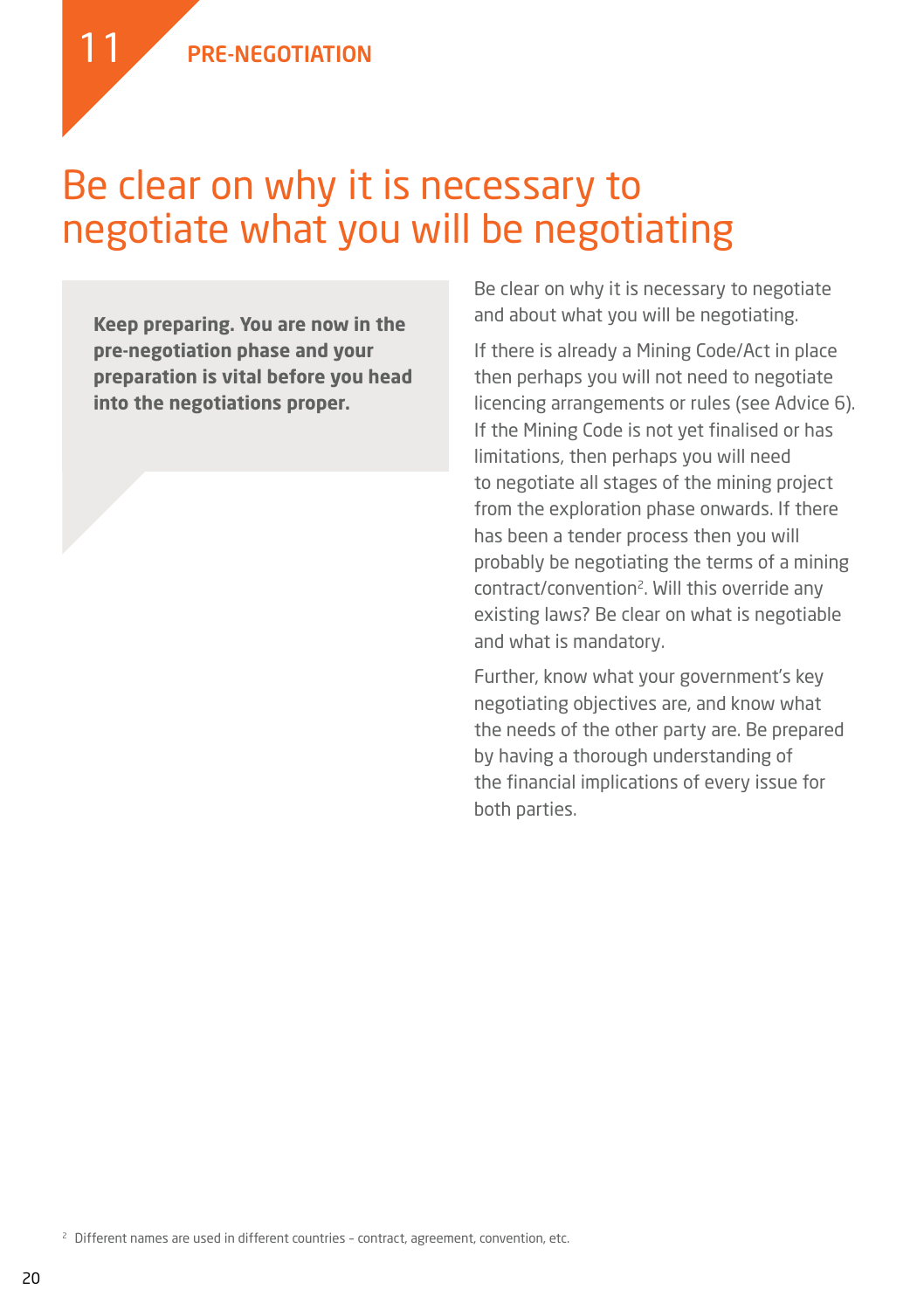11 PRE-NEGOTIATION

# Be clear on why it is necessary to negotiate what you will be negotiating

**Keep preparing. You are now in the pre-negotiation phase and your preparation is vital before you head into the negotiations proper.**

Be clear on why it is necessary to negotiate and about what you will be negotiating.

If there is already a Mining Code/Act in place then perhaps you will not need to negotiate licencing arrangements or rules (see Advice 6). If the Mining Code is not yet finalised or has limitations, then perhaps you will need to negotiate all stages of the mining project from the exploration phase onwards. If there has been a tender process then you will probably be negotiating the terms of a mining contract/convention[2]. Will this override any existing laws? Be clear on what is negotiable and what is mandatory.

Further, know what your government's key negotiating objectives are, and know what the needs of the other party are. Be prepared by having a thorough understanding of the financial implications of every issue for both parties.

[2] Different names are used in different countries – contract, agreement, convention, etc.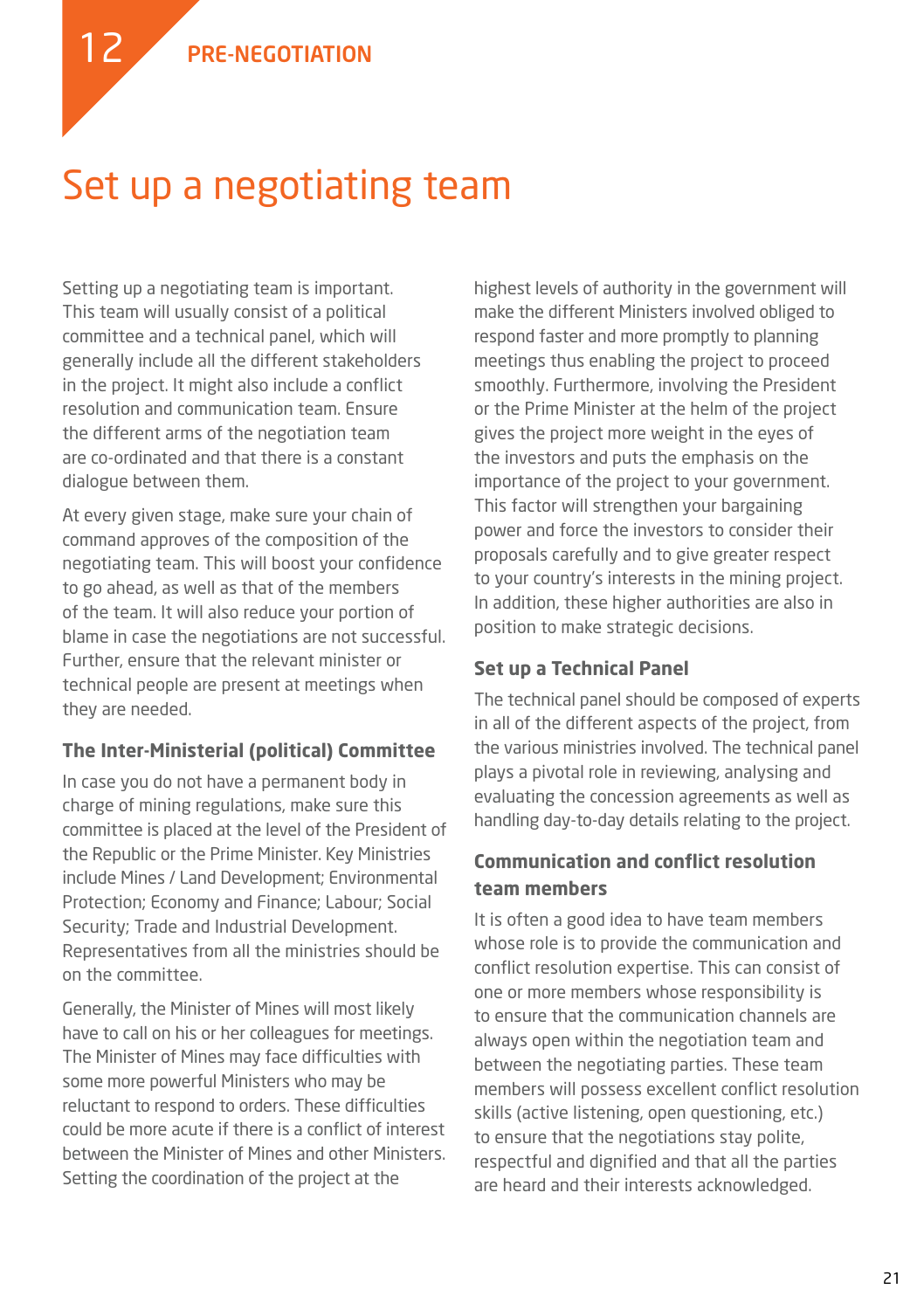12 PRE-NEGOTIATION

# Set up a negotiating team

Setting up a negotiating team is important. This team will usually consist of a political committee and a technical panel, which will generally include all the different stakeholders in the project. It might also include a conflict resolution and communication team. Ensure the different arms of the negotiation team are co-ordinated and that there is a constant dialogue between them.

At every given stage, make sure your chain of command approves of the composition of the negotiating team. This will boost your confidence to go ahead, as well as that of the members of the team. It will also reduce your portion of blame in case the negotiations are not successful. Further, ensure that the relevant minister or technical people are present at meetings when they are needed.

### The Inter-Ministerial (political) Committee

In case you do not have a permanent body in charge of mining regulations, make sure this committee is placed at the level of the President of the Republic or the Prime Minister. Key Ministries include Mines / Land Development; Environmental Protection; Economy and Finance; Labour; Social Security; Trade and Industrial Development. Representatives from all the ministries should be on the committee.

Generally, the Minister of Mines will most likely have to call on his or her colleagues for meetings. The Minister of Mines may face difficulties with some more powerful Ministers who may be reluctant to respond to orders. These difficulties could be more acute if there is a conflict of interest between the Minister of Mines and other Ministers. Setting the coordination of the project at the highest levels of authority in the government will make the different Ministers involved obliged to respond faster and more promptly to planning meetings thus enabling the project to proceed smoothly. Furthermore, involving the President or the Prime Minister at the helm of the project gives the project more weight in the eyes of the investors and puts the emphasis on the importance of the project to your government. This factor will strengthen your bargaining power and force the investors to consider their proposals carefully and to give greater respect to your country's interests in the mining project. In addition, these higher authorities are also in position to make strategic decisions.

### Set up a Technical Panel

The technical panel should be composed of experts in all of the different aspects of the project, from the various ministries involved. The technical panel plays a pivotal role in reviewing, analysing and evaluating the concession agreements as well as handling day-to-day details relating to the project.

### Communication and conflict resolution team members

It is often a good idea to have team members whose role is to provide the communication and conflict resolution expertise. This can consist of one or more members whose responsibility is to ensure that the communication channels are always open within the negotiation team and between the negotiating parties. These team members will possess excellent conflict resolution skills (active listening, open questioning, etc.) to ensure that the negotiations stay polite, respectful and dignified and that all the parties are heard and their interests acknowledged.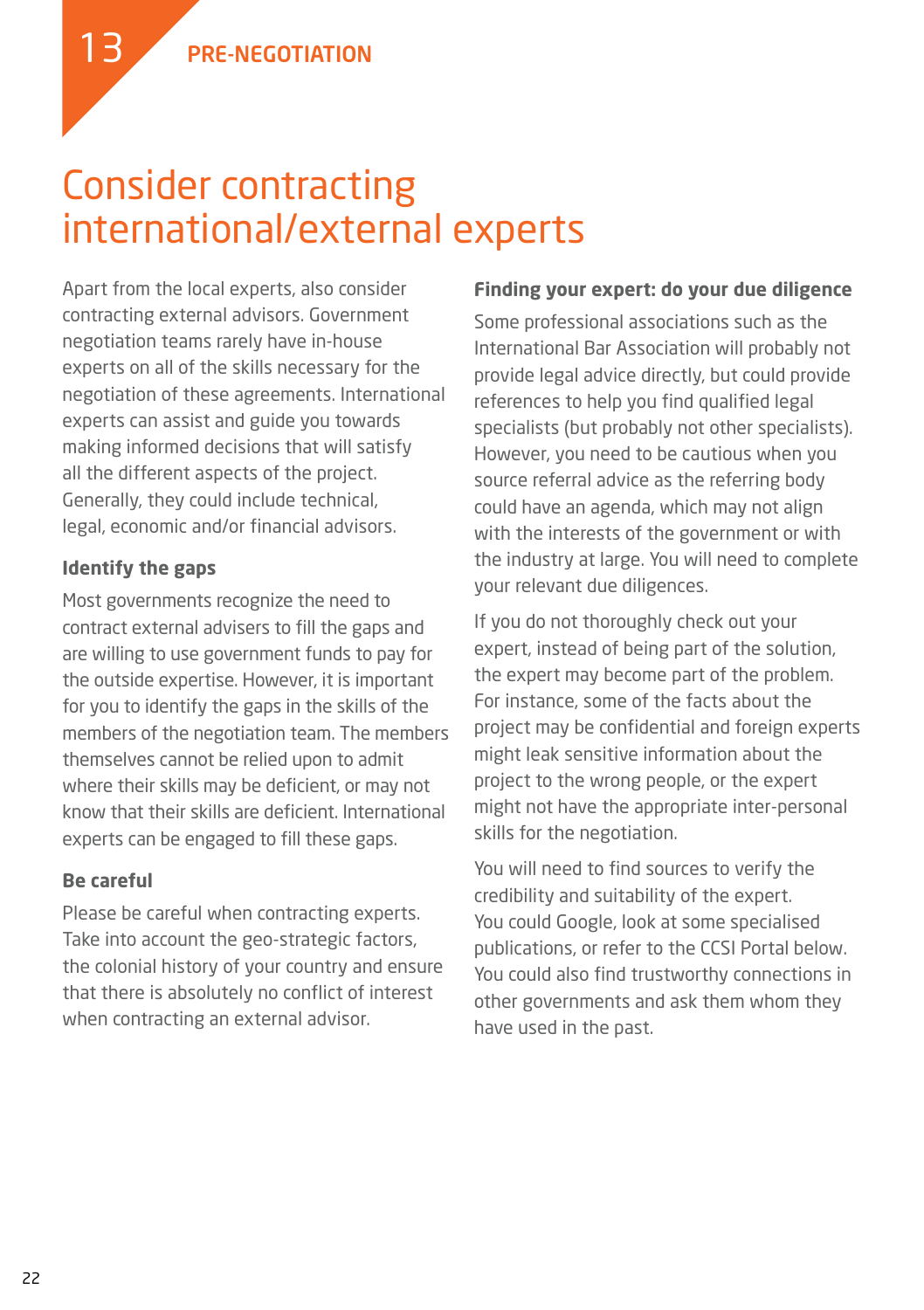13 PRE-NEGOTIATION

# Consider contracting international/external experts

Apart from the local experts, also consider contracting external advisors. Government negotiation teams rarely have in-house experts on all of the skills necessary for the negotiation of these agreements. International experts can assist and guide you towards making informed decisions that will satisfy all the different aspects of the project. Generally, they could include technical, legal, economic and/or financial advisors.

### Identify the gaps

Most governments recognize the need to contract external advisers to fill the gaps and are willing to use government funds to pay for the outside expertise. However, it is important for you to identify the gaps in the skills of the members of the negotiation team. The members themselves cannot be relied upon to admit where their skills may be deficient, or may not know that their skills are deficient. International experts can be engaged to fill these gaps.

### Be careful

Please be careful when contracting experts. Take into account the geo-strategic factors, the colonial history of your country and ensure that there is absolutely no conflict of interest when contracting an external advisor.

### Finding your expert: do your due diligence

Some professional associations such as the International Bar Association will probably not provide legal advice directly, but could provide references to help you find qualified legal specialists (but probably not other specialists). However, you need to be cautious when you source referral advice as the referring body could have an agenda, which may not align with the interests of the government or with the industry at large. You will need to complete your relevant due diligences.

If you do not thoroughly check out your expert, instead of being part of the solution, the expert may become part of the problem. For instance, some of the facts about the project may be confidential and foreign experts might leak sensitive information about the project to the wrong people, or the expert might not have the appropriate inter-personal skills for the negotiation.

You will need to find sources to verify the credibility and suitability of the expert. You could Google, look at some specialised publications, or refer to the CCSI Portal below. You could also find trustworthy connections in other governments and ask them whom they have used in the past.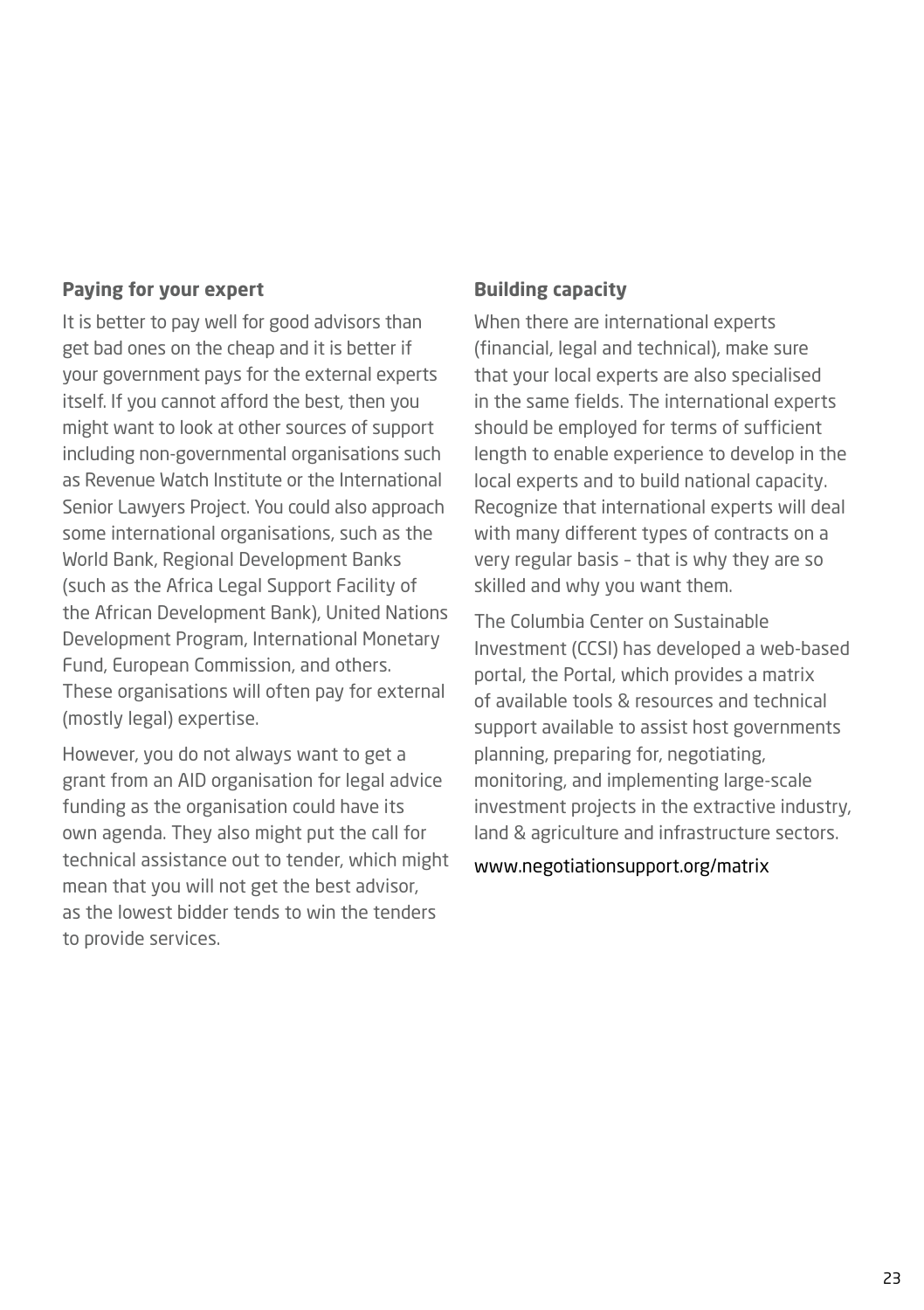### Paying for your expert

It is better to pay well for good advisors than get bad ones on the cheap and it is better if your government pays for the external experts itself. If you cannot afford the best, then you might want to look at other sources of support including non-governmental organisations such as Revenue Watch Institute or the International Senior Lawyers Project. You could also approach some international organisations, such as the World Bank, Regional Development Banks (such as the Africa Legal Support Facility of the African Development Bank), United Nations Development Program, International Monetary Fund, European Commission, and others. These organisations will often pay for external (mostly legal) expertise.

However, you do not always want to get a grant from an AID organisation for legal advice funding as the organisation could have its own agenda. They also might put the call for technical assistance out to tender, which might mean that you will not get the best advisor, as the lowest bidder tends to win the tenders to provide services.

### Building capacity

When there are international experts (financial, legal and technical), make sure that your local experts are also specialised in the same fields. The international experts should be employed for terms of sufficient length to enable experience to develop in the local experts and to build national capacity. Recognize that international experts will deal with many different types of contracts on a very regular basis – that is why they are so skilled and why you want them.

The Columbia Center on Sustainable Investment (CCSI) has developed a web-based portal, the Portal, which provides a matrix of available tools & resources and technical support available to assist host governments planning, preparing for, negotiating, monitoring, and implementing large-scale investment projects in the extractive industry, land & agriculture and infrastructure sectors.

www.negotiationsupport.org/matrix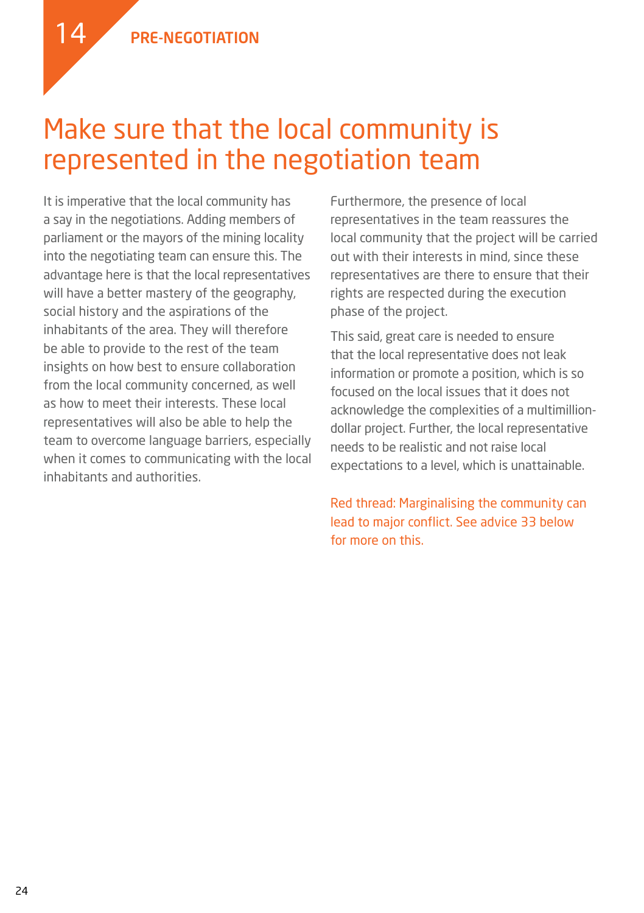14 PRE-NEGOTIATION

# Make sure that the local community is represented in the negotiation team

It is imperative that the local community has a say in the negotiations. Adding members of parliament or the mayors of the mining locality into the negotiating team can ensure this. The advantage here is that the local representatives will have a better mastery of the geography, social history and the aspirations of the inhabitants of the area. They will therefore be able to provide to the rest of the team insights on how best to ensure collaboration from the local community concerned, as well as how to meet their interests. These local representatives will also be able to help the team to overcome language barriers, especially when it comes to communicating with the local inhabitants and authorities.

Furthermore, the presence of local representatives in the team reassures the local community that the project will be carried out with their interests in mind, since these representatives are there to ensure that their rights are respected during the execution phase of the project.

This said, great care is needed to ensure that the local representative does not leak information or promote a position, which is so focused on the local issues that it does not acknowledge the complexities of a multimillion-dollar project. Further, the local representative needs to be realistic and not raise local expectations to a level, which is unattainable.

Red thread: Marginalising the community can lead to major conflict. See advice 33 below for more on this.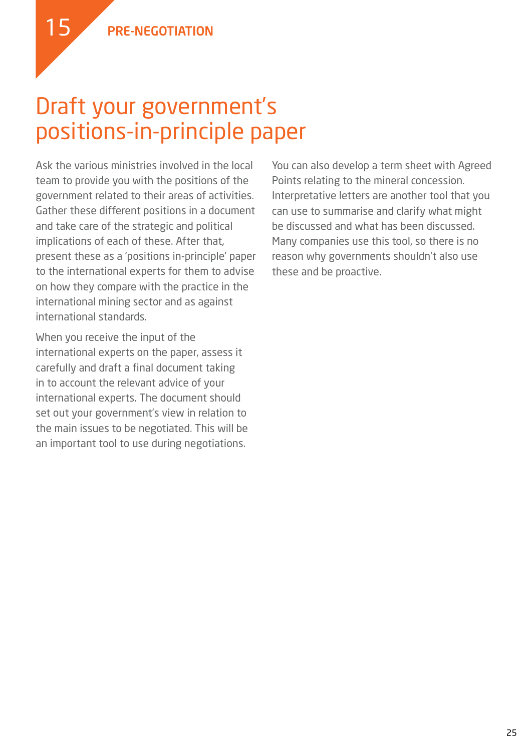15 PRE-NEGOTIATION

# Draft your government's positions-in-principle paper

Ask the various ministries involved in the local team to provide you with the positions of the government related to their areas of activities. Gather these different positions in a document and take care of the strategic and political implications of each of these. After that, present these as a 'positions in-principle' paper to the international experts for them to advise on how they compare with the practice in the international mining sector and as against international standards.

When you receive the input of the international experts on the paper, assess it carefully and draft a final document taking in to account the relevant advice of your international experts. The document should set out your government's view in relation to the main issues to be negotiated. This will be an important tool to use during negotiations.

You can also develop a term sheet with Agreed Points relating to the mineral concession. Interpretative letters are another tool that you can use to summarise and clarify what might be discussed and what has been discussed. Many companies use this tool, so there is no reason why governments shouldn't also use these and be proactive.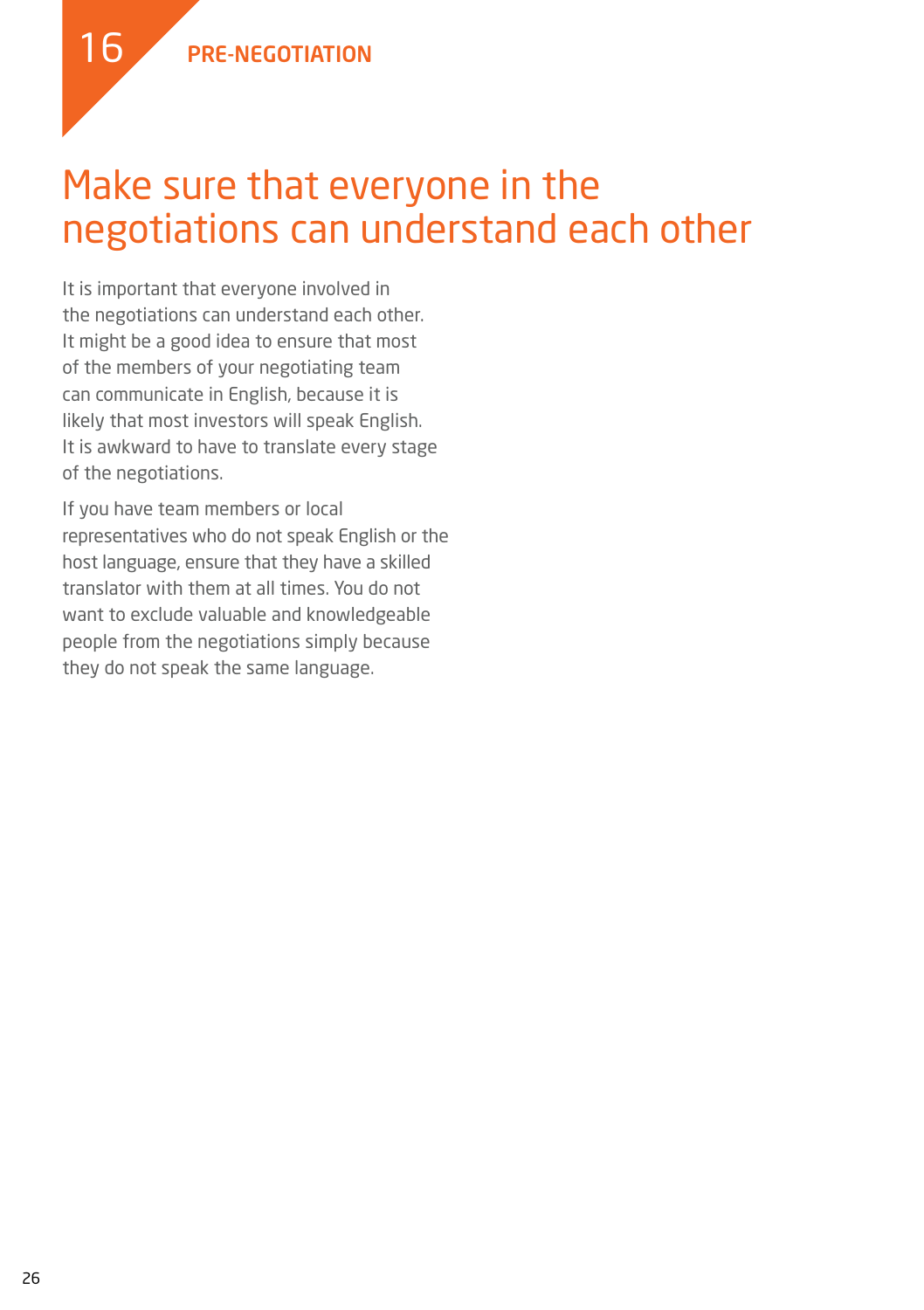16 PRE-NEGOTIATION

# Make sure that everyone in the negotiations can understand each other

It is important that everyone involved in the negotiations can understand each other. It might be a good idea to ensure that most of the members of your negotiating team can communicate in English, because it is likely that most investors will speak English. It is awkward to have to translate every stage of the negotiations.

If you have team members or local representatives who do not speak English or the host language, ensure that they have a skilled translator with them at all times. You do not want to exclude valuable and knowledgeable people from the negotiations simply because they do not speak the same language.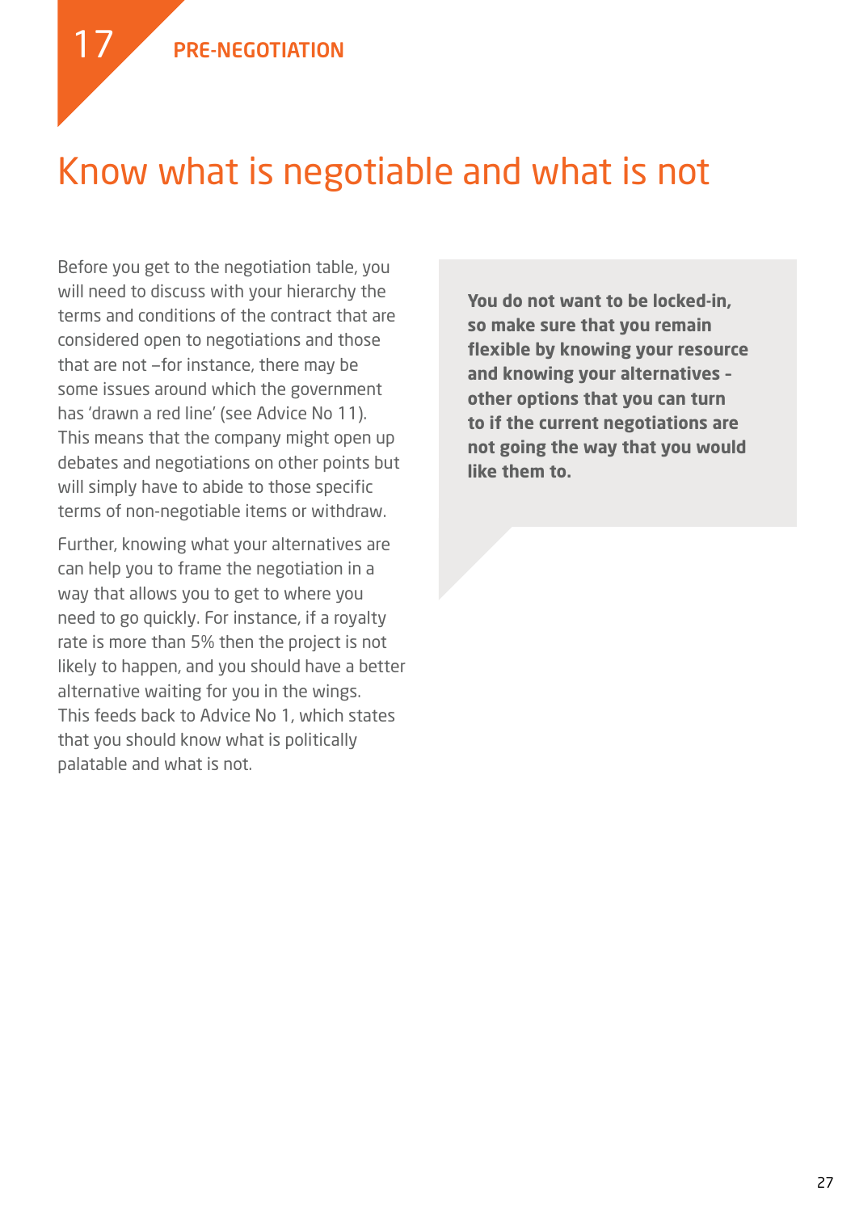17 PRE-NEGOTIATION

# Know what is negotiable and what is not

Before you get to the negotiation table, you will need to discuss with your hierarchy the terms and conditions of the contract that are considered open to negotiations and those that are not –for instance, there may be some issues around which the government has 'drawn a red line' (see Advice No 11). This means that the company might open up debates and negotiations on other points but will simply have to abide to those specific terms of non-negotiable items or withdraw.

Further, knowing what your alternatives are can help you to frame the negotiation in a way that allows you to get to where you need to go quickly. For instance, if a royalty rate is more than 5% then the project is not likely to happen, and you should have a better alternative waiting for you in the wings. This feeds back to Advice No 1, which states that you should know what is politically palatable and what is not.

**You do not want to be locked-in, so make sure that you remain flexible by knowing your resource and knowing your alternatives - other options that you can turn to if the current negotiations are not going the way that you would like them to.**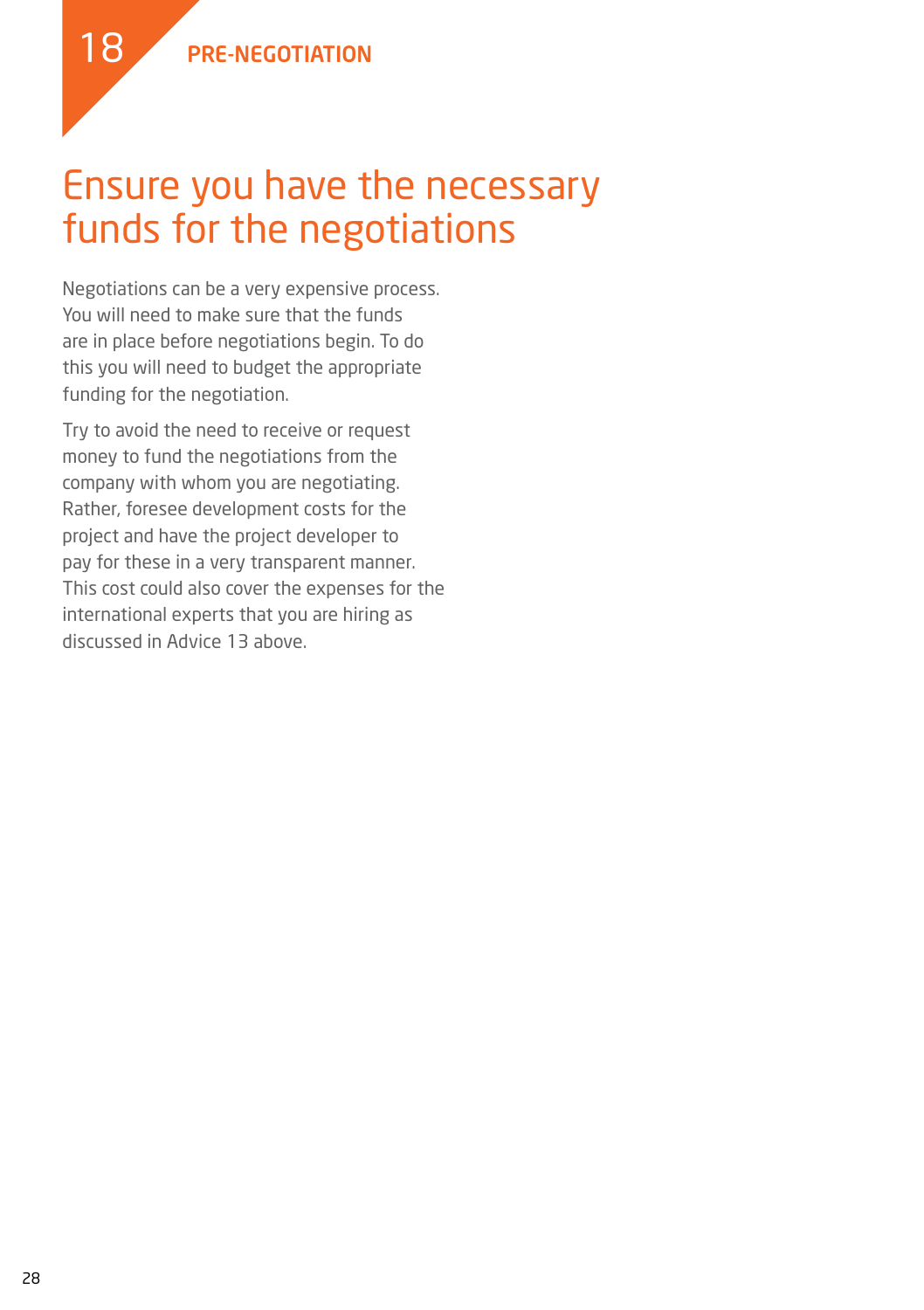18 PRE-NEGOTIATION

# Ensure you have the necessary funds for the negotiations

Negotiations can be a very expensive process. You will need to make sure that the funds are in place before negotiations begin. To do this you will need to budget the appropriate funding for the negotiation.

Try to avoid the need to receive or request money to fund the negotiations from the company with whom you are negotiating. Rather, foresee development costs for the project and have the project developer to pay for these in a very transparent manner. This cost could also cover the expenses for the international experts that you are hiring as discussed in Advice 13 above.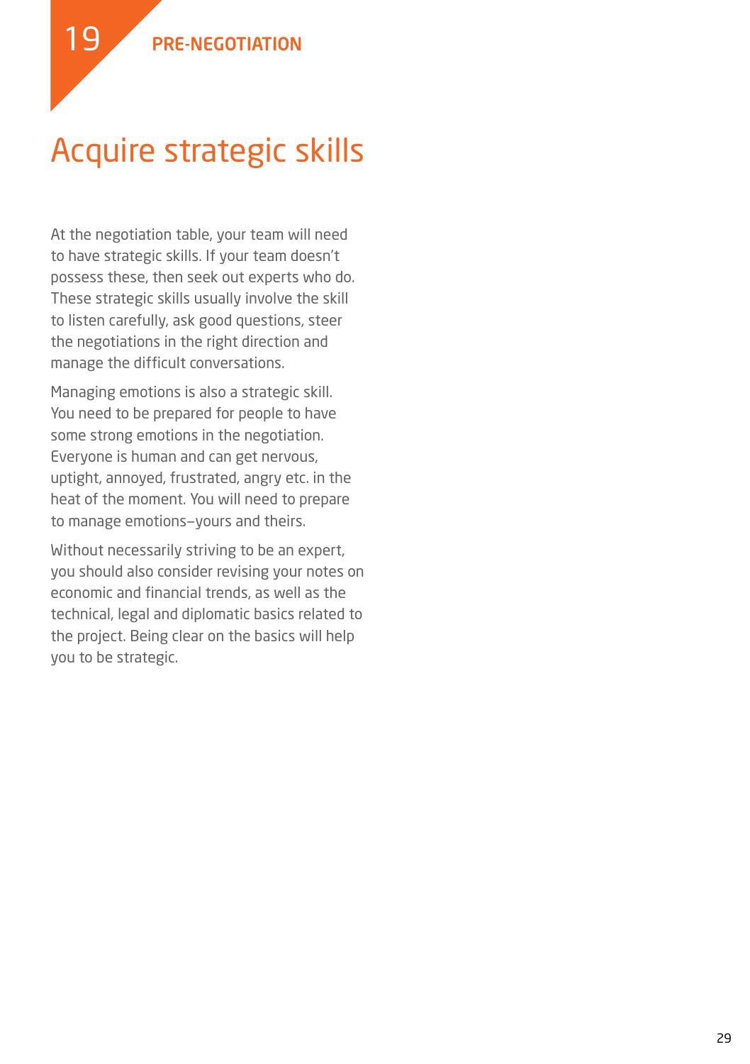19 PRE-NEGOTIATION

# Acquire strategic skills

At the negotiation table, your team will need to have strategic skills. If your team doesn't possess these, then seek out experts who do. These strategic skills usually involve the skill to listen carefully, ask good questions, steer the negotiations in the right direction and manage the difficult conversations.

Managing emotions is also a strategic skill. You need to be prepared for people to have some strong emotions in the negotiation. Everyone is human and can get nervous, uptight, annoyed, frustrated, angry etc. in the heat of the moment. You will need to prepare to manage emotions–yours and theirs.

Without necessarily striving to be an expert, you should also consider revising your notes on economic and financial trends, as well as the technical, legal and diplomatic basics related to the project. Being clear on the basics will help you to be strategic.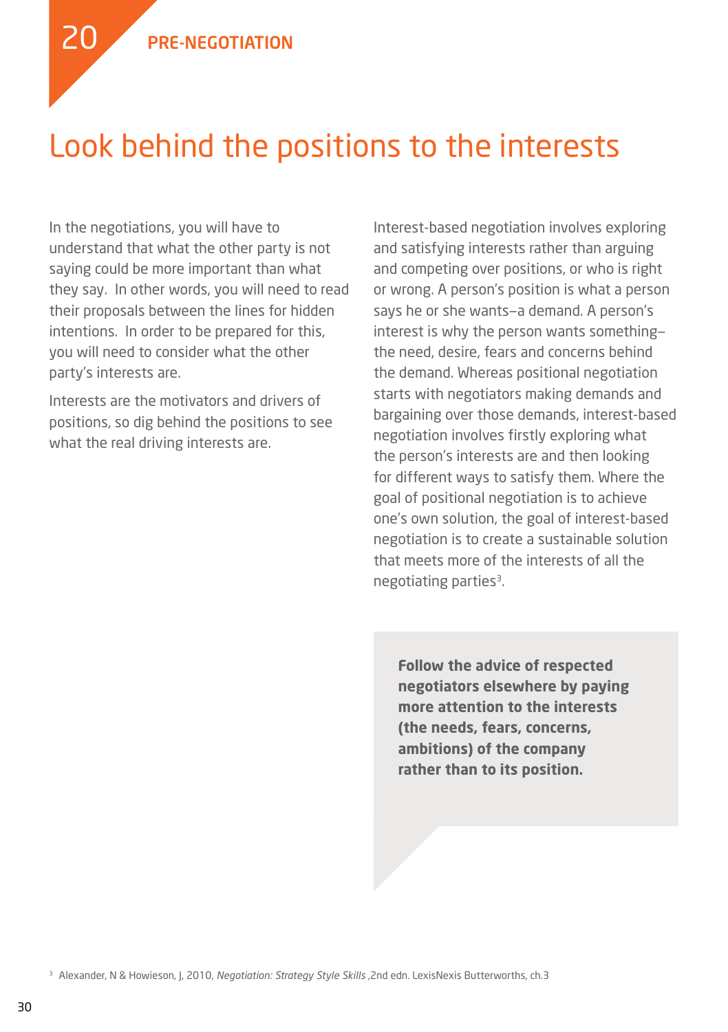20 PRE-NEGOTIATION

# Look behind the positions to the interests

In the negotiations, you will have to understand that what the other party is not saying could be more important than what they say. In other words, you will need to read their proposals between the lines for hidden intentions. In order to be prepared for this, you will need to consider what the other party's interests are.

Interests are the motivators and drivers of positions, so dig behind the positions to see what the real driving interests are.

Interest-based negotiation involves exploring and satisfying interests rather than arguing and competing over positions, or who is right or wrong. A person's position is what a person says he or she wants–a demand. A person's interest is why the person wants something–the need, desire, fears and concerns behind the demand. Whereas positional negotiation starts with negotiators making demands and bargaining over those demands, interest-based negotiation involves firstly exploring what the person's interests are and then looking for different ways to satisfy them. Where the goal of positional negotiation is to achieve one's own solution, the goal of interest-based negotiation is to create a sustainable solution that meets more of the interests of all the negotiating parties[3].

**Follow the advice of respected negotiators elsewhere by paying more attention to the interests (the needs, fears, concerns, ambitions) of the company rather than to its position.**

[3] Alexander, N & Howieson, J, 2010, *Negotiation: Strategy Style Skills* ,2nd edn. LexisNexis Butterworths, ch.3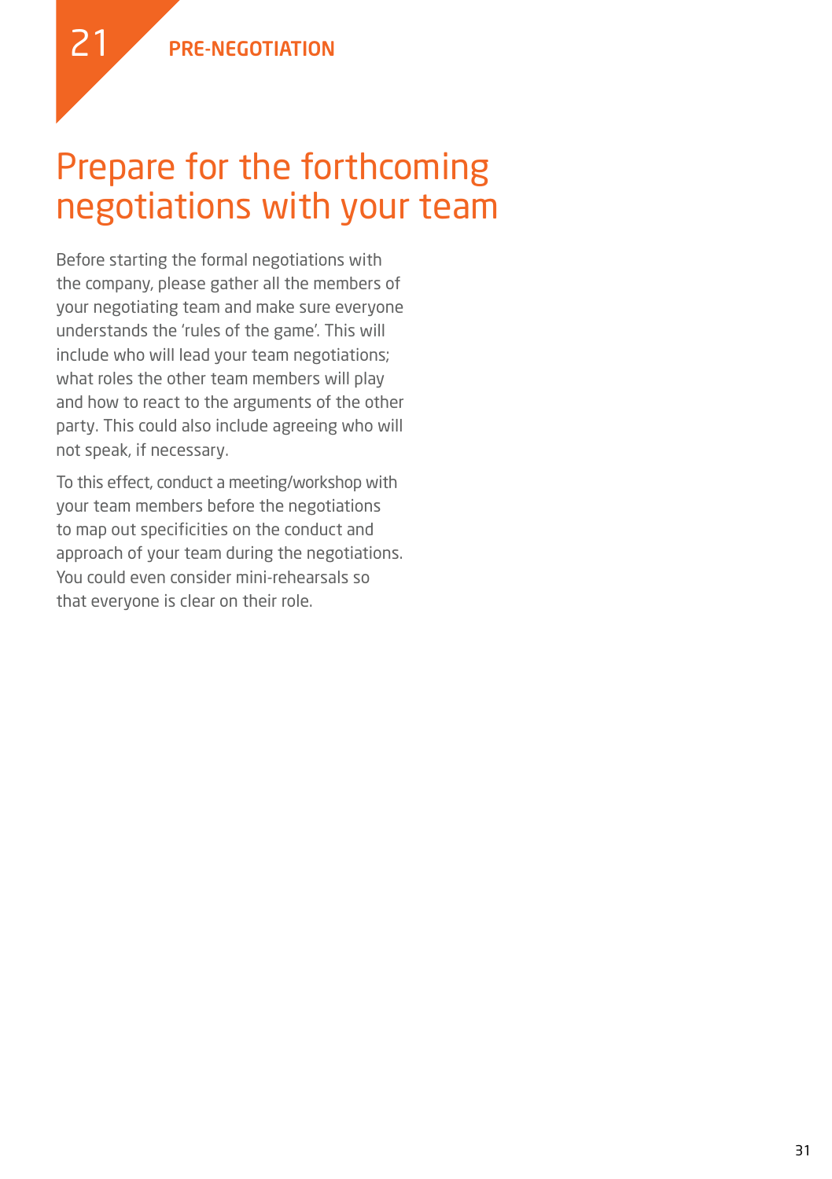21 PRE-NEGOTIATION

# Prepare for the forthcoming negotiations with your team

Before starting the formal negotiations with the company, please gather all the members of your negotiating team and make sure everyone understands the 'rules of the game'. This will include who will lead your team negotiations; what roles the other team members will play and how to react to the arguments of the other party. This could also include agreeing who will not speak, if necessary.

To this effect, conduct a meeting/workshop with your team members before the negotiations to map out specificities on the conduct and approach of your team during the negotiations. You could even consider mini-rehearsals so that everyone is clear on their role.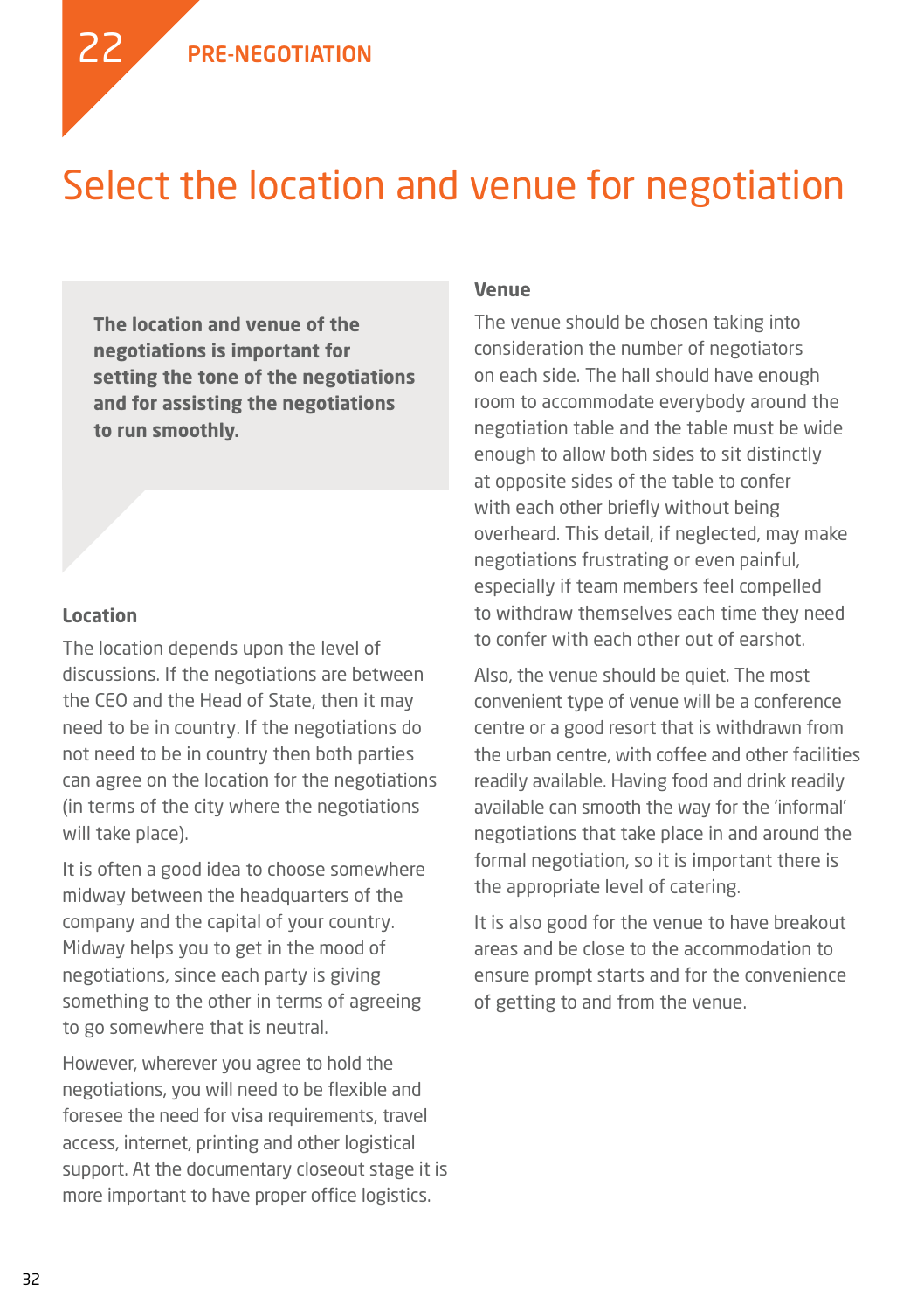22 PRE-NEGOTIATION

# Select the location and venue for negotiation

**The location and venue of the negotiations is important for setting the tone of the negotiations and for assisting the negotiations to run smoothly.**

### Location

The location depends upon the level of discussions. If the negotiations are between the CEO and the Head of State, then it may need to be in country. If the negotiations do not need to be in country then both parties can agree on the location for the negotiations (in terms of the city where the negotiations will take place).

It is often a good idea to choose somewhere midway between the headquarters of the company and the capital of your country. Midway helps you to get in the mood of negotiations, since each party is giving something to the other in terms of agreeing to go somewhere that is neutral.

However, wherever you agree to hold the negotiations, you will need to be flexible and foresee the need for visa requirements, travel access, internet, printing and other logistical support. At the documentary closeout stage it is more important to have proper office logistics.

### Venue

The venue should be chosen taking into consideration the number of negotiators on each side. The hall should have enough room to accommodate everybody around the negotiation table and the table must be wide enough to allow both sides to sit distinctly at opposite sides of the table to confer with each other briefly without being overheard. This detail, if neglected, may make negotiations frustrating or even painful, especially if team members feel compelled to withdraw themselves each time they need to confer with each other out of earshot.

Also, the venue should be quiet. The most convenient type of venue will be a conference centre or a good resort that is withdrawn from the urban centre, with coffee and other facilities readily available. Having food and drink readily available can smooth the way for the 'informal' negotiations that take place in and around the formal negotiation, so it is important there is the appropriate level of catering.

It is also good for the venue to have breakout areas and be close to the accommodation to ensure prompt starts and for the convenience of getting to and from the venue.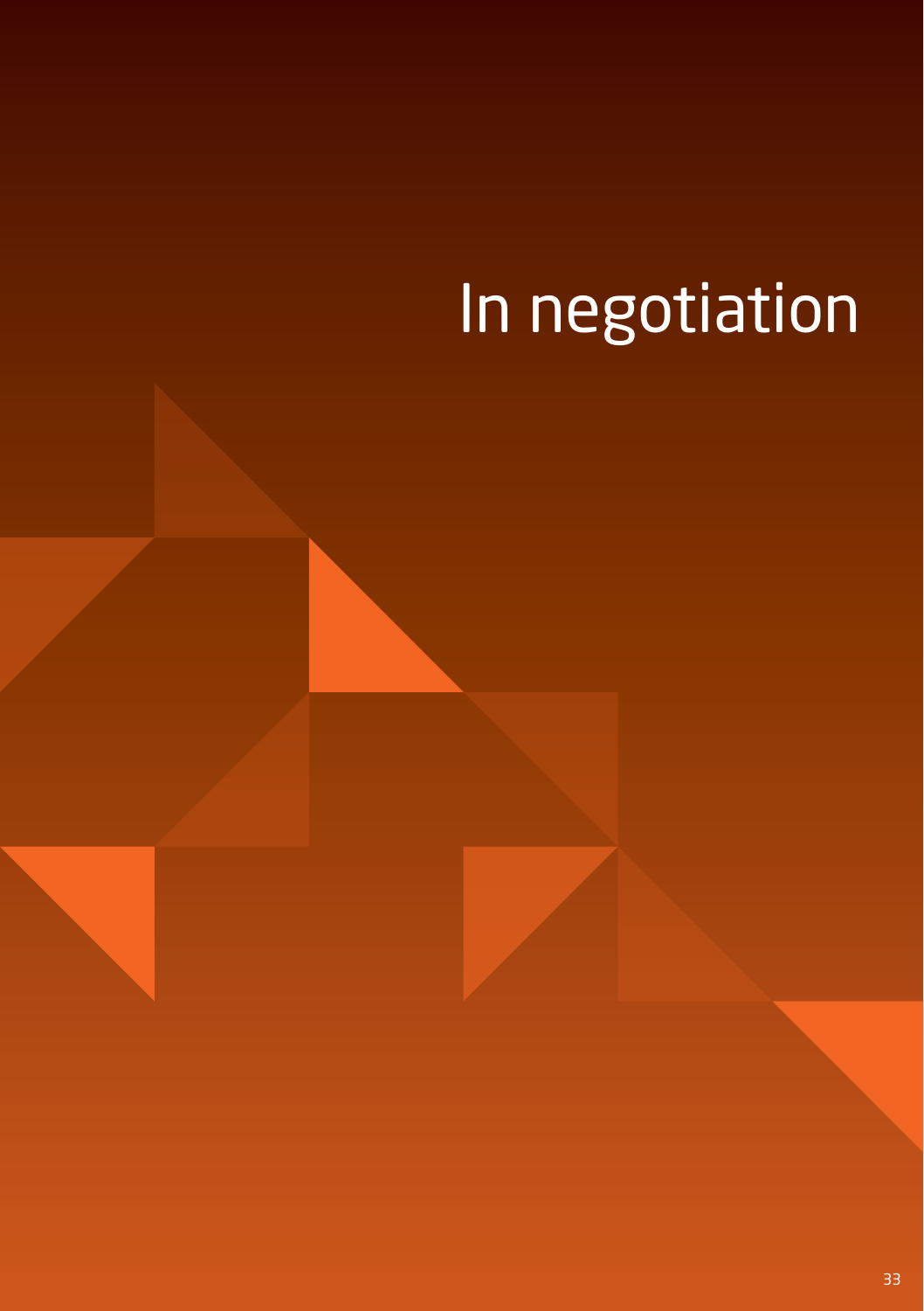# In negotiation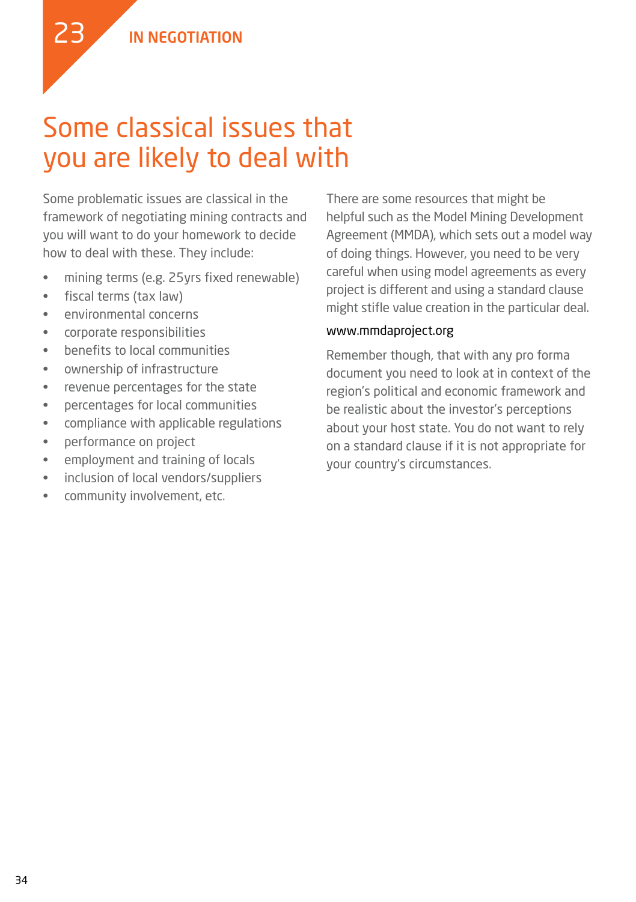23 IN NEGOTIATION

# Some classical issues that you are likely to deal with

Some problematic issues are classical in the framework of negotiating mining contracts and you will want to do your homework to decide how to deal with these. They include:

- mining terms (e.g. 25yrs fixed renewable)
- fiscal terms (tax law)
- environmental concerns
- corporate responsibilities
- benefits to local communities
- ownership of infrastructure
- revenue percentages for the state
- percentages for local communities
- compliance with applicable regulations
- performance on project
- employment and training of locals
- inclusion of local vendors/suppliers
- community involvement, etc.

There are some resources that might be helpful such as the Model Mining Development Agreement (MMDA), which sets out a model way of doing things. However, you need to be very careful when using model agreements as every project is different and using a standard clause might stifle value creation in the particular deal.

www.mmdaproject.org

Remember though, that with any pro forma document you need to look at in context of the region's political and economic framework and be realistic about the investor's perceptions about your host state. You do not want to rely on a standard clause if it is not appropriate for your country's circumstances.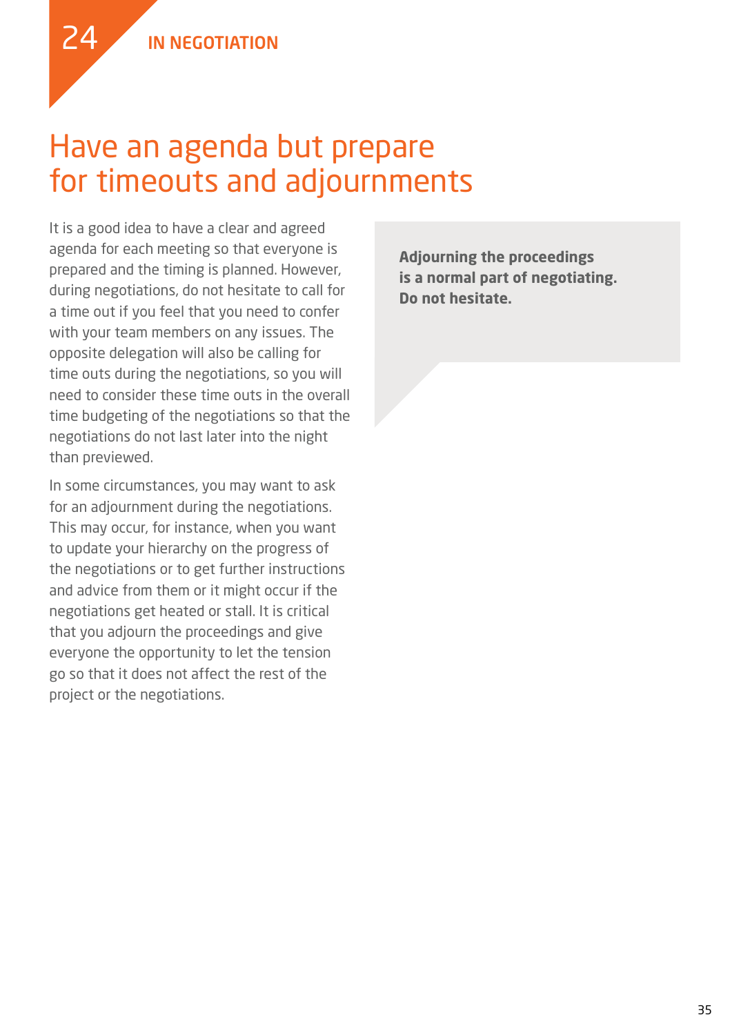24 IN NEGOTIATION

# Have an agenda but prepare for timeouts and adjournments

It is a good idea to have a clear and agreed agenda for each meeting so that everyone is prepared and the timing is planned. However, during negotiations, do not hesitate to call for a time out if you feel that you need to confer with your team members on any issues. The opposite delegation will also be calling for time outs during the negotiations, so you will need to consider these time outs in the overall time budgeting of the negotiations so that the negotiations do not last later into the night than previewed.

In some circumstances, you may want to ask for an adjournment during the negotiations. This may occur, for instance, when you want to update your hierarchy on the progress of the negotiations or to get further instructions and advice from them or it might occur if the negotiations get heated or stall. It is critical that you adjourn the proceedings and give everyone the opportunity to let the tension go so that it does not affect the rest of the project or the negotiations.

**Adjourning the proceedings is a normal part of negotiating. Do not hesitate.**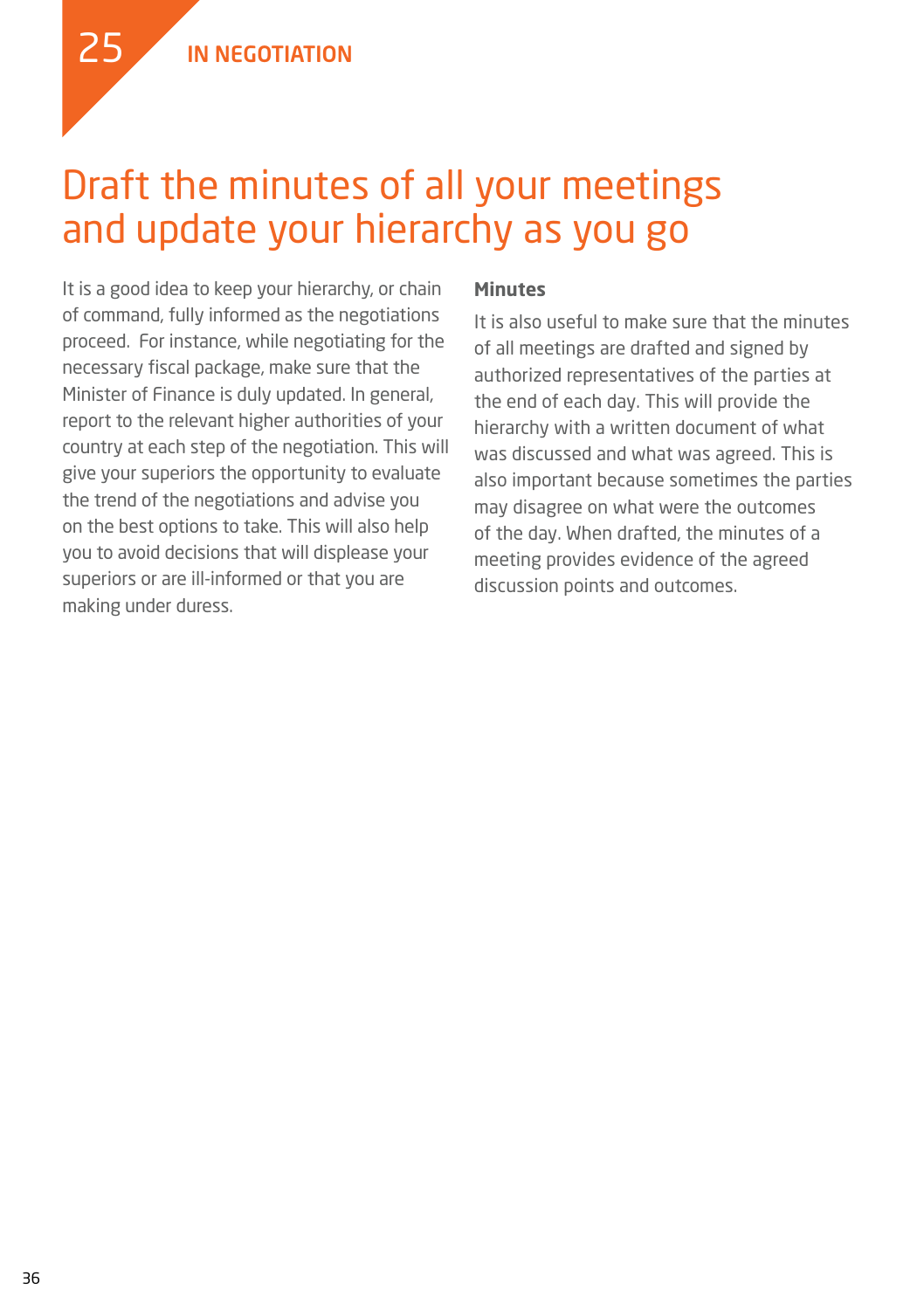25 IN NEGOTIATION

# Draft the minutes of all your meetings and update your hierarchy as you go

It is a good idea to keep your hierarchy, or chain of command, fully informed as the negotiations proceed. For instance, while negotiating for the necessary fiscal package, make sure that the Minister of Finance is duly updated. In general, report to the relevant higher authorities of your country at each step of the negotiation. This will give your superiors the opportunity to evaluate the trend of the negotiations and advise you on the best options to take. This will also help you to avoid decisions that will displease your superiors or are ill-informed or that you are making under duress.

**Minutes**

It is also useful to make sure that the minutes of all meetings are drafted and signed by authorized representatives of the parties at the end of each day. This will provide the hierarchy with a written document of what was discussed and what was agreed. This is also important because sometimes the parties may disagree on what were the outcomes of the day. When drafted, the minutes of a meeting provides evidence of the agreed discussion points and outcomes.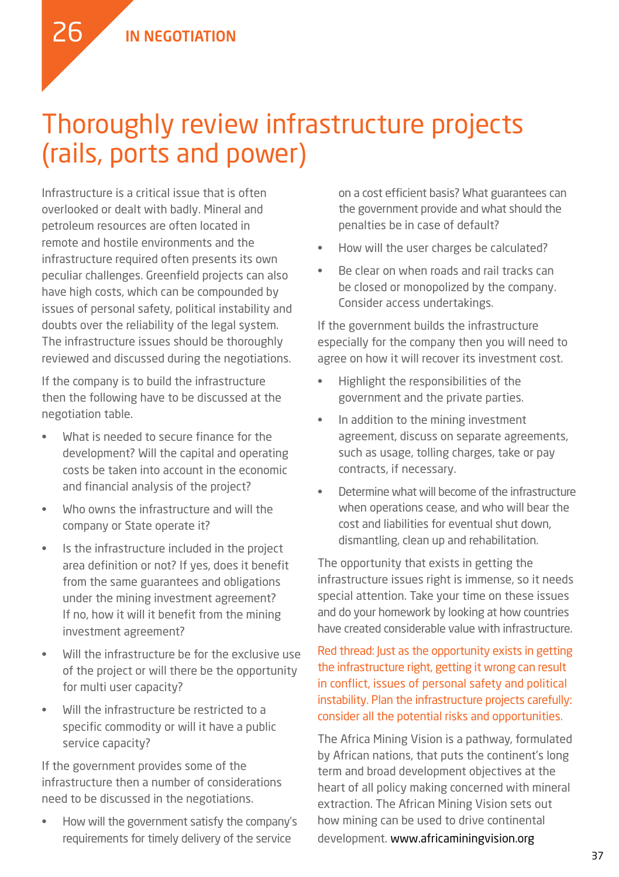26 IN NEGOTIATION

# Thoroughly review infrastructure projects (rails, ports and power)

Infrastructure is a critical issue that is often overlooked or dealt with badly. Mineral and petroleum resources are often located in remote and hostile environments and the infrastructure required often presents its own peculiar challenges. Greenfield projects can also have high costs, which can be compounded by issues of personal safety, political instability and doubts over the reliability of the legal system. The infrastructure issues should be thoroughly reviewed and discussed during the negotiations.

If the company is to build the infrastructure then the following have to be discussed at the negotiation table.

- What is needed to secure finance for the development? Will the capital and operating costs be taken into account in the economic and financial analysis of the project?
- Who owns the infrastructure and will the company or State operate it?
- Is the infrastructure included in the project area definition or not? If yes, does it benefit from the same guarantees and obligations under the mining investment agreement? If no, how it will it benefit from the mining investment agreement?
- Will the infrastructure be for the exclusive use of the project or will there be the opportunity for multi user capacity?
- Will the infrastructure be restricted to a specific commodity or will it have a public service capacity?

If the government provides some of the infrastructure then a number of considerations need to be discussed in the negotiations.

- How will the government satisfy the company's requirements for timely delivery of the service on a cost efficient basis? What guarantees can the government provide and what should the penalties be in case of default?
- How will the user charges be calculated?
- Be clear on when roads and rail tracks can be closed or monopolized by the company. Consider access undertakings.

If the government builds the infrastructure especially for the company then you will need to agree on how it will recover its investment cost.

- Highlight the responsibilities of the government and the private parties.
- In addition to the mining investment agreement, discuss on separate agreements, such as usage, tolling charges, take or pay contracts, if necessary.
- Determine what will become of the infrastructure when operations cease, and who will bear the cost and liabilities for eventual shut down, dismantling, clean up and rehabilitation.

The opportunity that exists in getting the infrastructure issues right is immense, so it needs special attention. Take your time on these issues and do your homework by looking at how countries have created considerable value with infrastructure.

Red thread: Just as the opportunity exists in getting the infrastructure right, getting it wrong can result in conflict, issues of personal safety and political instability. Plan the infrastructure projects carefully: consider all the potential risks and opportunities.

The Africa Mining Vision is a pathway, formulated by African nations, that puts the continent's long term and broad development objectives at the heart of all policy making concerned with mineral extraction. The African Mining Vision sets out how mining can be used to drive continental development. www.africaminingvision.org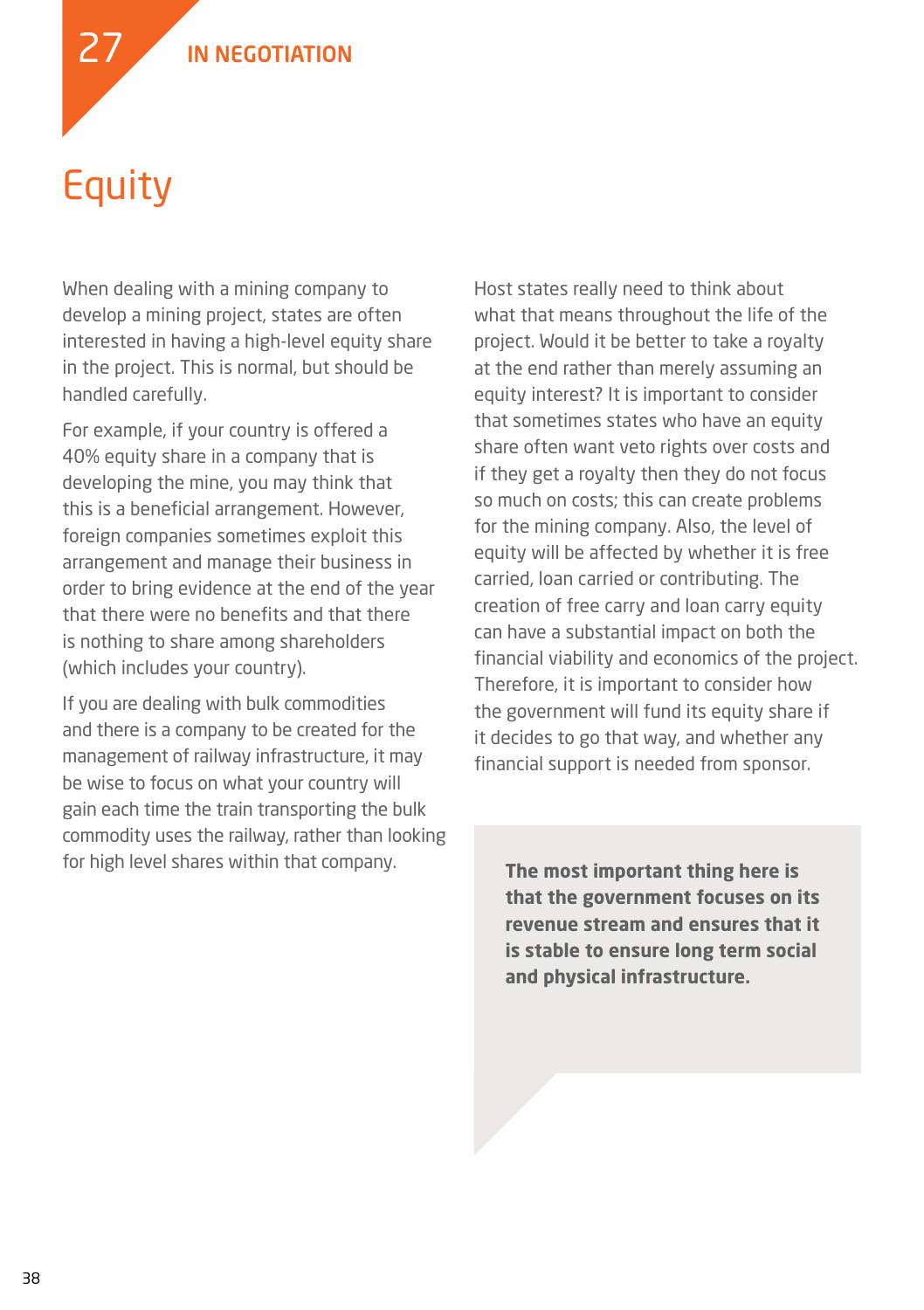27 IN NEGOTIATION

# Equity

When dealing with a mining company to develop a mining project, states are often interested in having a high-level equity share in the project. This is normal, but should be handled carefully.

For example, if your country is offered a 40% equity share in a company that is developing the mine, you may think that this is a beneficial arrangement. However, foreign companies sometimes exploit this arrangement and manage their business in order to bring evidence at the end of the year that there were no benefits and that there is nothing to share among shareholders (which includes your country).

If you are dealing with bulk commodities and there is a company to be created for the management of railway infrastructure, it may be wise to focus on what your country will gain each time the train transporting the bulk commodity uses the railway, rather than looking for high level shares within that company.

Host states really need to think about what that means throughout the life of the project. Would it be better to take a royalty at the end rather than merely assuming an equity interest? It is important to consider that sometimes states who have an equity share often want veto rights over costs and if they get a royalty then they do not focus so much on costs; this can create problems for the mining company. Also, the level of equity will be affected by whether it is free carried, loan carried or contributing. The creation of free carry and loan carry equity can have a substantial impact on both the financial viability and economics of the project. Therefore, it is important to consider how the government will fund its equity share if it decides to go that way, and whether any financial support is needed from sponsor.

**The most important thing here is that the government focuses on its revenue stream and ensures that it is stable to ensure long term social and physical infrastructure.**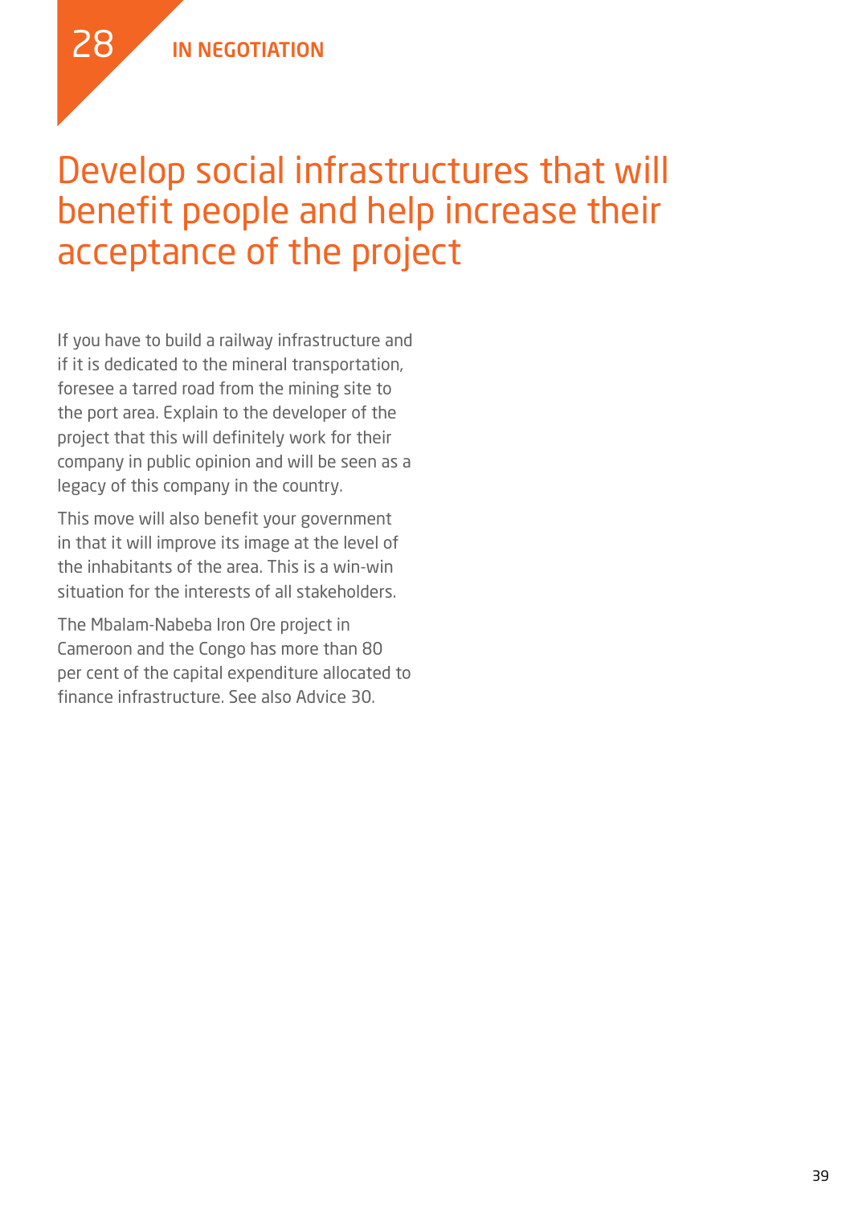28 **IN NEGOTIATION**

# Develop social infrastructures that will benefit people and help increase their acceptance of the project

If you have to build a railway infrastructure and if it is dedicated to the mineral transportation, foresee a tarred road from the mining site to the port area. Explain to the developer of the project that this will definitely work for their company in public opinion and will be seen as a legacy of this company in the country.

This move will also benefit your government in that it will improve its image at the level of the inhabitants of the area. This is a win-win situation for the interests of all stakeholders.

The Mbalam-Nabeba Iron Ore project in Cameroon and the Congo has more than 80 per cent of the capital expenditure allocated to finance infrastructure. See also Advice 30.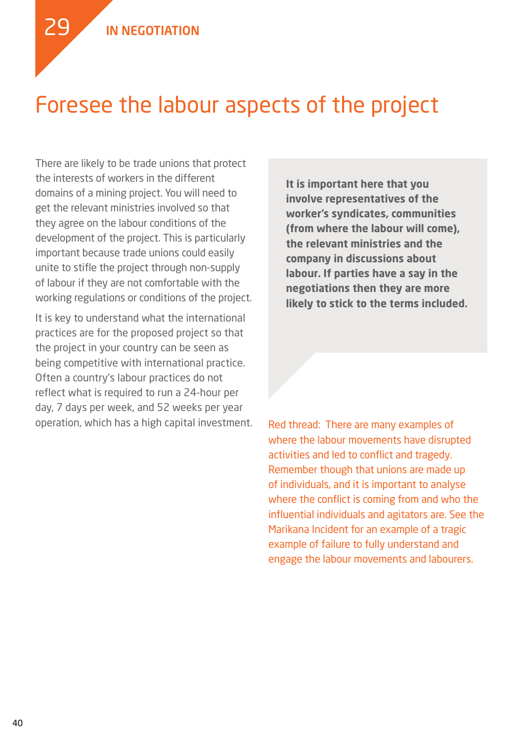29 IN NEGOTIATION

# Foresee the labour aspects of the project

There are likely to be trade unions that protect the interests of workers in the different domains of a mining project. You will need to get the relevant ministries involved so that they agree on the labour conditions of the development of the project. This is particularly important because trade unions could easily unite to stifle the project through non-supply of labour if they are not comfortable with the working regulations or conditions of the project.

It is key to understand what the international practices are for the proposed project so that the project in your country can be seen as being competitive with international practice. Often a country's labour practices do not reflect what is required to run a 24-hour per day, 7 days per week, and 52 weeks per year operation, which has a high capital investment.

**It is important here that you involve representatives of the worker's syndicates, communities (from where the labour will come), the relevant ministries and the company in discussions about labour. If parties have a say in the negotiations then they are more likely to stick to the terms included.**

Red thread: There are many examples of where the labour movements have disrupted activities and led to conflict and tragedy. Remember though that unions are made up of individuals, and it is important to analyse where the conflict is coming from and who the influential individuals and agitators are. See the Marikana Incident for an example of a tragic example of failure to fully understand and engage the labour movements and labourers.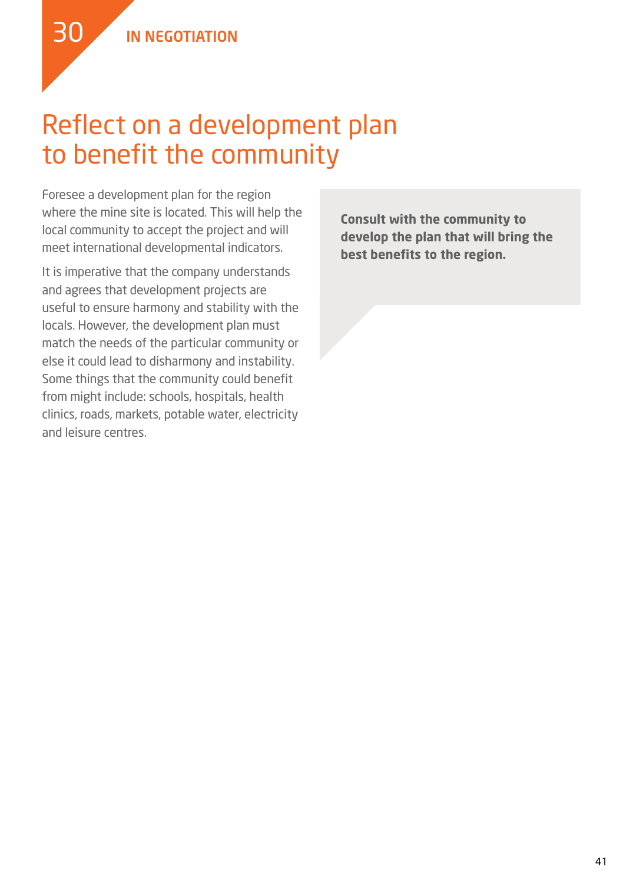30 IN NEGOTIATION

# Reflect on a development plan to benefit the community

Foresee a development plan for the region where the mine site is located. This will help the local community to accept the project and will meet international developmental indicators.

It is imperative that the company understands and agrees that development projects are useful to ensure harmony and stability with the locals. However, the development plan must match the needs of the particular community or else it could lead to disharmony and instability. Some things that the community could benefit from might include: schools, hospitals, health clinics, roads, markets, potable water, electricity and leisure centres.

**Consult with the community to develop the plan that will bring the best benefits to the region.**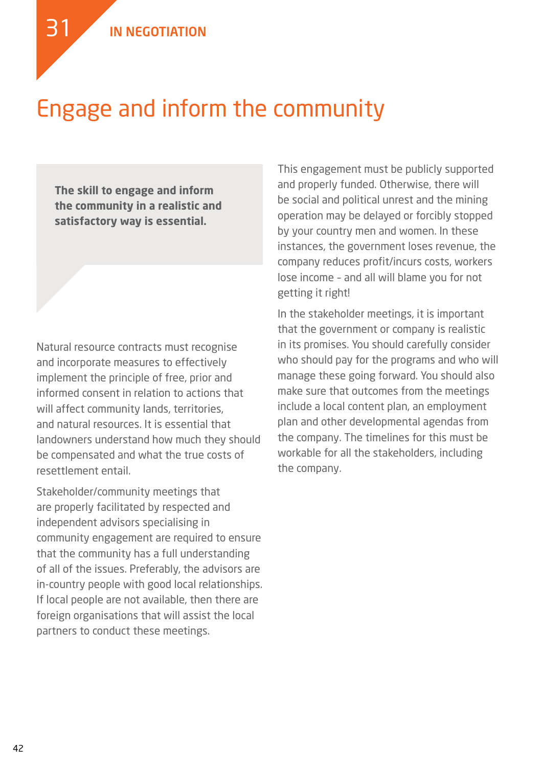31 IN NEGOTIATION

# Engage and inform the community

**The skill to engage and inform the community in a realistic and satisfactory way is essential.**

Natural resource contracts must recognise and incorporate measures to effectively implement the principle of free, prior and informed consent in relation to actions that will affect community lands, territories, and natural resources. It is essential that landowners understand how much they should be compensated and what the true costs of resettlement entail.

Stakeholder/community meetings that are properly facilitated by respected and independent advisors specialising in community engagement are required to ensure that the community has a full understanding of all of the issues. Preferably, the advisors are in-country people with good local relationships. If local people are not available, then there are foreign organisations that will assist the local partners to conduct these meetings.

This engagement must be publicly supported and properly funded. Otherwise, there will be social and political unrest and the mining operation may be delayed or forcibly stopped by your country men and women. In these instances, the government loses revenue, the company reduces profit/incurs costs, workers lose income - and all will blame you for not getting it right!

In the stakeholder meetings, it is important that the government or company is realistic in its promises. You should carefully consider who should pay for the programs and who will manage these going forward. You should also make sure that outcomes from the meetings include a local content plan, an employment plan and other developmental agendas from the company. The timelines for this must be workable for all the stakeholders, including the company.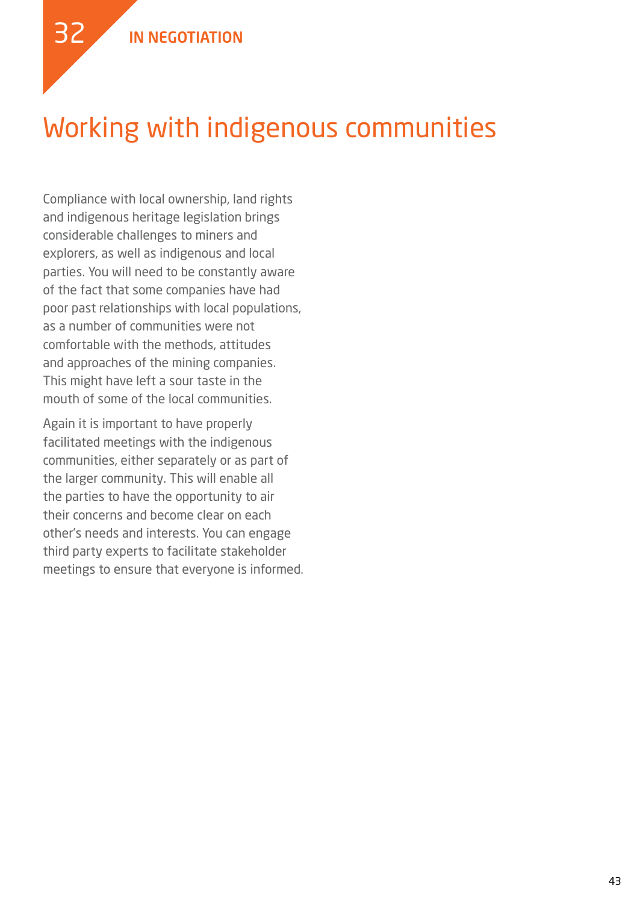32 IN NEGOTIATION

# Working with indigenous communities

Compliance with local ownership, land rights and indigenous heritage legislation brings considerable challenges to miners and explorers, as well as indigenous and local parties. You will need to be constantly aware of the fact that some companies have had poor past relationships with local populations, as a number of communities were not comfortable with the methods, attitudes and approaches of the mining companies. This might have left a sour taste in the mouth of some of the local communities.

Again it is important to have properly facilitated meetings with the indigenous communities, either separately or as part of the larger community. This will enable all the parties to have the opportunity to air their concerns and become clear on each other's needs and interests. You can engage third party experts to facilitate stakeholder meetings to ensure that everyone is informed.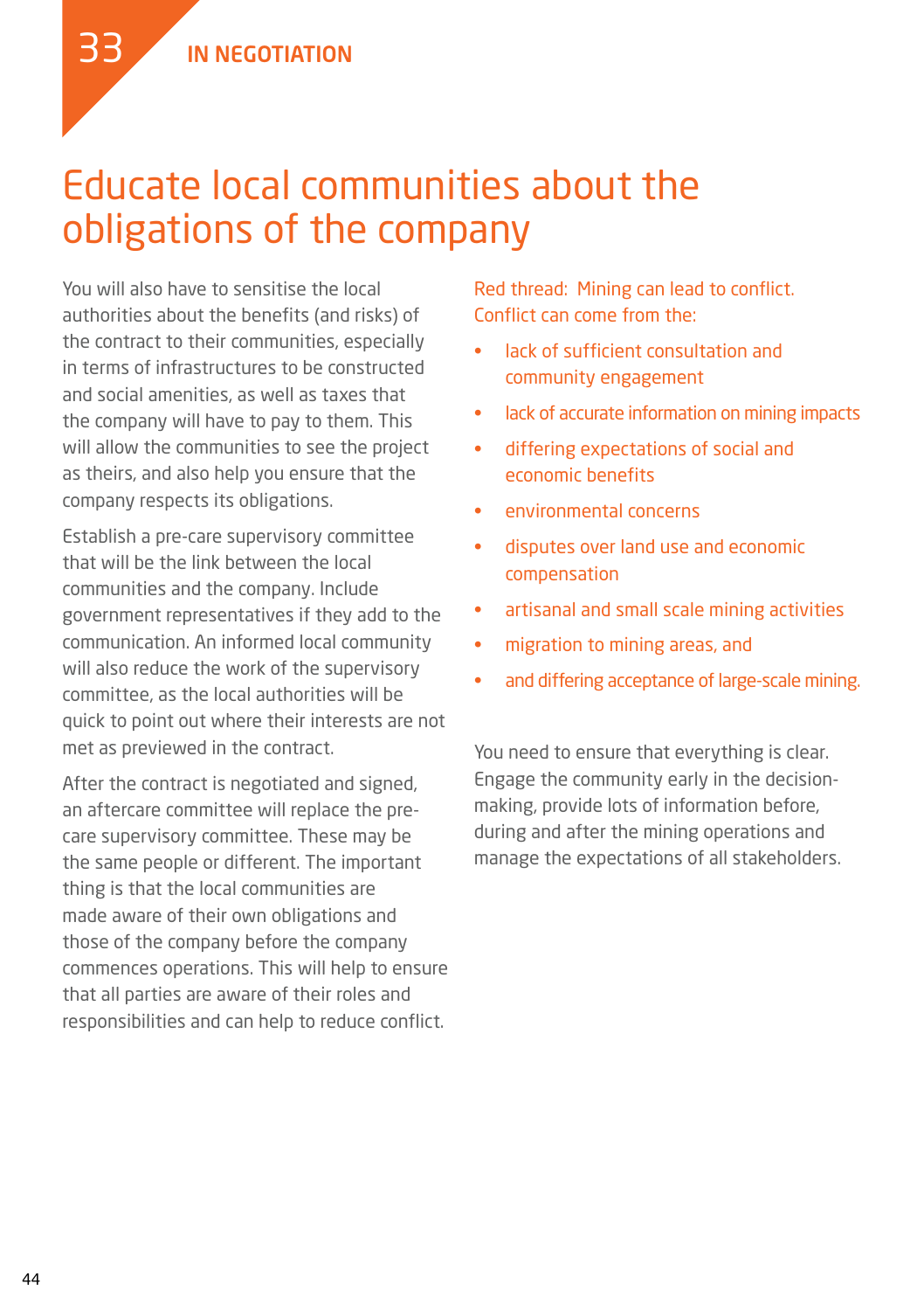33 IN NEGOTIATION

# Educate local communities about the obligations of the company

You will also have to sensitise the local authorities about the benefits (and risks) of the contract to their communities, especially in terms of infrastructures to be constructed and social amenities, as well as taxes that the company will have to pay to them. This will allow the communities to see the project as theirs, and also help you ensure that the company respects its obligations.

Establish a pre-care supervisory committee that will be the link between the local communities and the company. Include government representatives if they add to the communication. An informed local community will also reduce the work of the supervisory committee, as the local authorities will be quick to point out where their interests are not met as previewed in the contract.

After the contract is negotiated and signed, an aftercare committee will replace the pre-care supervisory committee. These may be the same people or different. The important thing is that the local communities are made aware of their own obligations and those of the company before the company commences operations. This will help to ensure that all parties are aware of their roles and responsibilities and can help to reduce conflict.

Red thread: Mining can lead to conflict. Conflict can come from the:

- lack of sufficient consultation and community engagement
- lack of accurate information on mining impacts
- differing expectations of social and economic benefits
- environmental concerns
- disputes over land use and economic compensation
- artisanal and small scale mining activities
- migration to mining areas, and
- and differing acceptance of large-scale mining.

You need to ensure that everything is clear. Engage the community early in the decision-making, provide lots of information before, during and after the mining operations and manage the expectations of all stakeholders.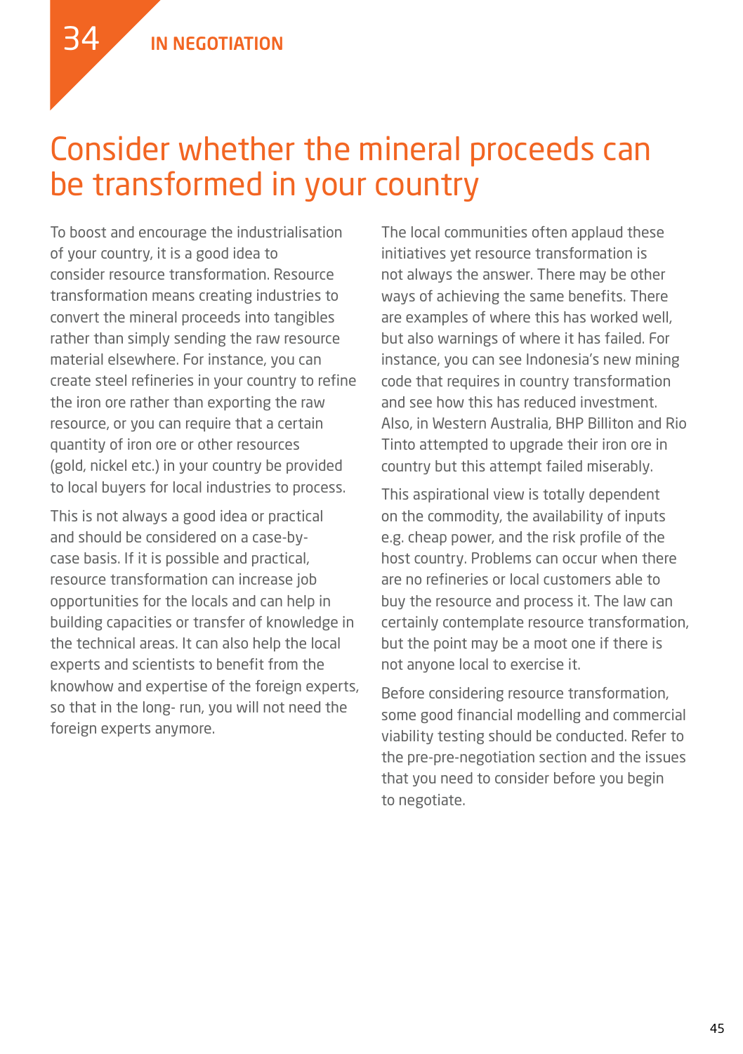34 IN NEGOTIATION

# Consider whether the mineral proceeds can be transformed in your country

To boost and encourage the industrialisation of your country, it is a good idea to consider resource transformation. Resource transformation means creating industries to convert the mineral proceeds into tangibles rather than simply sending the raw resource material elsewhere. For instance, you can create steel refineries in your country to refine the iron ore rather than exporting the raw resource, or you can require that a certain quantity of iron ore or other resources (gold, nickel etc.) in your country be provided to local buyers for local industries to process.

This is not always a good idea or practical and should be considered on a case-by-case basis. If it is possible and practical, resource transformation can increase job opportunities for the locals and can help in building capacities or transfer of knowledge in the technical areas. It can also help the local experts and scientists to benefit from the knowhow and expertise of the foreign experts, so that in the long- run, you will not need the foreign experts anymore.

The local communities often applaud these initiatives yet resource transformation is not always the answer. There may be other ways of achieving the same benefits. There are examples of where this has worked well, but also warnings of where it has failed. For instance, you can see Indonesia's new mining code that requires in country transformation and see how this has reduced investment. Also, in Western Australia, BHP Billiton and Rio Tinto attempted to upgrade their iron ore in country but this attempt failed miserably.

This aspirational view is totally dependent on the commodity, the availability of inputs e.g. cheap power, and the risk profile of the host country. Problems can occur when there are no refineries or local customers able to buy the resource and process it. The law can certainly contemplate resource transformation, but the point may be a moot one if there is not anyone local to exercise it.

Before considering resource transformation, some good financial modelling and commercial viability testing should be conducted. Refer to the pre-pre-negotiation section and the issues that you need to consider before you begin to negotiate.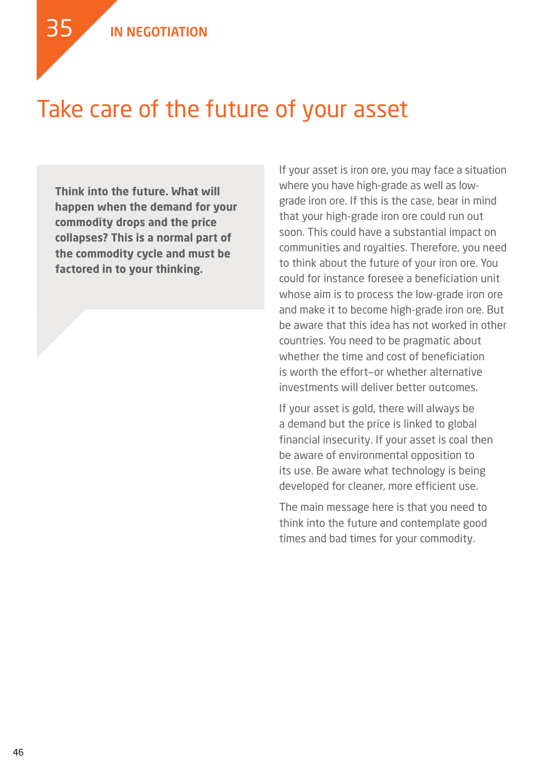35 IN NEGOTIATION

# Take care of the future of your asset

**Think into the future. What will happen when the demand for your commodity drops and the price collapses? This is a normal part of the commodity cycle and must be factored in to your thinking.**

If your asset is iron ore, you may face a situation where you have high-grade as well as low-grade iron ore. If this is the case, bear in mind that your high-grade iron ore could run out soon. This could have a substantial impact on communities and royalties. Therefore, you need to think about the future of your iron ore. You could for instance foresee a beneficiation unit whose aim is to process the low-grade iron ore and make it to become high-grade iron ore. But be aware that this idea has not worked in other countries. You need to be pragmatic about whether the time and cost of beneficiation is worth the effort–or whether alternative investments will deliver better outcomes.

If your asset is gold, there will always be a demand but the price is linked to global financial insecurity. If your asset is coal then be aware of environmental opposition to its use. Be aware what technology is being developed for cleaner, more efficient use.

The main message here is that you need to think into the future and contemplate good times and bad times for your commodity.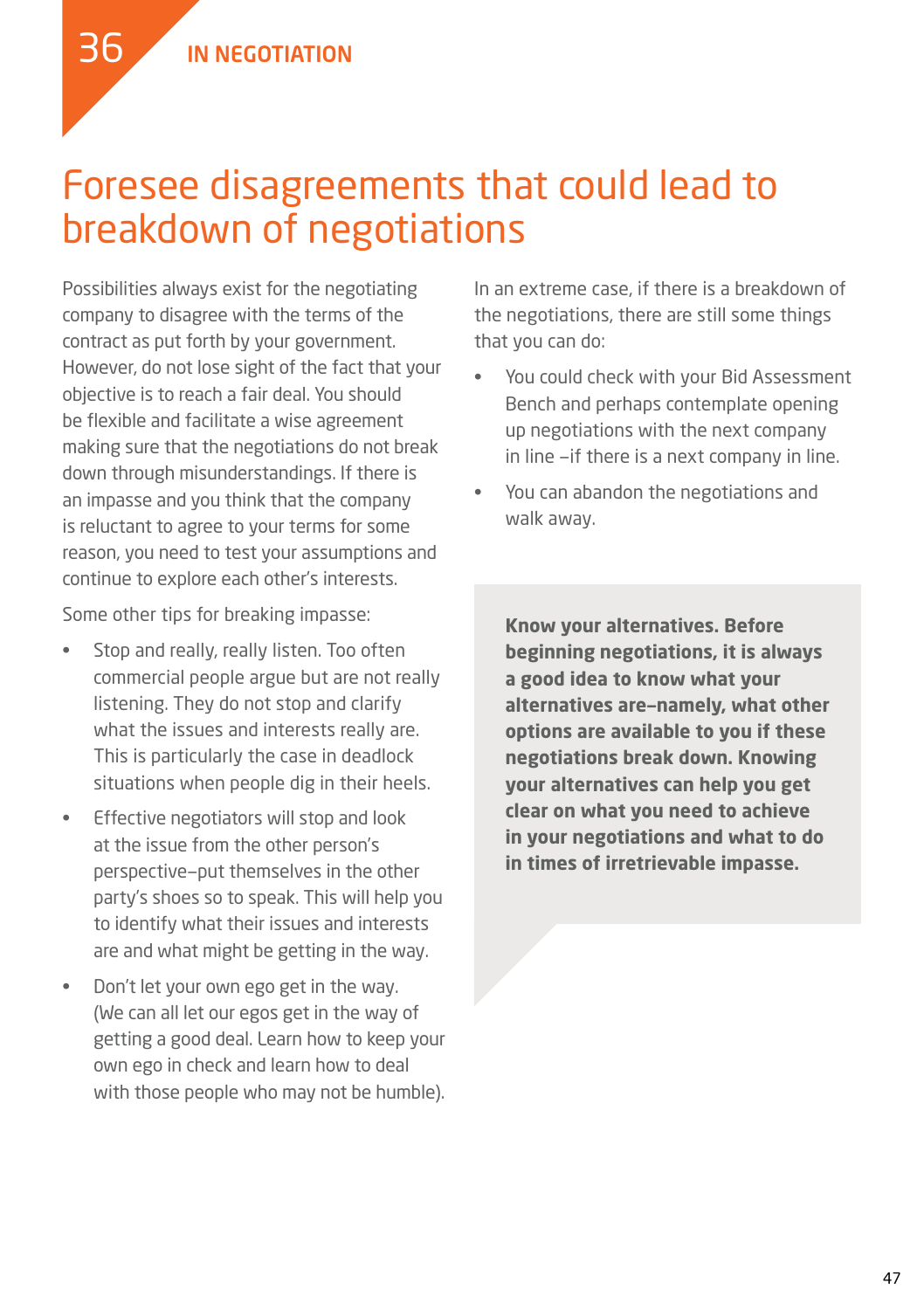36 IN NEGOTIATION

# Foresee disagreements that could lead to breakdown of negotiations

Possibilities always exist for the negotiating company to disagree with the terms of the contract as put forth by your government. However, do not lose sight of the fact that your objective is to reach a fair deal. You should be flexible and facilitate a wise agreement making sure that the negotiations do not break down through misunderstandings. If there is an impasse and you think that the company is reluctant to agree to your terms for some reason, you need to test your assumptions and continue to explore each other's interests.

Some other tips for breaking impasse:

- Stop and really, really listen. Too often commercial people argue but are not really listening. They do not stop and clarify what the issues and interests really are. This is particularly the case in deadlock situations when people dig in their heels.
- Effective negotiators will stop and look at the issue from the other person's perspective–put themselves in the other party's shoes so to speak. This will help you to identify what their issues and interests are and what might be getting in the way.
- Don't let your own ego get in the way. (We can all let our egos get in the way of getting a good deal. Learn how to keep your own ego in check and learn how to deal with those people who may not be humble).

In an extreme case, if there is a breakdown of the negotiations, there are still some things that you can do:

- You could check with your Bid Assessment Bench and perhaps contemplate opening up negotiations with the next company in line –if there is a next company in line.
- You can abandon the negotiations and walk away.

**Know your alternatives. Before beginning negotiations, it is always a good idea to know what your alternatives are–namely, what other options are available to you if these negotiations break down. Knowing your alternatives can help you get clear on what you need to achieve in your negotiations and what to do in times of irretrievable impasse.**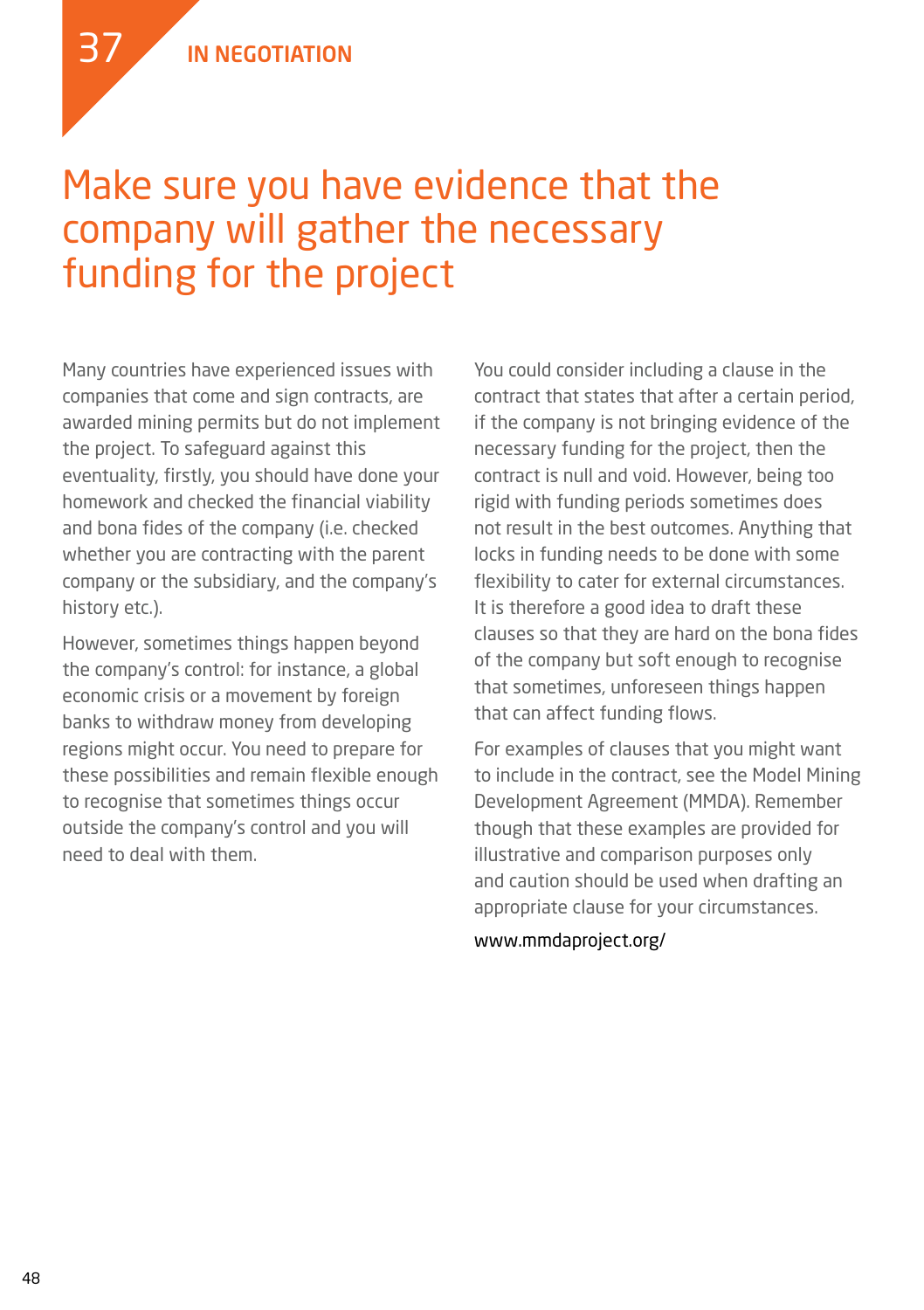37 IN NEGOTIATION

# Make sure you have evidence that the company will gather the necessary funding for the project

Many countries have experienced issues with companies that come and sign contracts, are awarded mining permits but do not implement the project. To safeguard against this eventuality, firstly, you should have done your homework and checked the financial viability and bona fides of the company (i.e. checked whether you are contracting with the parent company or the subsidiary, and the company's history etc.).

However, sometimes things happen beyond the company's control: for instance, a global economic crisis or a movement by foreign banks to withdraw money from developing regions might occur. You need to prepare for these possibilities and remain flexible enough to recognise that sometimes things occur outside the company's control and you will need to deal with them.

You could consider including a clause in the contract that states that after a certain period, if the company is not bringing evidence of the necessary funding for the project, then the contract is null and void. However, being too rigid with funding periods sometimes does not result in the best outcomes. Anything that locks in funding needs to be done with some flexibility to cater for external circumstances. It is therefore a good idea to draft these clauses so that they are hard on the bona fides of the company but soft enough to recognise that sometimes, unforeseen things happen that can affect funding flows.

For examples of clauses that you might want to include in the contract, see the Model Mining Development Agreement (MMDA). Remember though that these examples are provided for illustrative and comparison purposes only and caution should be used when drafting an appropriate clause for your circumstances.

www.mmdaproject.org/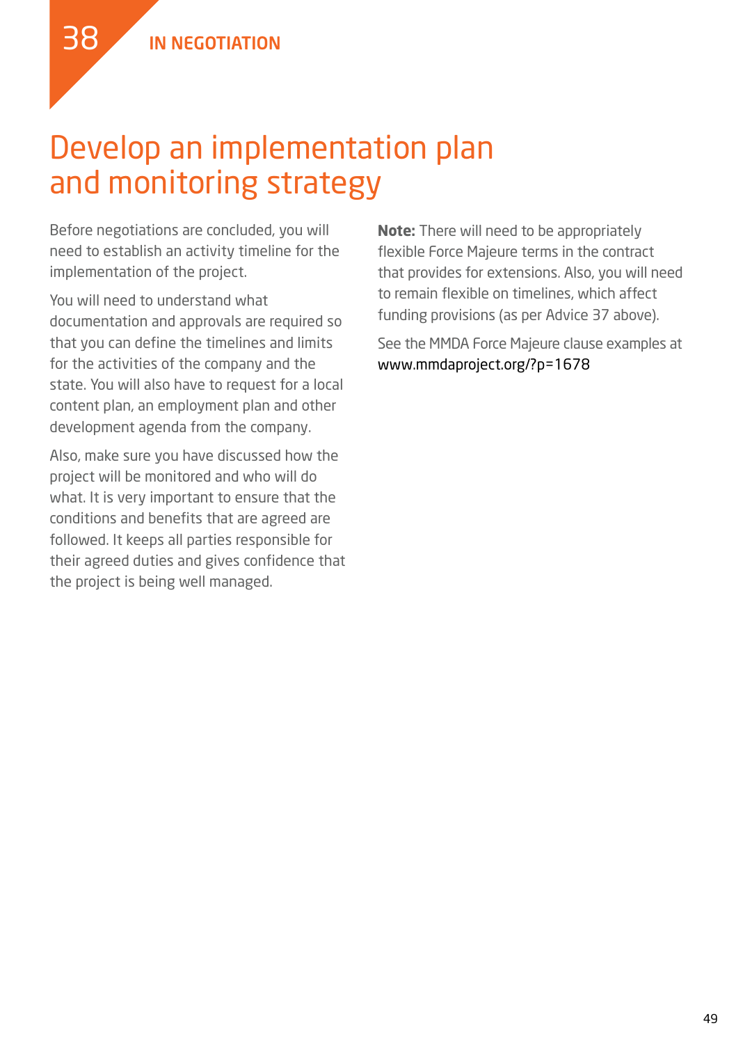38 IN NEGOTIATION

# Develop an implementation plan and monitoring strategy

Before negotiations are concluded, you will need to establish an activity timeline for the implementation of the project.

You will need to understand what documentation and approvals are required so that you can define the timelines and limits for the activities of the company and the state. You will also have to request for a local content plan, an employment plan and other development agenda from the company.

Also, make sure you have discussed how the project will be monitored and who will do what. It is very important to ensure that the conditions and benefits that are agreed are followed. It keeps all parties responsible for their agreed duties and gives confidence that the project is being well managed.

**Note:** There will need to be appropriately flexible Force Majeure terms in the contract that provides for extensions. Also, you will need to remain flexible on timelines, which affect funding provisions (as per Advice 37 above).

See the MMDA Force Majeure clause examples at www.mmdaproject.org/?p=1678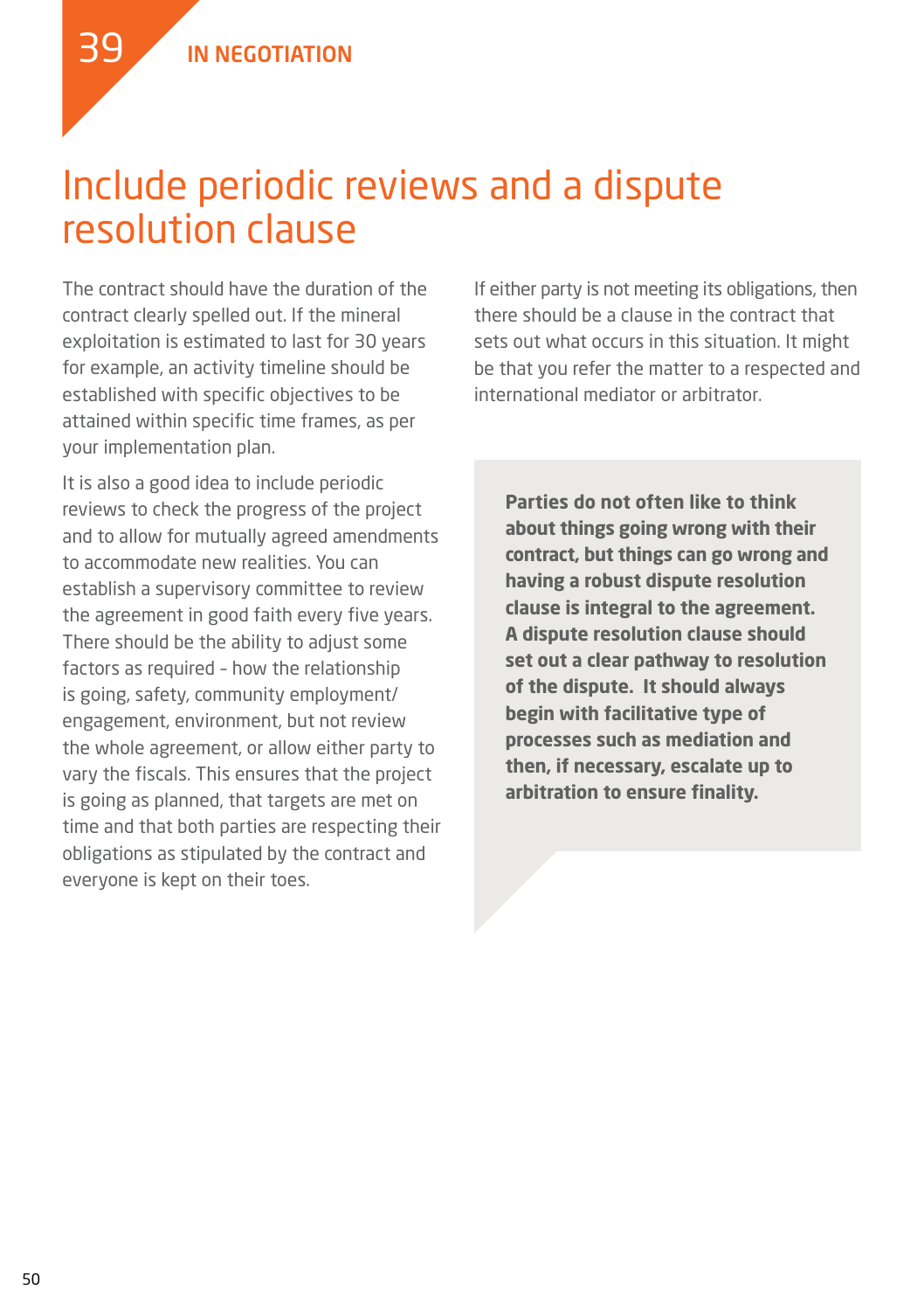39 IN NEGOTIATION

# Include periodic reviews and a dispute resolution clause

The contract should have the duration of the contract clearly spelled out. If the mineral exploitation is estimated to last for 30 years for example, an activity timeline should be established with specific objectives to be attained within specific time frames, as per your implementation plan.

It is also a good idea to include periodic reviews to check the progress of the project and to allow for mutually agreed amendments to accommodate new realities. You can establish a supervisory committee to review the agreement in good faith every five years. There should be the ability to adjust some factors as required - how the relationship is going, safety, community employment/engagement, environment, but not review the whole agreement, or allow either party to vary the fiscals. This ensures that the project is going as planned, that targets are met on time and that both parties are respecting their obligations as stipulated by the contract and everyone is kept on their toes.

If either party is not meeting its obligations, then there should be a clause in the contract that sets out what occurs in this situation. It might be that you refer the matter to a respected and international mediator or arbitrator.

**Parties do not often like to think about things going wrong with their contract, but things can go wrong and having a robust dispute resolution clause is integral to the agreement. A dispute resolution clause should set out a clear pathway to resolution of the dispute. It should always begin with facilitative type of processes such as mediation and then, if necessary, escalate up to arbitration to ensure finality.**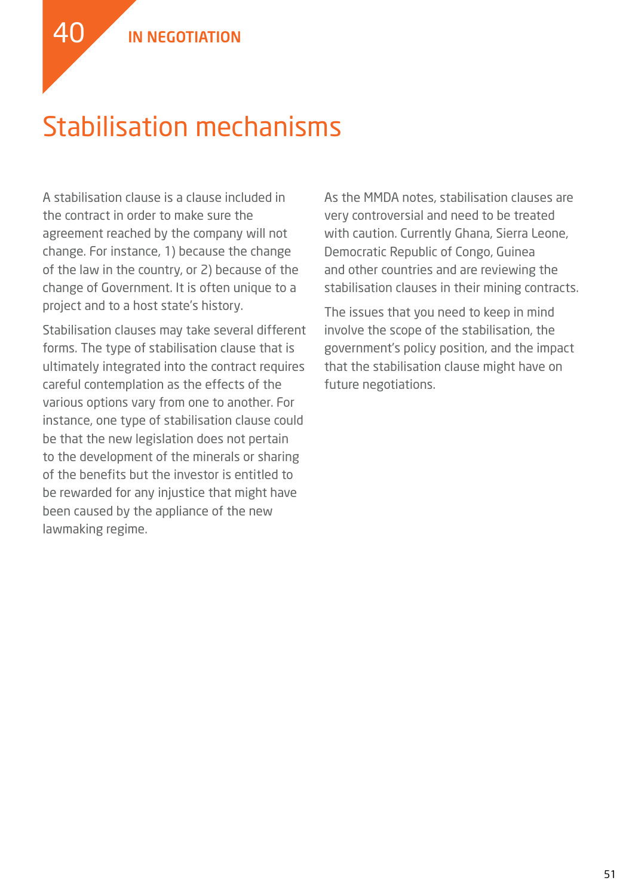40 IN NEGOTIATION

# Stabilisation mechanisms

A stabilisation clause is a clause included in the contract in order to make sure the agreement reached by the company will not change. For instance, 1) because the change of the law in the country, or 2) because of the change of Government. It is often unique to a project and to a host state's history.

Stabilisation clauses may take several different forms. The type of stabilisation clause that is ultimately integrated into the contract requires careful contemplation as the effects of the various options vary from one to another. For instance, one type of stabilisation clause could be that the new legislation does not pertain to the development of the minerals or sharing of the benefits but the investor is entitled to be rewarded for any injustice that might have been caused by the appliance of the new lawmaking regime.

As the MMDA notes, stabilisation clauses are very controversial and need to be treated with caution. Currently Ghana, Sierra Leone, Democratic Republic of Congo, Guinea and other countries and are reviewing the stabilisation clauses in their mining contracts.

The issues that you need to keep in mind involve the scope of the stabilisation, the government's policy position, and the impact that the stabilisation clause might have on future negotiations.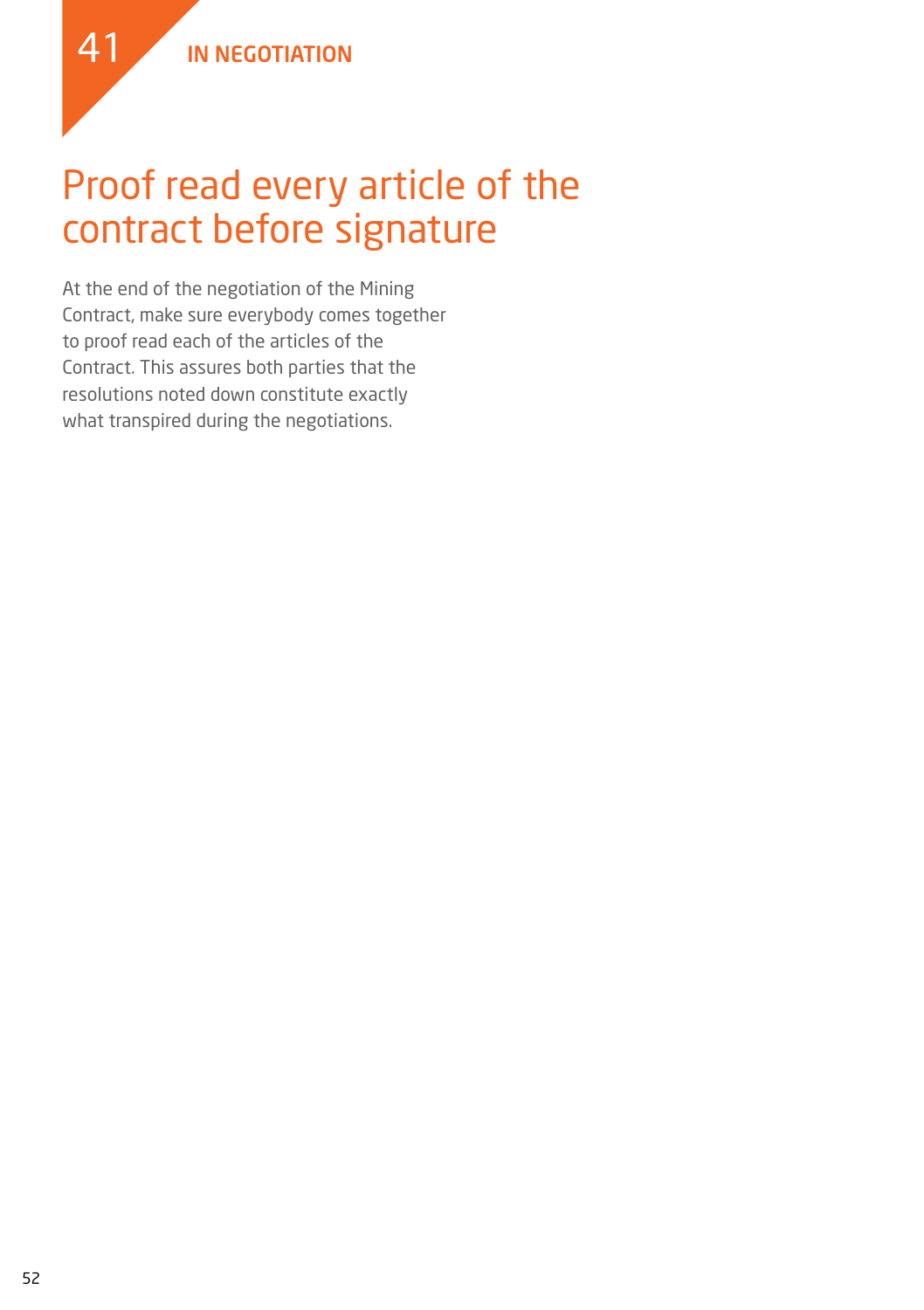41 IN NEGOTIATION

# Proof read every article of the contract before signature

At the end of the negotiation of the Mining Contract, make sure everybody comes together to proof read each of the articles of the Contract. This assures both parties that the resolutions noted down constitute exactly what transpired during the negotiations.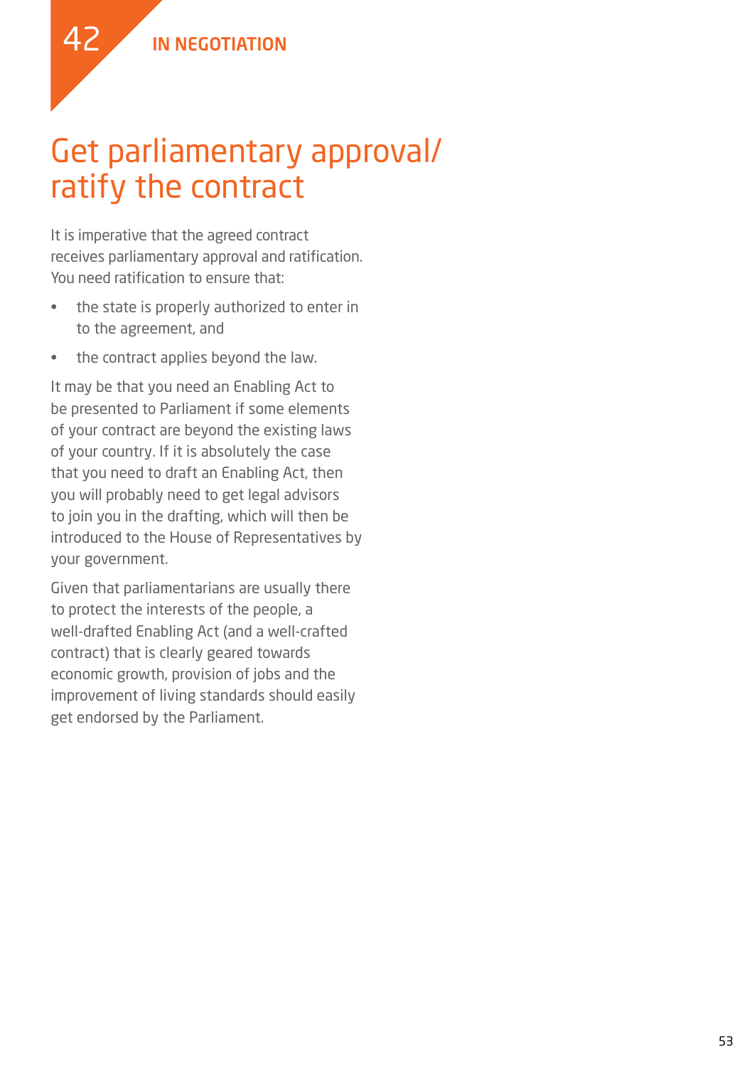42 IN NEGOTIATION

# Get parliamentary approval/ ratify the contract

It is imperative that the agreed contract receives parliamentary approval and ratification. You need ratification to ensure that:

- the state is properly authorized to enter in to the agreement, and
- the contract applies beyond the law.

It may be that you need an Enabling Act to be presented to Parliament if some elements of your contract are beyond the existing laws of your country. If it is absolutely the case that you need to draft an Enabling Act, then you will probably need to get legal advisors to join you in the drafting, which will then be introduced to the House of Representatives by your government.

Given that parliamentarians are usually there to protect the interests of the people, a well-drafted Enabling Act (and a well-crafted contract) that is clearly geared towards economic growth, provision of jobs and the improvement of living standards should easily get endorsed by the Parliament.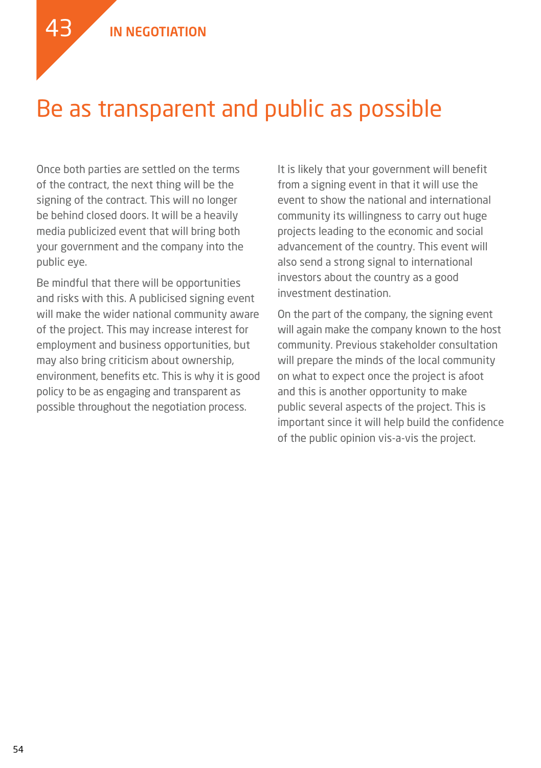43 IN NEGOTIATION

# Be as transparent and public as possible

Once both parties are settled on the terms of the contract, the next thing will be the signing of the contract. This will no longer be behind closed doors. It will be a heavily media publicized event that will bring both your government and the company into the public eye.

Be mindful that there will be opportunities and risks with this. A publicised signing event will make the wider national community aware of the project. This may increase interest for employment and business opportunities, but may also bring criticism about ownership, environment, benefits etc. This is why it is good policy to be as engaging and transparent as possible throughout the negotiation process.

It is likely that your government will benefit from a signing event in that it will use the event to show the national and international community its willingness to carry out huge projects leading to the economic and social advancement of the country. This event will also send a strong signal to international investors about the country as a good investment destination.

On the part of the company, the signing event will again make the company known to the host community. Previous stakeholder consultation will prepare the minds of the local community on what to expect once the project is afoot and this is another opportunity to make public several aspects of the project. This is important since it will help build the confidence of the public opinion vis-a-vis the project.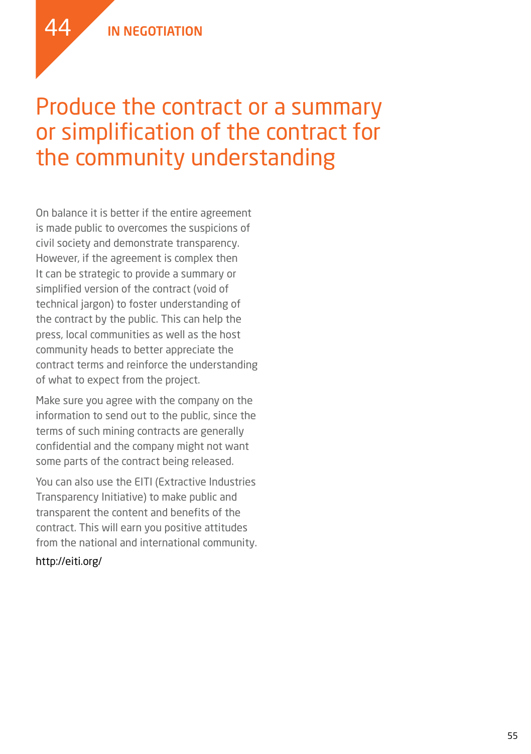44 IN NEGOTIATION

# Produce the contract or a summary or simplification of the contract for the community understanding

On balance it is better if the entire agreement is made public to overcomes the suspicions of civil society and demonstrate transparency. However, if the agreement is complex then It can be strategic to provide a summary or simplified version of the contract (void of technical jargon) to foster understanding of the contract by the public. This can help the press, local communities as well as the host community heads to better appreciate the contract terms and reinforce the understanding of what to expect from the project.

Make sure you agree with the company on the information to send out to the public, since the terms of such mining contracts are generally confidential and the company might not want some parts of the contract being released.

You can also use the EITI (Extractive Industries Transparency Initiative) to make public and transparent the content and benefits of the contract. This will earn you positive attitudes from the national and international community.

http://eiti.org/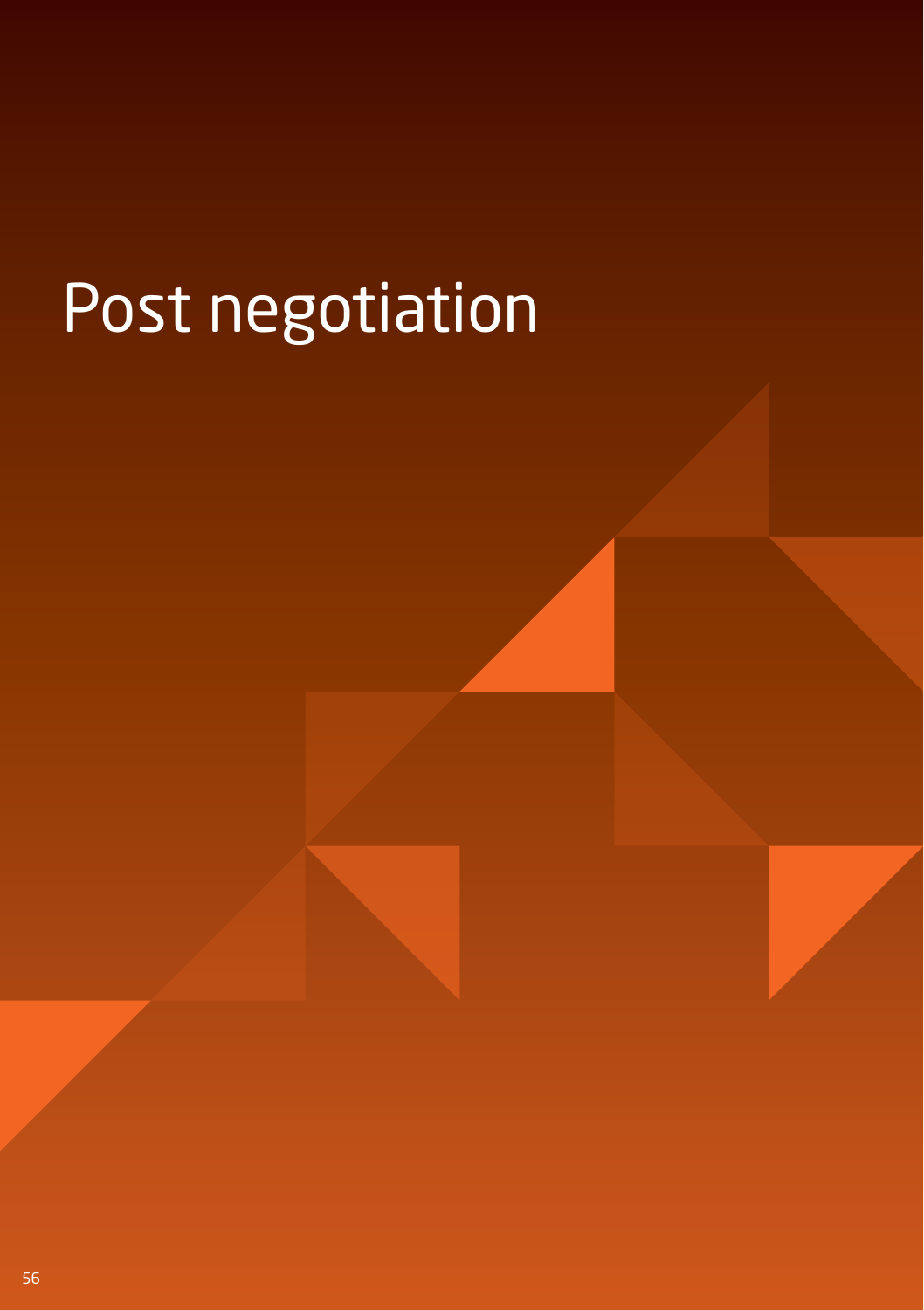# Post negotiation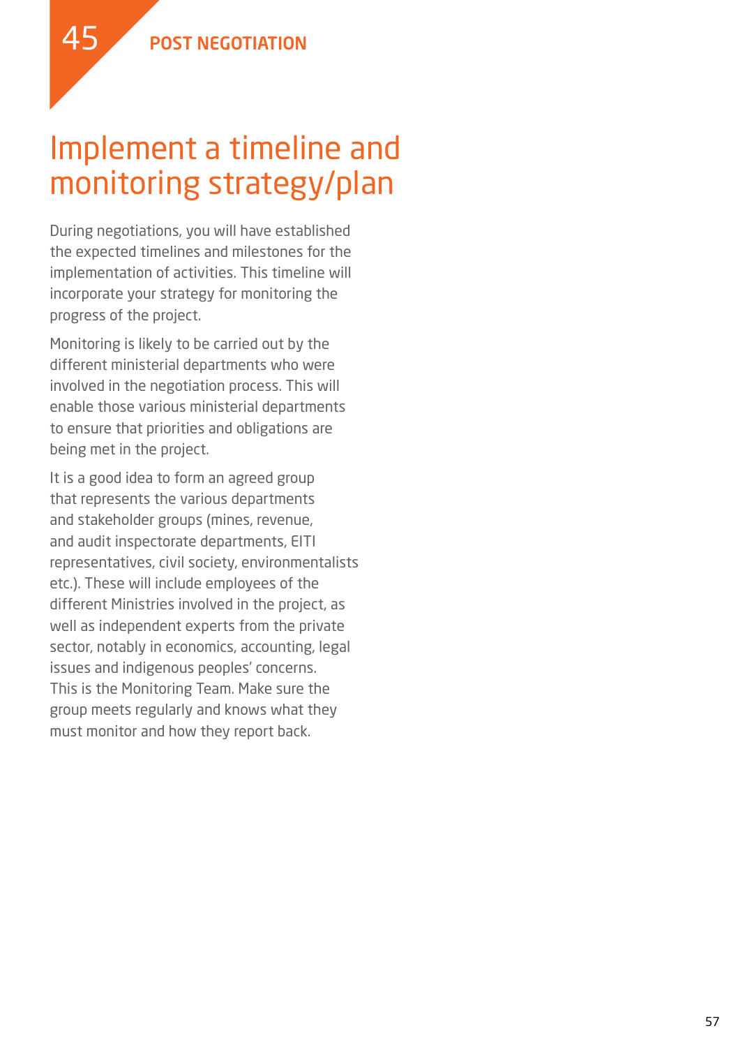45 POST NEGOTIATION

# Implement a timeline and monitoring strategy/plan

During negotiations, you will have established the expected timelines and milestones for the implementation of activities. This timeline will incorporate your strategy for monitoring the progress of the project.

Monitoring is likely to be carried out by the different ministerial departments who were involved in the negotiation process. This will enable those various ministerial departments to ensure that priorities and obligations are being met in the project.

It is a good idea to form an agreed group that represents the various departments and stakeholder groups (mines, revenue, and audit inspectorate departments, EITI representatives, civil society, environmentalists etc.). These will include employees of the different Ministries involved in the project, as well as independent experts from the private sector, notably in economics, accounting, legal issues and indigenous peoples' concerns. This is the Monitoring Team. Make sure the group meets regularly and knows what they must monitor and how they report back.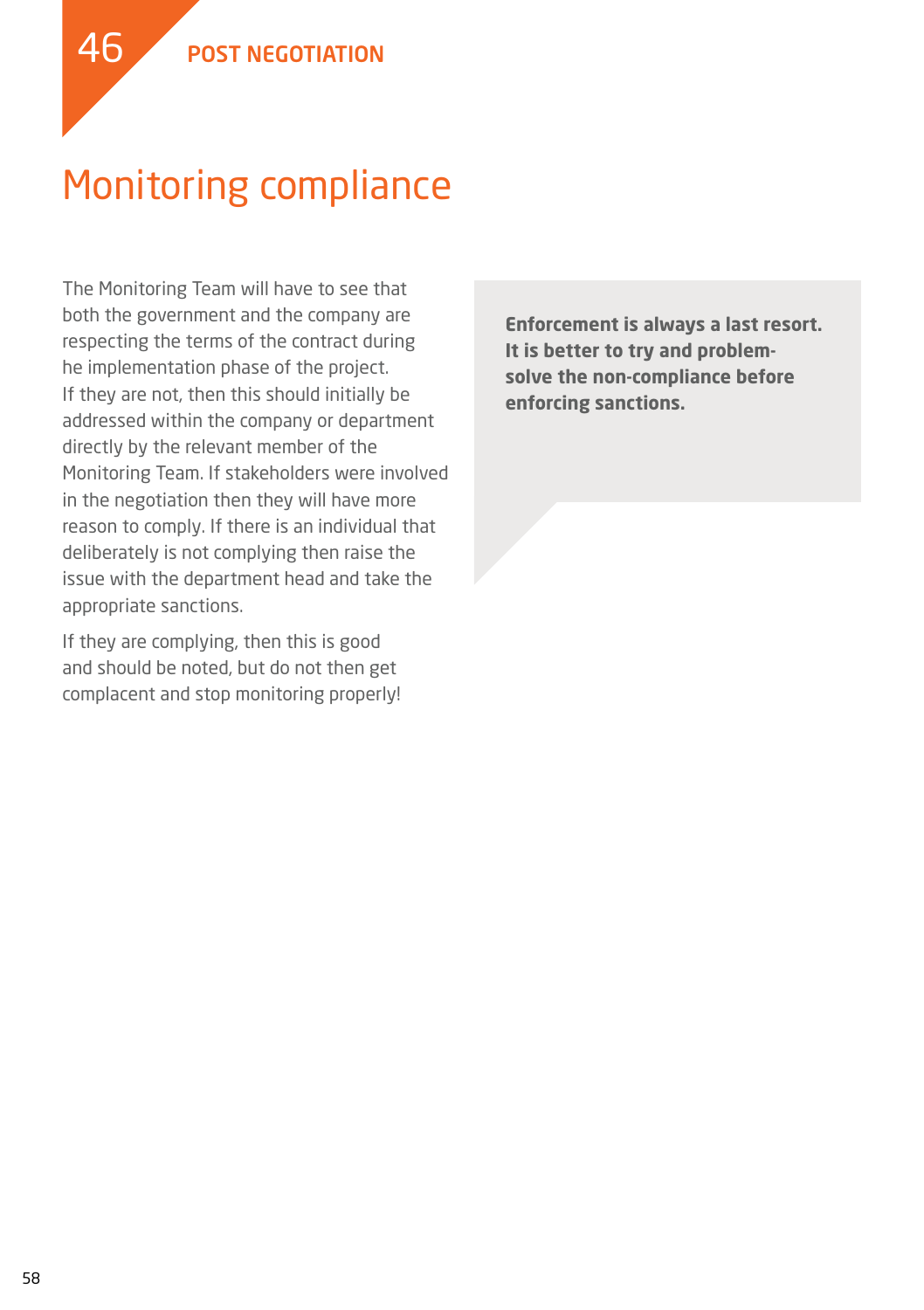# Monitoring compliance

The Monitoring Team will have to see that both the government and the company are respecting the terms of the contract during he implementation phase of the project. If they are not, then this should initially be addressed within the company or department directly by the relevant member of the Monitoring Team. If stakeholders were involved in the negotiation then they will have more reason to comply. If there is an individual that deliberately is not complying then raise the issue with the department head and take the appropriate sanctions.

If they are complying, then this is good and should be noted, but do not then get complacent and stop monitoring properly!

**Enforcement is always a last resort. It is better to try and problem-solve the non-compliance before enforcing sanctions.**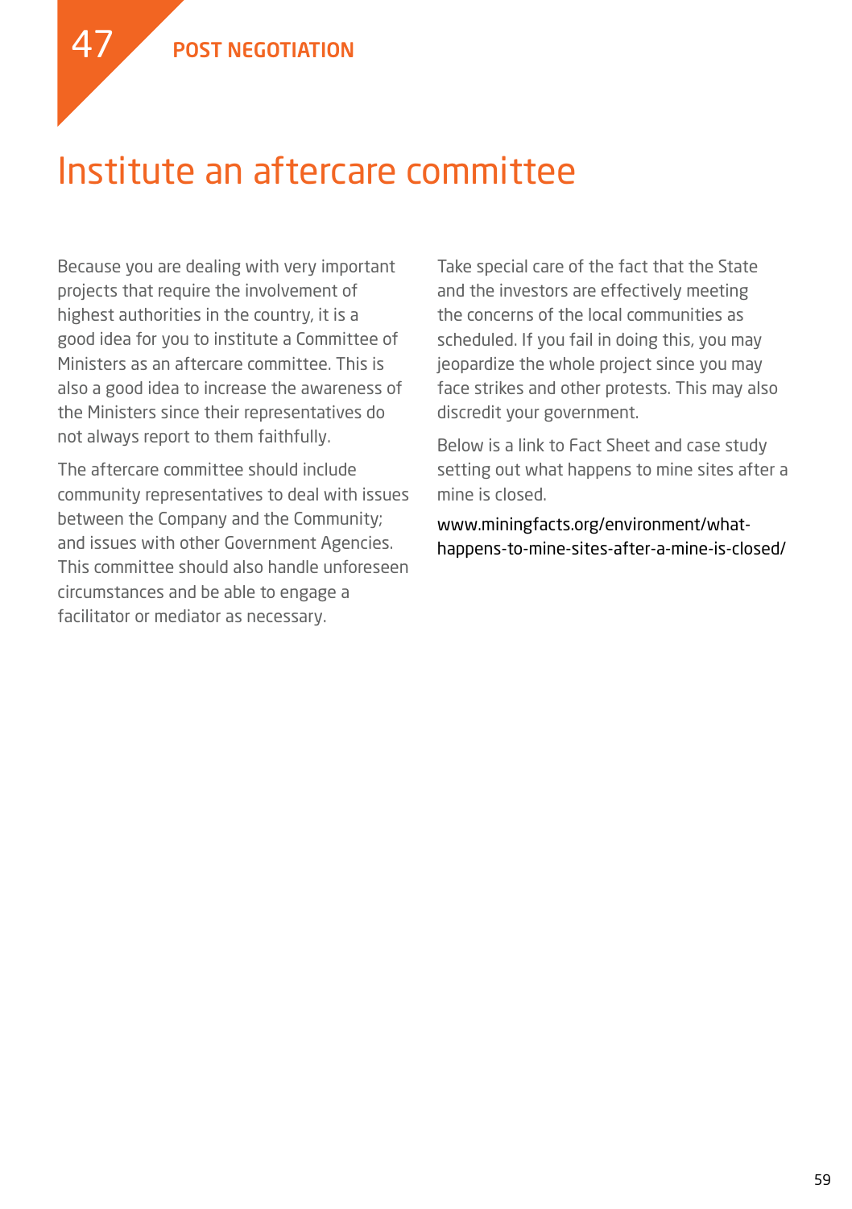47 POST NEGOTIATION

# Institute an aftercare committee

Because you are dealing with very important projects that require the involvement of highest authorities in the country, it is a good idea for you to institute a Committee of Ministers as an aftercare committee. This is also a good idea to increase the awareness of the Ministers since their representatives do not always report to them faithfully.

The aftercare committee should include community representatives to deal with issues between the Company and the Community; and issues with other Government Agencies. This committee should also handle unforeseen circumstances and be able to engage a facilitator or mediator as necessary.

Take special care of the fact that the State and the investors are effectively meeting the concerns of the local communities as scheduled. If you fail in doing this, you may jeopardize the whole project since you may face strikes and other protests. This may also discredit your government.

Below is a link to Fact Sheet and case study setting out what happens to mine sites after a mine is closed.

www.miningfacts.org/environment/what-happens-to-mine-sites-after-a-mine-is-closed/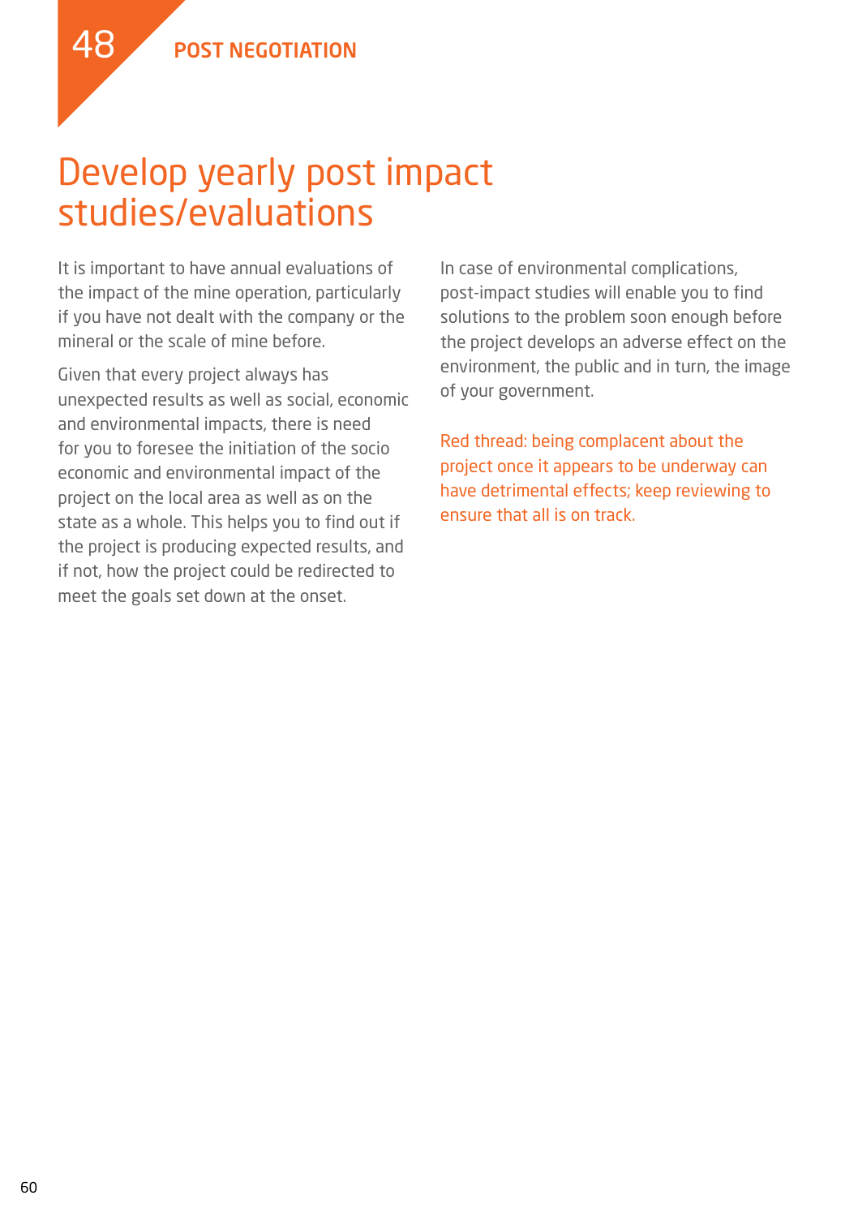## 48 POST NEGOTIATION

# Develop yearly post impact studies/evaluations

It is important to have annual evaluations of the impact of the mine operation, particularly if you have not dealt with the company or the mineral or the scale of mine before.

Given that every project always has unexpected results as well as social, economic and environmental impacts, there is need for you to foresee the initiation of the socio economic and environmental impact of the project on the local area as well as on the state as a whole. This helps you to find out if the project is producing expected results, and if not, how the project could be redirected to meet the goals set down at the onset.

In case of environmental complications, post-impact studies will enable you to find solutions to the problem soon enough before the project develops an adverse effect on the environment, the public and in turn, the image of your government.

Red thread: being complacent about the project once it appears to be underway can have detrimental effects; keep reviewing to ensure that all is on track.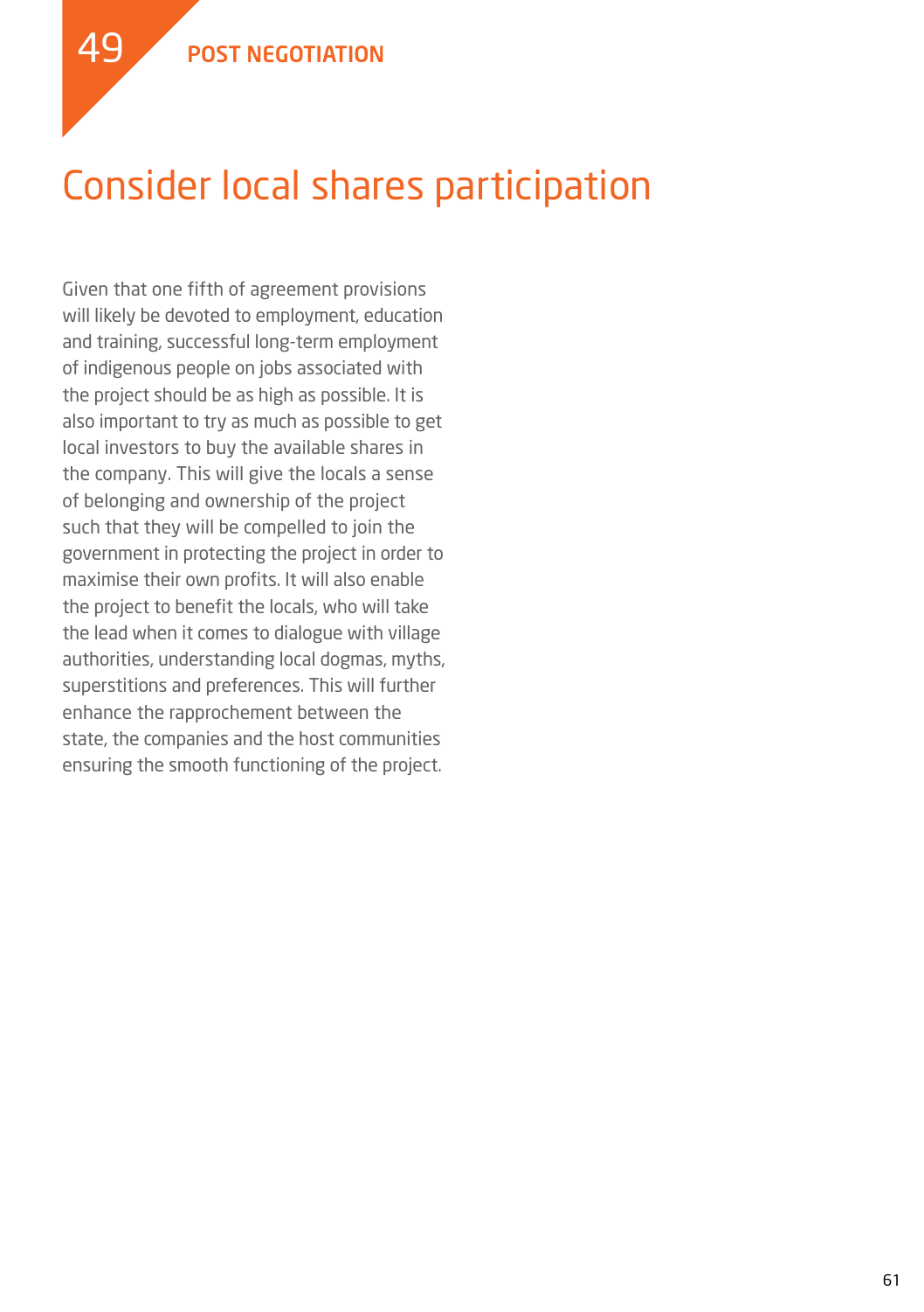# 49 POST NEGOTIATION

## Consider local shares participation

Given that one fifth of agreement provisions will likely be devoted to employment, education and training, successful long-term employment of indigenous people on jobs associated with the project should be as high as possible. It is also important to try as much as possible to get local investors to buy the available shares in the company. This will give the locals a sense of belonging and ownership of the project such that they will be compelled to join the government in protecting the project in order to maximise their own profits. It will also enable the project to benefit the locals, who will take the lead when it comes to dialogue with village authorities, understanding local dogmas, myths, superstitions and preferences. This will further enhance the rapprochement between the state, the companies and the host communities ensuring the smooth functioning of the project.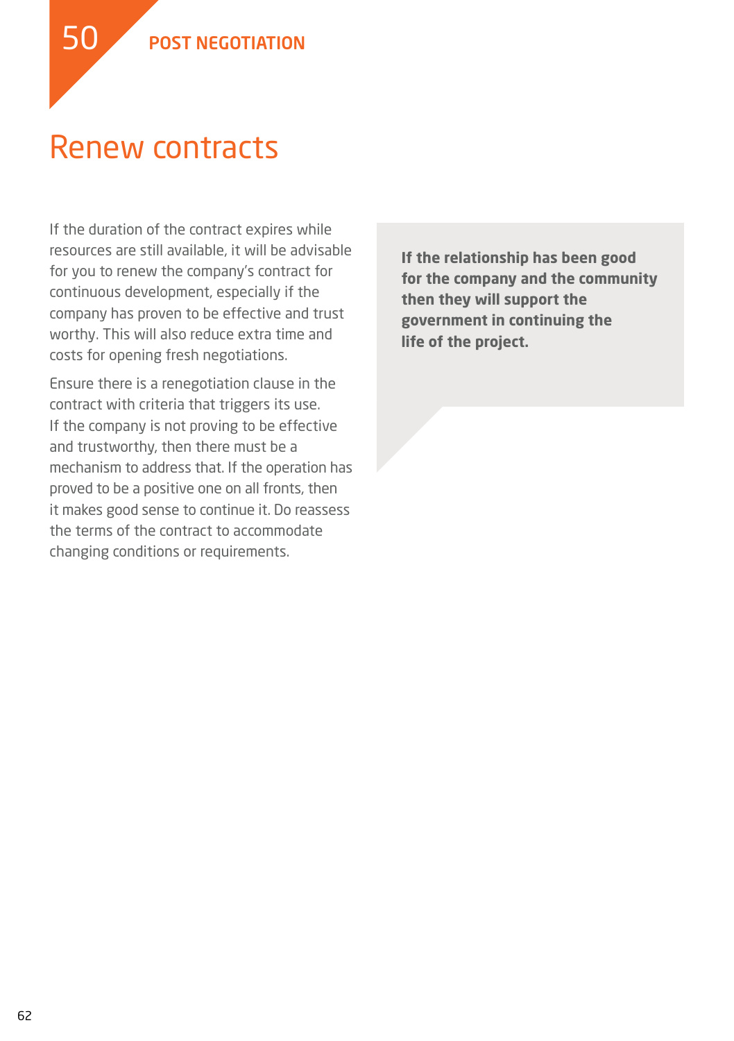# 50 POST NEGOTIATION

## Renew contracts

If the duration of the contract expires while resources are still available, it will be advisable for you to renew the company's contract for continuous development, especially if the company has proven to be effective and trust worthy. This will also reduce extra time and costs for opening fresh negotiations.

Ensure there is a renegotiation clause in the contract with criteria that triggers its use. If the company is not proving to be effective and trustworthy, then there must be a mechanism to address that. If the operation has proved to be a positive one on all fronts, then it makes good sense to continue it. Do reassess the terms of the contract to accommodate changing conditions or requirements.

**If the relationship has been good for the company and the community then they will support the government in continuing the life of the project.**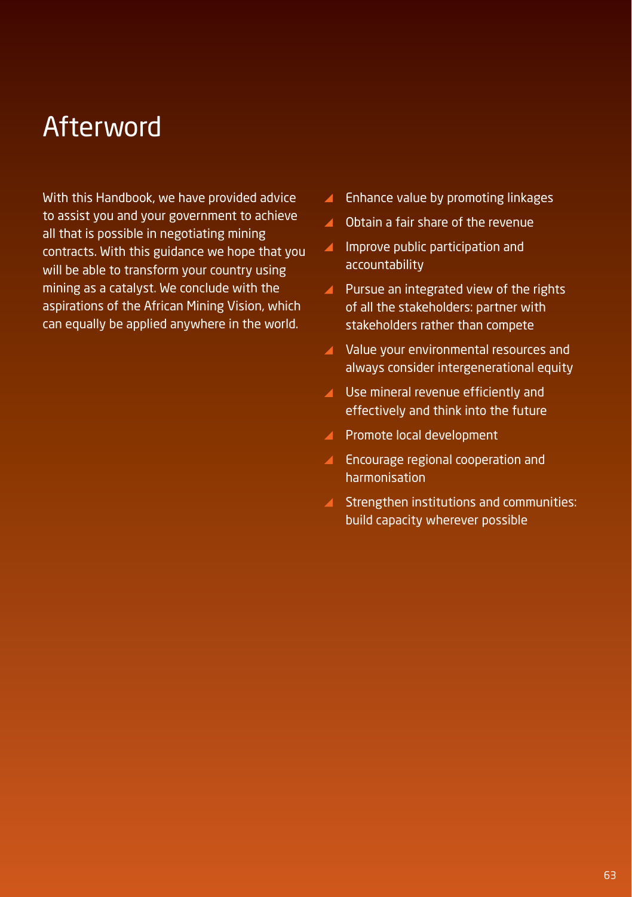# Afterword

With this Handbook, we have provided advice to assist you and your government to achieve all that is possible in negotiating mining contracts. With this guidance we hope that you will be able to transform your country using mining as a catalyst. We conclude with the aspirations of the African Mining Vision, which can equally be applied anywhere in the world.

- Enhance value by promoting linkages
- Obtain a fair share of the revenue
- Improve public participation and accountability
- Pursue an integrated view of the rights of all the stakeholders: partner with stakeholders rather than compete
- Value your environmental resources and always consider intergenerational equity
- Use mineral revenue efficiently and effectively and think into the future
- Promote local development
- Encourage regional cooperation and harmonisation
- Strengthen institutions and communities: build capacity wherever possible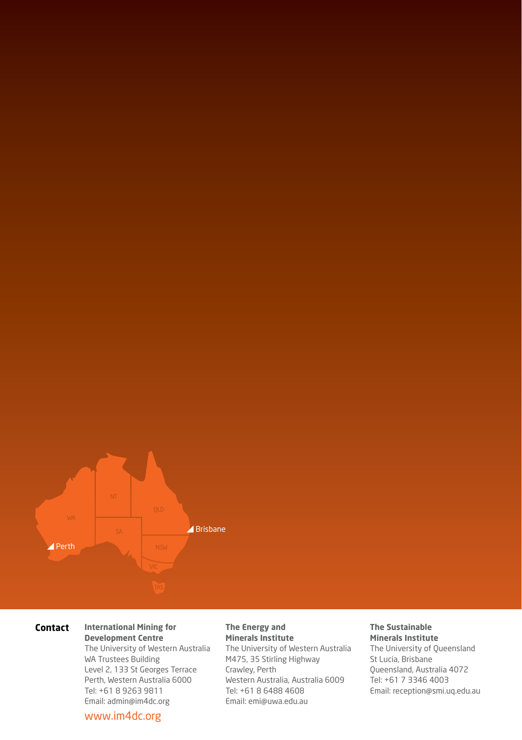**Contact**

**International Mining for Development Centre**
The University of Western Australia
WA Trustees Building
Level 2, 133 St Georges Terrace
Perth, Western Australia 6000
Tel: +61 8 9263 9811
Email: admin@im4dc.org

www.im4dc.org

**The Energy and Minerals Institute**
The University of Western Australia
M475, 35 Stirling Highway
Crawley, Perth
Western Australia, Australia 6009
Tel: +61 8 6488 4608
Email: emi@uwa.edu.au

**The Sustainable Minerals Institute**
The University of Queensland
St Lucia, Brisbane
Queensland, Australia 4072
Tel: +61 7 3346 4003
Email: reception@smi.uq.edu.au